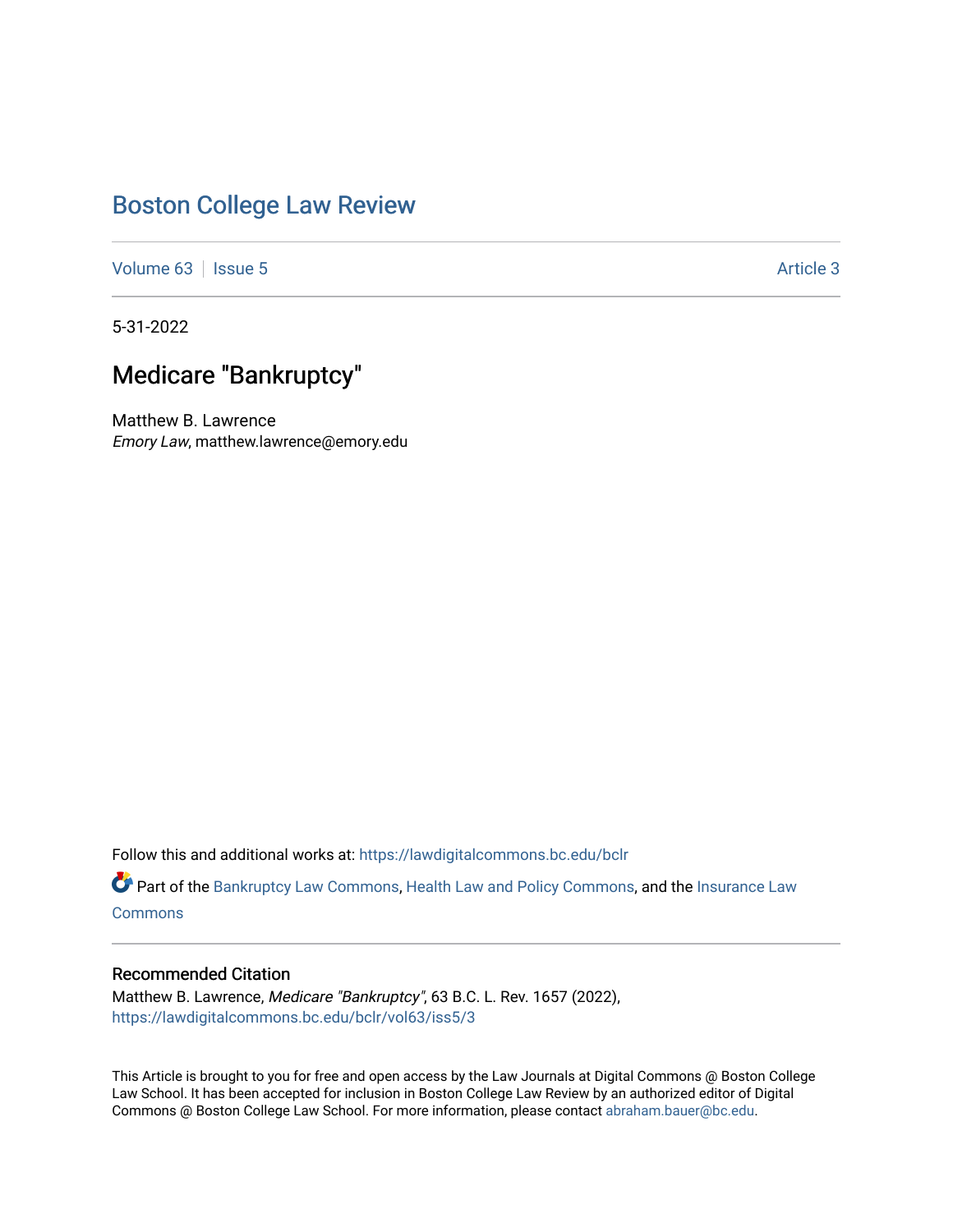# Boston College Law Review

Volume 63 | Issue 5 Article 3

5-31-2022

## Medicare "Bankruptcy"

Matthew B. Lawrence
*Emory Law*, matthew.lawrence@emory.edu

Follow this and additional works at: https://lawdigitalcommons.bc.edu/bclr

Part of the Bankruptcy Law Commons, Health Law and Policy Commons, and the Insurance Law Commons

### Recommended Citation

Matthew B. Lawrence, *Medicare "Bankruptcy"*, 63 B.C. L. Rev. 1657 (2022), https://lawdigitalcommons.bc.edu/bclr/vol63/iss5/3

This Article is brought to you for free and open access by the Law Journals at Digital Commons @ Boston College Law School. It has been accepted for inclusion in Boston College Law Review by an authorized editor of Digital Commons @ Boston College Law School. For more information, please contact abraham.bauer@bc.edu.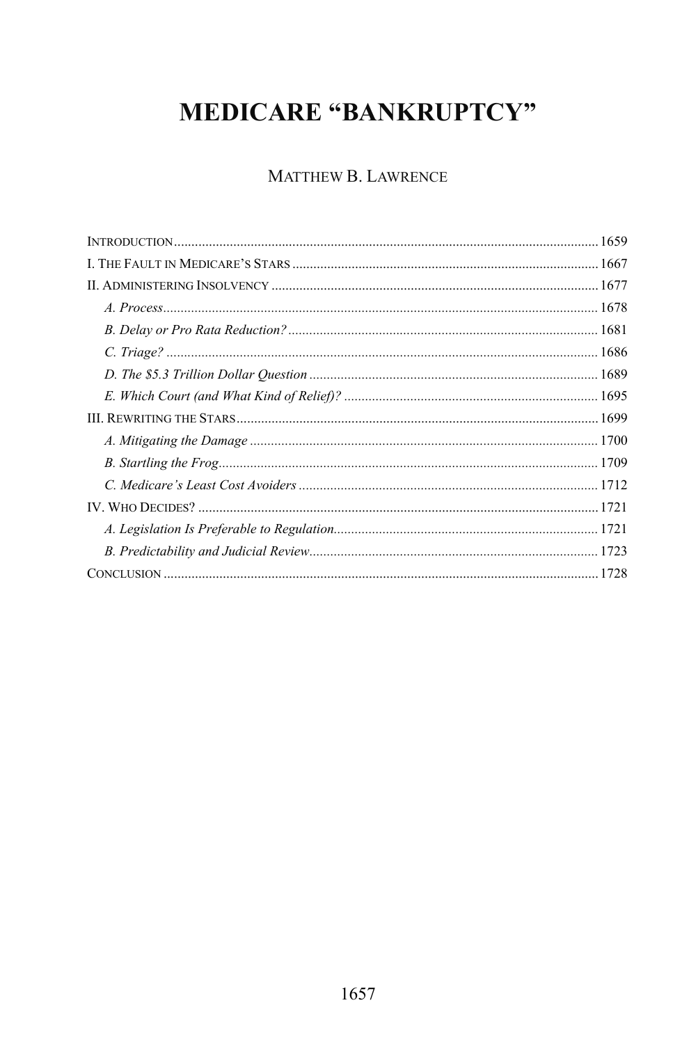# MEDICARE "BANKRUPTCY"

MATTHEW B. LAWRENCE

INTRODUCTION ........................................................................................................ 1659

I. THE FAULT IN MEDICARE'S STARS ....................................................................... 1667

II. ADMINISTERING INSOLVENCY ............................................................................. 1677

*A. Process* ........................................................................................................... 1678

*B. Delay or Pro Rata Reduction?* ....................................................................... 1681

*C. Triage?* .......................................................................................................... 1686

*D. The $5.3 Trillion Dollar Question* .................................................................. 1689

*E. Which Court (and What Kind of Relief)?* ........................................................ 1695

III. REWRITING THE STARS ....................................................................................... 1699

*A. Mitigating the Damage* ................................................................................... 1700

*B. Startling the Frog* ............................................................................................ 1709

*C. Medicare's Least Cost Avoiders* ..................................................................... 1712

IV. WHO DECIDES? .................................................................................................. 1721

*A. Legislation Is Preferable to Regulation* ........................................................... 1721

*B. Predictability and Judicial Review* .................................................................. 1723

CONCLUSION ........................................................................................................... 1728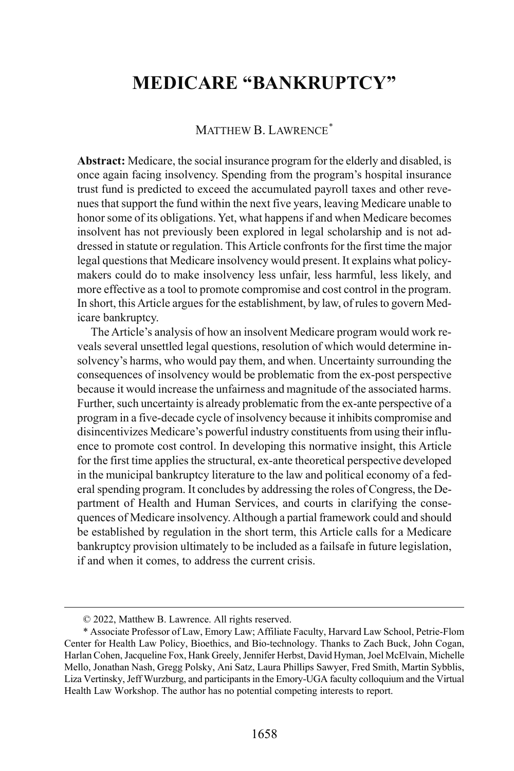# MEDICARE "BANKRUPTCY"

MATTHEW B. LAWRENCE[*]

**Abstract:** Medicare, the social insurance program for the elderly and disabled, is once again facing insolvency. Spending from the program's hospital insurance trust fund is predicted to exceed the accumulated payroll taxes and other revenues that support the fund within the next five years, leaving Medicare unable to honor some of its obligations. Yet, what happens if and when Medicare becomes insolvent has not previously been explored in legal scholarship and is not addressed in statute or regulation. This Article confronts for the first time the major legal questions that Medicare insolvency would present. It explains what policymakers could do to make insolvency less unfair, less harmful, less likely, and more effective as a tool to promote compromise and cost control in the program. In short, this Article argues for the establishment, by law, of rules to govern Medicare bankruptcy.

The Article's analysis of how an insolvent Medicare program would work reveals several unsettled legal questions, resolution of which would determine insolvency's harms, who would pay them, and when. Uncertainty surrounding the consequences of insolvency would be problematic from the ex-post perspective because it would increase the unfairness and magnitude of the associated harms. Further, such uncertainty is already problematic from the ex-ante perspective of a program in a five-decade cycle of insolvency because it inhibits compromise and disincentivizes Medicare's powerful industry constituents from using their influence to promote cost control. In developing this normative insight, this Article for the first time applies the structural, ex-ante theoretical perspective developed in the municipal bankruptcy literature to the law and political economy of a federal spending program. It concludes by addressing the roles of Congress, the Department of Health and Human Services, and courts in clarifying the consequences of Medicare insolvency. Although a partial framework could and should be established by regulation in the short term, this Article calls for a Medicare bankruptcy provision ultimately to be included as a failsafe in future legislation, if and when it comes, to address the current crisis.

---

© 2022, Matthew B. Lawrence. All rights reserved.

[*] Associate Professor of Law, Emory Law; Affiliate Faculty, Harvard Law School, Petrie-Flom Center for Health Law Policy, Bioethics, and Bio-technology. Thanks to Zach Buck, John Cogan, Harlan Cohen, Jacqueline Fox, Hank Greely, Jennifer Herbst, David Hyman, Joel McElvain, Michelle Mello, Jonathan Nash, Gregg Polsky, Ani Satz, Laura Phillips Sawyer, Fred Smith, Martin Sybblis, Liza Vertinsky, Jeff Wurzburg, and participants in the Emory-UGA faculty colloquium and the Virtual Health Law Workshop. The author has no potential competing interests to report.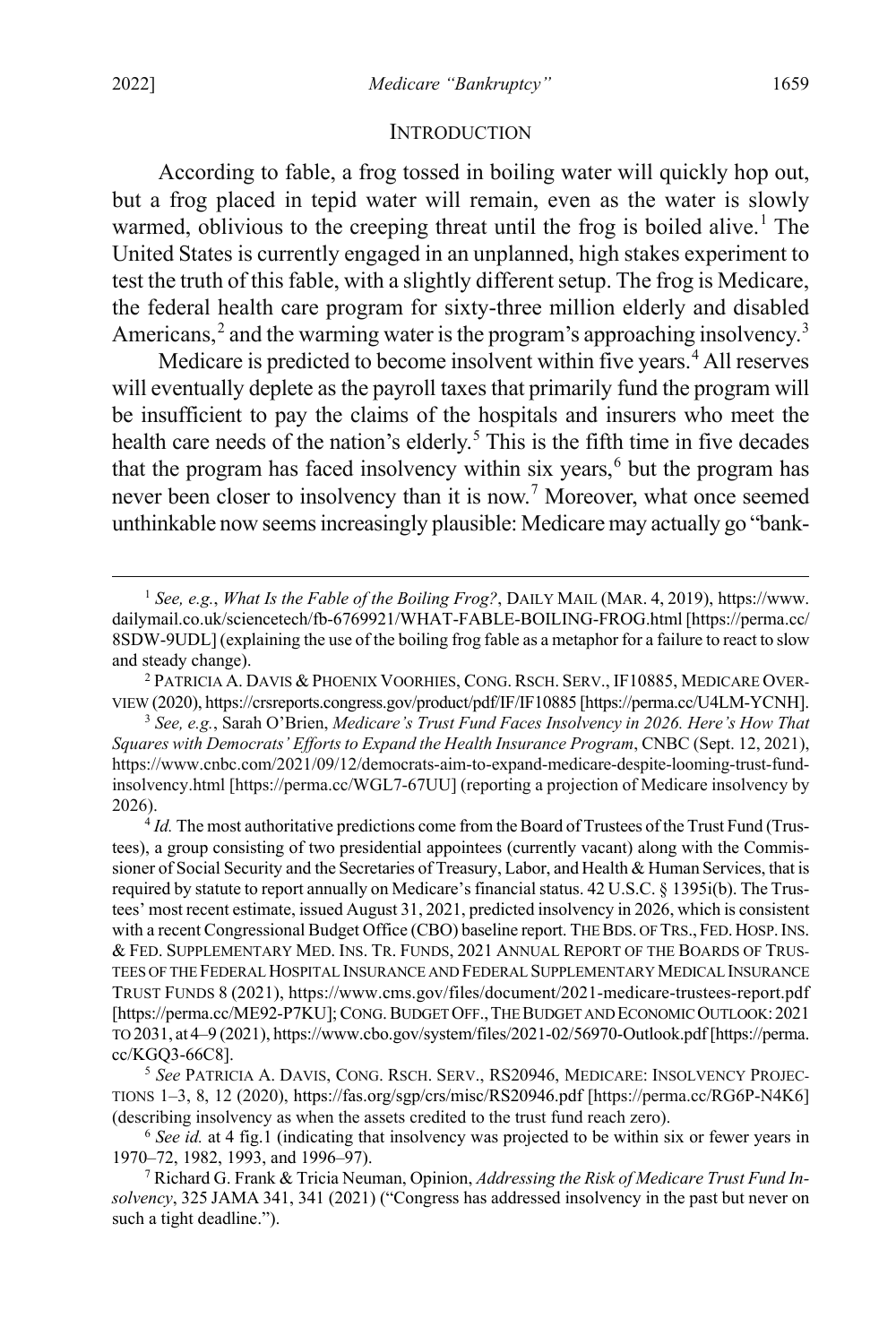## INTRODUCTION

According to fable, a frog tossed in boiling water will quickly hop out, but a frog placed in tepid water will remain, even as the water is slowly warmed, oblivious to the creeping threat until the frog is boiled alive.[1] The United States is currently engaged in an unplanned, high stakes experiment to test the truth of this fable, with a slightly different setup. The frog is Medicare, the federal health care program for sixty-three million elderly and disabled Americans,[2] and the warming water is the program's approaching insolvency.[3]

Medicare is predicted to become insolvent within five years.[4] All reserves will eventually deplete as the payroll taxes that primarily fund the program will be insufficient to pay the claims of the hospitals and insurers who meet the health care needs of the nation's elderly.[5] This is the fifth time in five decades that the program has faced insolvency within six years,[6] but the program has never been closer to insolvency than it is now.[7] Moreover, what once seemed unthinkable now seems increasingly plausible: Medicare may actually go "bank-

---

[1] *See, e.g.*, *What Is the Fable of the Boiling Frog?*, DAILY MAIL (MAR. 4, 2019), https://www.dailymail.co.uk/sciencetech/fb-6769921/WHAT-FABLE-BOILING-FROG.html [https://perma.cc/8SDW-9UDL] (explaining the use of the boiling frog fable as a metaphor for a failure to react to slow and steady change).

[2] PATRICIA A. DAVIS & PHOENIX VOORHIES, CONG. RSCH. SERV., IF10885, MEDICARE OVERVIEW (2020), https://crsreports.congress.gov/product/pdf/IF/IF10885 [https://perma.cc/U4LM-YCNH].

[3] *See, e.g.*, Sarah O'Brien, *Medicare's Trust Fund Faces Insolvency in 2026. Here's How That Squares with Democrats' Efforts to Expand the Health Insurance Program*, CNBC (Sept. 12, 2021), https://www.cnbc.com/2021/09/12/democrats-aim-to-expand-medicare-despite-looming-trust-fund-insolvency.html [https://perma.cc/WGL7-67UU] (reporting a projection of Medicare insolvency by 2026).

[4] *Id.* The most authoritative predictions come from the Board of Trustees of the Trust Fund (Trustees), a group consisting of two presidential appointees (currently vacant) along with the Commissioner of Social Security and the Secretaries of Treasury, Labor, and Health & Human Services, that is required by statute to report annually on Medicare's financial status. 42 U.S.C. § 1395i(b). The Trustees' most recent estimate, issued August 31, 2021, predicted insolvency in 2026, which is consistent with a recent Congressional Budget Office (CBO) baseline report. THE BDS. OF TRS., FED. HOSP. INS. & FED. SUPPLEMENTARY MED. INS. TR. FUNDS, 2021 ANNUAL REPORT OF THE BOARDS OF TRUSTEES OF THE FEDERAL HOSPITAL INSURANCE AND FEDERAL SUPPLEMENTARY MEDICAL INSURANCE TRUST FUNDS 8 (2021), https://www.cms.gov/files/document/2021-medicare-trustees-report.pdf [https://perma.cc/ME92-P7KU]; CONG. BUDGET OFF., THE BUDGET AND ECONOMIC OUTLOOK: 2021 TO 2031, at 4–9 (2021), https://www.cbo.gov/system/files/2021-02/56970-Outlook.pdf [https://perma.cc/KGQ3-66C8].

[5] *See* PATRICIA A. DAVIS, CONG. RSCH. SERV., RS20946, MEDICARE: INSOLVENCY PROJECTIONS 1–3, 8, 12 (2020), https://fas.org/sgp/crs/misc/RS20946.pdf [https://perma.cc/RG6P-N4K6] (describing insolvency as when the assets credited to the trust fund reach zero).

[6] *See id.* at 4 fig.1 (indicating that insolvency was projected to be within six or fewer years in 1970–72, 1982, 1993, and 1996–97).

[7] Richard G. Frank & Tricia Neuman, Opinion, *Addressing the Risk of Medicare Trust Fund Insolvency*, 325 JAMA 341, 341 (2021) ("Congress has addressed insolvency in the past but never on such a tight deadline.").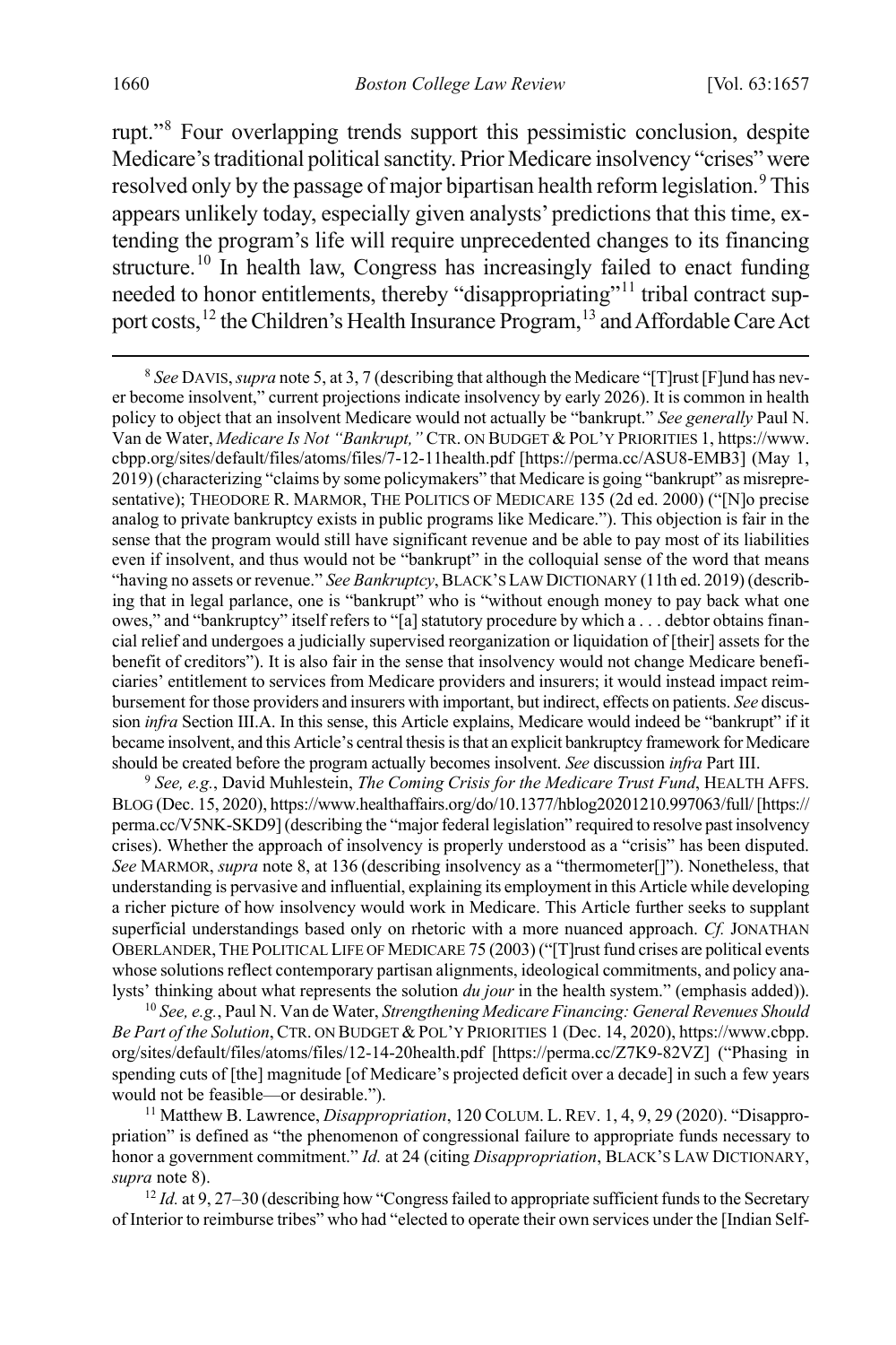rupt."[8] Four overlapping trends support this pessimistic conclusion, despite Medicare's traditional political sanctity. Prior Medicare insolvency "crises" were resolved only by the passage of major bipartisan health reform legislation.[9] This appears unlikely today, especially given analysts' predictions that this time, extending the program's life will require unprecedented changes to its financing structure.[10] In health law, Congress has increasingly failed to enact funding needed to honor entitlements, thereby "disappropriating"[11] tribal contract support costs,[12] the Children's Health Insurance Program,[13] and Affordable Care Act

[8] *See* DAVIS, *supra* note 5, at 3, 7 (describing that although the Medicare "[T]rust [F]und has never become insolvent," current projections indicate insolvency by early 2026). It is common in health policy to object that an insolvent Medicare would not actually be "bankrupt." *See generally* Paul N. Van de Water, *Medicare Is Not "Bankrupt,"* CTR. ON BUDGET & POL'Y PRIORITIES 1, https://www.cbpp.org/sites/default/files/atoms/files/7-12-11health.pdf [https://perma.cc/ASU8-EMB3] (May 1, 2019) (characterizing "claims by some policymakers" that Medicare is going "bankrupt" as misrepresentative); THEODORE R. MARMOR, THE POLITICS OF MEDICARE 135 (2d ed. 2000) ("[N]o precise analog to private bankruptcy exists in public programs like Medicare."). This objection is fair in the sense that the program would still have significant revenue and be able to pay most of its liabilities even if insolvent, and thus would not be "bankrupt" in the colloquial sense of the word that means "having no assets or revenue." *See Bankruptcy*, BLACK'S LAW DICTIONARY (11th ed. 2019) (describing that in legal parlance, one is "bankrupt" who is "without enough money to pay back what one owes," and "bankruptcy" itself refers to "[a] statutory procedure by which a . . . debtor obtains financial relief and undergoes a judicially supervised reorganization or liquidation of [their] assets for the benefit of creditors"). It is also fair in the sense that insolvency would not change Medicare beneficiaries' entitlement to services from Medicare providers and insurers; it would instead impact reimbursement for those providers and insurers with important, but indirect, effects on patients. *See* discussion *infra* Section III.A. In this sense, this Article explains, Medicare would indeed be "bankrupt" if it became insolvent, and this Article's central thesis is that an explicit bankruptcy framework for Medicare should be created before the program actually becomes insolvent. *See* discussion *infra* Part III.

[9] *See, e.g.*, David Muhlestein, *The Coming Crisis for the Medicare Trust Fund*, HEALTH AFFS. BLOG (Dec. 15, 2020), https://www.healthaffairs.org/do/10.1377/hblog20201210.997063/full/ [https://perma.cc/V5NK-SKD9] (describing the "major federal legislation" required to resolve past insolvency crises). Whether the approach of insolvency is properly understood as a "crisis" has been disputed. *See* MARMOR, *supra* note 8, at 136 (describing insolvency as a "thermometer[]"). Nonetheless, that understanding is pervasive and influential, explaining its employment in this Article while developing a richer picture of how insolvency would work in Medicare. This Article further seeks to supplant superficial understandings based only on rhetoric with a more nuanced approach. *Cf.* JONATHAN OBERLANDER, THE POLITICAL LIFE OF MEDICARE 75 (2003) ("[T]rust fund crises are political events whose solutions reflect contemporary partisan alignments, ideological commitments, and policy analysts' thinking about what represents the solution *du jour* in the health system." (emphasis added)).

[10] *See, e.g.*, Paul N. Van de Water, *Strengthening Medicare Financing: General Revenues Should Be Part of the Solution*, CTR. ON BUDGET & POL'Y PRIORITIES 1 (Dec. 14, 2020), https://www.cbpp.org/sites/default/files/atoms/files/12-14-20health.pdf [https://perma.cc/Z7K9-82VZ] ("Phasing in spending cuts of [the] magnitude [of Medicare's projected deficit over a decade] in such a few years would not be feasible—or desirable.").

[11] Matthew B. Lawrence, *Disappropriation*, 120 COLUM. L. REV. 1, 4, 9, 29 (2020). "Disappropriation" is defined as "the phenomenon of congressional failure to appropriate funds necessary to honor a government commitment." *Id.* at 24 (citing *Disappropriation*, BLACK'S LAW DICTIONARY, *supra* note 8).

[12] *Id.* at 9, 27–30 (describing how "Congress failed to appropriate sufficient funds to the Secretary of Interior to reimburse tribes" who had "elected to operate their own services under the [Indian Self-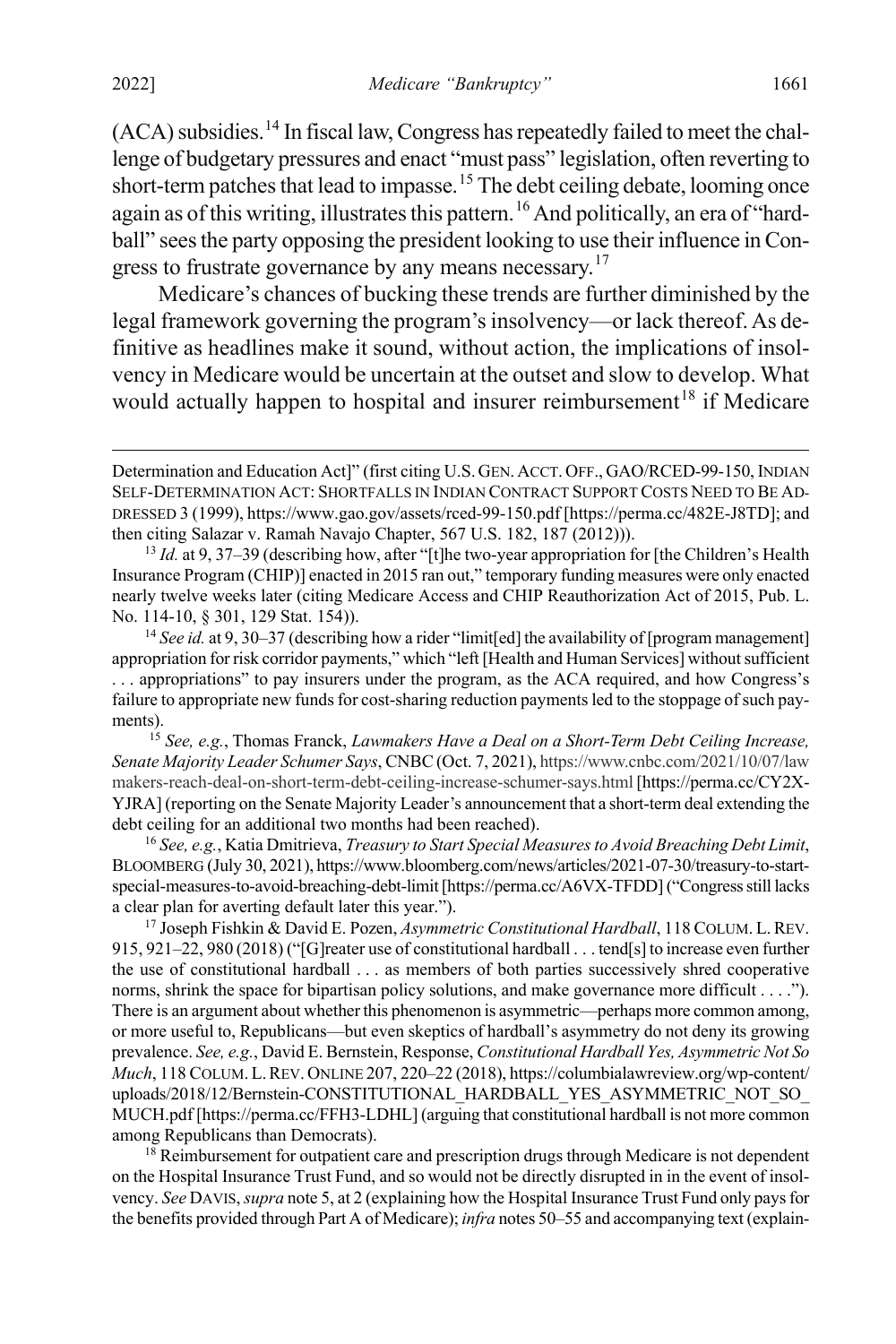(ACA) subsidies.[14] In fiscal law, Congress has repeatedly failed to meet the challenge of budgetary pressures and enact "must pass" legislation, often reverting to short-term patches that lead to impasse.[15] The debt ceiling debate, looming once again as of this writing, illustrates this pattern.[16] And politically, an era of "hardball" sees the party opposing the president looking to use their influence in Congress to frustrate governance by any means necessary.[17]

Medicare's chances of bucking these trends are further diminished by the legal framework governing the program's insolvency—or lack thereof. As definitive as headlines make it sound, without action, the implications of insolvency in Medicare would be uncertain at the outset and slow to develop. What would actually happen to hospital and insurer reimbursement[18] if Medicare

Determination and Education Act]" (first citing U.S. GEN. ACCT. OFF., GAO/RCED-99-150, INDIAN SELF-DETERMINATION ACT: SHORTFALLS IN INDIAN CONTRACT SUPPORT COSTS NEED TO BE ADDRESSED 3 (1999), https://www.gao.gov/assets/rced-99-150.pdf [https://perma.cc/482E-J8TD]; and then citing Salazar v. Ramah Navajo Chapter, 567 U.S. 182, 187 (2012))).

[13] *Id.* at 9, 37–39 (describing how, after "[t]he two-year appropriation for [the Children's Health Insurance Program (CHIP)] enacted in 2015 ran out," temporary funding measures were only enacted nearly twelve weeks later (citing Medicare Access and CHIP Reauthorization Act of 2015, Pub. L. No. 114-10, § 301, 129 Stat. 154)).

[14] *See id.* at 9, 30–37 (describing how a rider "limit[ed] the availability of [program management] appropriation for risk corridor payments," which "left [Health and Human Services] without sufficient . . . appropriations" to pay insurers under the program, as the ACA required, and how Congress's failure to appropriate new funds for cost-sharing reduction payments led to the stoppage of such payments).

[15] *See, e.g.*, Thomas Franck, *Lawmakers Have a Deal on a Short-Term Debt Ceiling Increase, Senate Majority Leader Schumer Says*, CNBC (Oct. 7, 2021), https://www.cnbc.com/2021/10/07/lawmakers-reach-deal-on-short-term-debt-ceiling-increase-schumer-says.html [https://perma.cc/CY2X-YJRA] (reporting on the Senate Majority Leader's announcement that a short-term deal extending the debt ceiling for an additional two months had been reached).

[16] *See, e.g.*, Katia Dmitrieva, *Treasury to Start Special Measures to Avoid Breaching Debt Limit*, BLOOMBERG (July 30, 2021), https://www.bloomberg.com/news/articles/2021-07-30/treasury-to-start-special-measures-to-avoid-breaching-debt-limit [https://perma.cc/A6VX-TFDD] ("Congress still lacks a clear plan for averting default later this year.").

[17] Joseph Fishkin & David E. Pozen, *Asymmetric Constitutional Hardball*, 118 COLUM. L. REV. 915, 921–22, 980 (2018) ("[G]reater use of constitutional hardball . . . tend[s] to increase even further the use of constitutional hardball . . . as members of both parties successively shred cooperative norms, shrink the space for bipartisan policy solutions, and make governance more difficult . . . ."). There is an argument about whether this phenomenon is asymmetric—perhaps more common among, or more useful to, Republicans—but even skeptics of hardball's asymmetry do not deny its growing prevalence. *See, e.g.*, David E. Bernstein, Response, *Constitutional Hardball Yes, Asymmetric Not So Much*, 118 COLUM. L. REV. ONLINE 207, 220–22 (2018), https://columbialawreview.org/wp-content/uploads/2018/12/Bernstein-CONSTITUTIONAL_HARDBALL_YES_ASYMMETRIC_NOT_SO_MUCH.pdf [https://perma.cc/FFH3-LDHL] (arguing that constitutional hardball is not more common among Republicans than Democrats).

[18] Reimbursement for outpatient care and prescription drugs through Medicare is not dependent on the Hospital Insurance Trust Fund, and so would not be directly disrupted in in the event of insolvency. *See* DAVIS, *supra* note 5, at 2 (explaining how the Hospital Insurance Trust Fund only pays for the benefits provided through Part A of Medicare); *infra* notes 50–55 and accompanying text (explain-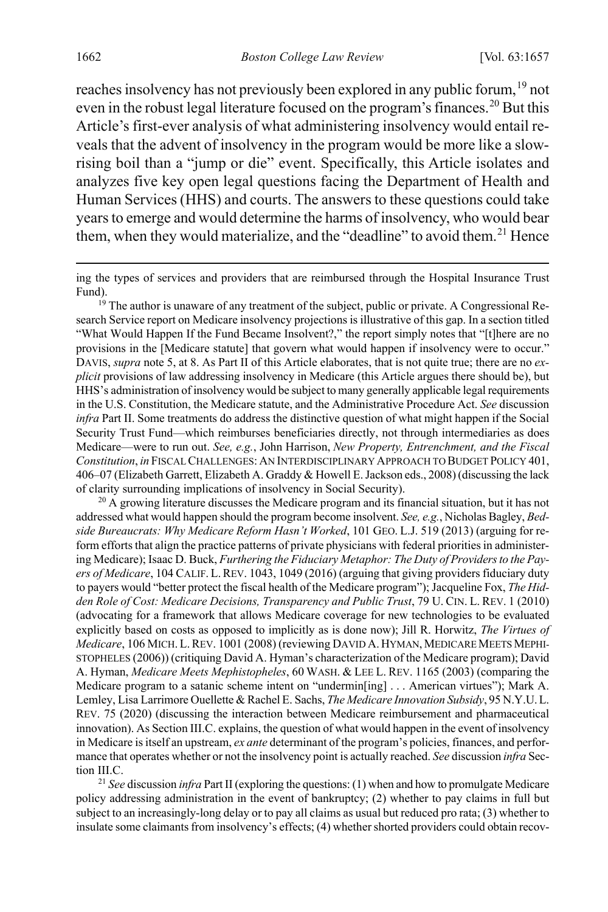reaches insolvency has not previously been explored in any public forum,[19] not even in the robust legal literature focused on the program's finances.[20] But this Article's first-ever analysis of what administering insolvency would entail reveals that the advent of insolvency in the program would be more like a slow-rising boil than a "jump or die" event. Specifically, this Article isolates and analyzes five key open legal questions facing the Department of Health and Human Services (HHS) and courts. The answers to these questions could take years to emerge and would determine the harms of insolvency, who would bear them, when they would materialize, and the "deadline" to avoid them.[21] Hence

---

ing the types of services and providers that are reimbursed through the Hospital Insurance Trust Fund).

[19] The author is unaware of any treatment of the subject, public or private. A Congressional Research Service report on Medicare insolvency projections is illustrative of this gap. In a section titled "What Would Happen If the Fund Became Insolvent?," the report simply notes that "[t]here are no provisions in the [Medicare statute] that govern what would happen if insolvency were to occur." DAVIS, *supra* note 5, at 8. As Part II of this Article elaborates, that is not quite true; there are no *explicit* provisions of law addressing insolvency in Medicare (this Article argues there should be), but HHS's administration of insolvency would be subject to many generally applicable legal requirements in the U.S. Constitution, the Medicare statute, and the Administrative Procedure Act. *See* discussion *infra* Part II. Some treatments do address the distinctive question of what might happen if the Social Security Trust Fund—which reimburses beneficiaries directly, not through intermediaries as does Medicare—were to run out. *See, e.g.*, John Harrison, *New Property, Entrenchment, and the Fiscal Constitution*, *in* FISCAL CHALLENGES: AN INTERDISCIPLINARY APPROACH TO BUDGET POLICY 401, 406–07 (Elizabeth Garrett, Elizabeth A. Graddy & Howell E. Jackson eds., 2008) (discussing the lack of clarity surrounding implications of insolvency in Social Security).

[20] A growing literature discusses the Medicare program and its financial situation, but it has not addressed what would happen should the program become insolvent. *See, e.g.*, Nicholas Bagley, *Bedside Bureaucrats: Why Medicare Reform Hasn't Worked*, 101 GEO. L.J. 519 (2013) (arguing for reform efforts that align the practice patterns of private physicians with federal priorities in administering Medicare); Isaac D. Buck, *Furthering the Fiduciary Metaphor: The Duty of Providers to the Payers of Medicare*, 104 CALIF. L. REV. 1043, 1049 (2016) (arguing that giving providers fiduciary duty to payers would "better protect the fiscal health of the Medicare program"); Jacqueline Fox, *The Hidden Role of Cost: Medicare Decisions, Transparency and Public Trust*, 79 U. CIN. L. REV. 1 (2010) (advocating for a framework that allows Medicare coverage for new technologies to be evaluated explicitly based on costs as opposed to implicitly as is done now); Jill R. Horwitz, *The Virtues of Medicare*, 106 MICH. L. REV. 1001 (2008) (reviewing DAVID A. HYMAN, MEDICARE MEETS MEPHISTOPHELES (2006)) (critiquing David A. Hyman's characterization of the Medicare program); David A. Hyman, *Medicare Meets Mephistopheles*, 60 WASH. & LEE L. REV. 1165 (2003) (comparing the Medicare program to a satanic scheme intent on "undermin[ing] . . . American virtues"); Mark A. Lemley, Lisa Larrimore Ouellette & Rachel E. Sachs, *The Medicare Innovation Subsidy*, 95 N.Y.U. L. REV. 75 (2020) (discussing the interaction between Medicare reimbursement and pharmaceutical innovation). As Section III.C. explains, the question of what would happen in the event of insolvency in Medicare is itself an upstream, *ex ante* determinant of the program's policies, finances, and performance that operates whether or not the insolvency point is actually reached. *See* discussion *infra* Section III.C.

[21] *See* discussion *infra* Part II (exploring the questions: (1) when and how to promulgate Medicare policy addressing administration in the event of bankruptcy; (2) whether to pay claims in full but subject to an increasingly-long delay or to pay all claims as usual but reduced pro rata; (3) whether to insulate some claimants from insolvency's effects; (4) whether shorted providers could obtain recov-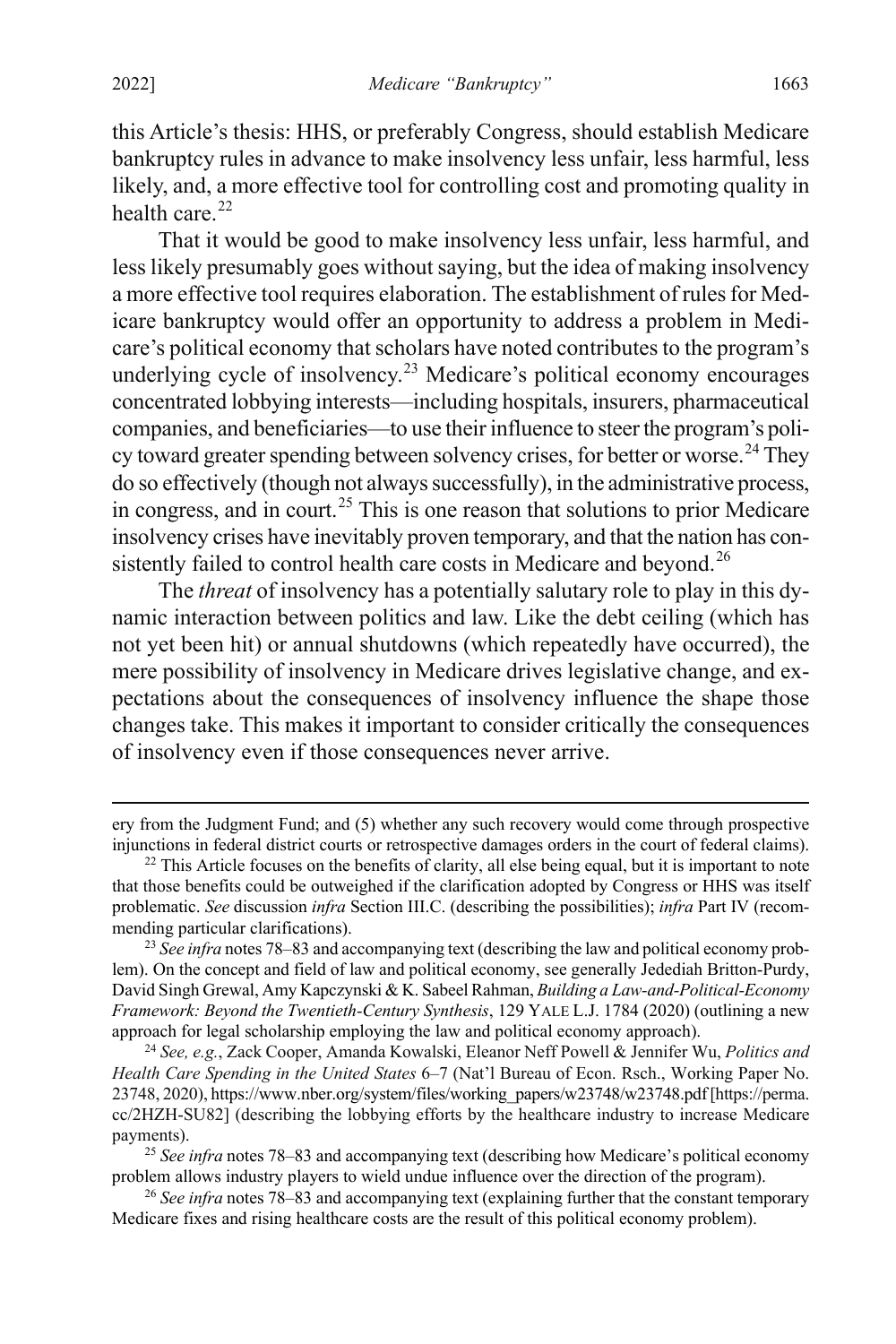this Article's thesis: HHS, or preferably Congress, should establish Medicare bankruptcy rules in advance to make insolvency less unfair, less harmful, less likely, and, a more effective tool for controlling cost and promoting quality in health care.[22]

That it would be good to make insolvency less unfair, less harmful, and less likely presumably goes without saying, but the idea of making insolvency a more effective tool requires elaboration. The establishment of rules for Medicare bankruptcy would offer an opportunity to address a problem in Medicare's political economy that scholars have noted contributes to the program's underlying cycle of insolvency.[23] Medicare's political economy encourages concentrated lobbying interests—including hospitals, insurers, pharmaceutical companies, and beneficiaries—to use their influence to steer the program's policy toward greater spending between solvency crises, for better or worse.[24] They do so effectively (though not always successfully), in the administrative process, in congress, and in court.[25] This is one reason that solutions to prior Medicare insolvency crises have inevitably proven temporary, and that the nation has consistently failed to control health care costs in Medicare and beyond.[26]

The *threat* of insolvency has a potentially salutary role to play in this dynamic interaction between politics and law. Like the debt ceiling (which has not yet been hit) or annual shutdowns (which repeatedly have occurred), the mere possibility of insolvency in Medicare drives legislative change, and expectations about the consequences of insolvency influence the shape those changes take. This makes it important to consider critically the consequences of insolvency even if those consequences never arrive.

---

ery from the Judgment Fund; and (5) whether any such recovery would come through prospective injunctions in federal district courts or retrospective damages orders in the court of federal claims).

[22] This Article focuses on the benefits of clarity, all else being equal, but it is important to note that those benefits could be outweighed if the clarification adopted by Congress or HHS was itself problematic. *See* discussion *infra* Section III.C. (describing the possibilities); *infra* Part IV (recommending particular clarifications).

[23] *See infra* notes 78–83 and accompanying text (describing the law and political economy problem). On the concept and field of law and political economy, see generally Jedediah Britton-Purdy, David Singh Grewal, Amy Kapczynski & K. Sabeel Rahman, *Building a Law-and-Political-Economy Framework: Beyond the Twentieth-Century Synthesis*, 129 YALE L.J. 1784 (2020) (outlining a new approach for legal scholarship employing the law and political economy approach).

[24] *See, e.g.*, Zack Cooper, Amanda Kowalski, Eleanor Neff Powell & Jennifer Wu, *Politics and Health Care Spending in the United States* 6–7 (Nat'l Bureau of Econ. Rsch., Working Paper No. 23748, 2020), https://www.nber.org/system/files/working_papers/w23748/w23748.pdf [https://perma.cc/2HZH-SU82] (describing the lobbying efforts by the healthcare industry to increase Medicare payments).

[25] *See infra* notes 78–83 and accompanying text (describing how Medicare's political economy problem allows industry players to wield undue influence over the direction of the program).

[26] *See infra* notes 78–83 and accompanying text (explaining further that the constant temporary Medicare fixes and rising healthcare costs are the result of this political economy problem).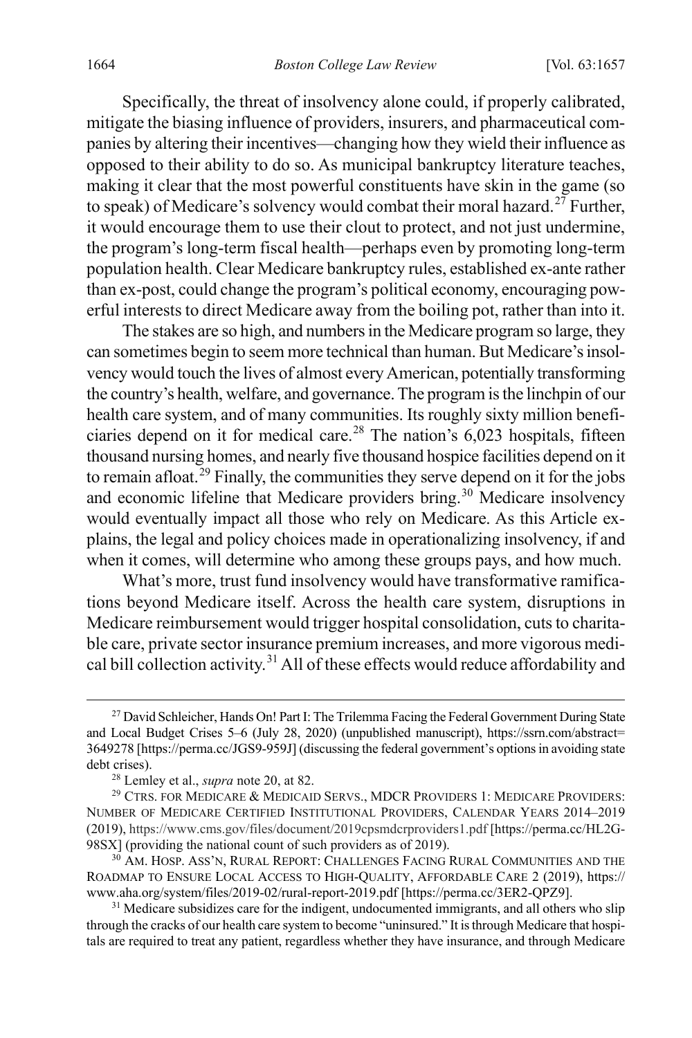Specifically, the threat of insolvency alone could, if properly calibrated, mitigate the biasing influence of providers, insurers, and pharmaceutical companies by altering their incentives—changing how they wield their influence as opposed to their ability to do so. As municipal bankruptcy literature teaches, making it clear that the most powerful constituents have skin in the game (so to speak) of Medicare's solvency would combat their moral hazard.[27] Further, it would encourage them to use their clout to protect, and not just undermine, the program's long-term fiscal health—perhaps even by promoting long-term population health. Clear Medicare bankruptcy rules, established ex-ante rather than ex-post, could change the program's political economy, encouraging powerful interests to direct Medicare away from the boiling pot, rather than into it.

The stakes are so high, and numbers in the Medicare program so large, they can sometimes begin to seem more technical than human. But Medicare's insolvency would touch the lives of almost every American, potentially transforming the country's health, welfare, and governance. The program is the linchpin of our health care system, and of many communities. Its roughly sixty million beneficiaries depend on it for medical care.[28] The nation's 6,023 hospitals, fifteen thousand nursing homes, and nearly five thousand hospice facilities depend on it to remain afloat.[29] Finally, the communities they serve depend on it for the jobs and economic lifeline that Medicare providers bring.[30] Medicare insolvency would eventually impact all those who rely on Medicare. As this Article explains, the legal and policy choices made in operationalizing insolvency, if and when it comes, will determine who among these groups pays, and how much.

What's more, trust fund insolvency would have transformative ramifications beyond Medicare itself. Across the health care system, disruptions in Medicare reimbursement would trigger hospital consolidation, cuts to charitable care, private sector insurance premium increases, and more vigorous medical bill collection activity.[31] All of these effects would reduce affordability and

[27] David Schleicher, Hands On! Part I: The Trilemma Facing the Federal Government During State and Local Budget Crises 5–6 (July 28, 2020) (unpublished manuscript), https://ssrn.com/abstract=3649278 [https://perma.cc/JGS9-959J] (discussing the federal government's options in avoiding state debt crises).

[28] Lemley et al., *supra* note 20, at 82.

[29] CTRS. FOR MEDICARE & MEDICAID SERVS., MDCR PROVIDERS 1: MEDICARE PROVIDERS: NUMBER OF MEDICARE CERTIFIED INSTITUTIONAL PROVIDERS, CALENDAR YEARS 2014–2019 (2019), https://www.cms.gov/files/document/2019cpsmdcrproviders1.pdf [https://perma.cc/HL2G-98SX] (providing the national count of such providers as of 2019).

[30] AM. HOSP. ASS'N, RURAL REPORT: CHALLENGES FACING RURAL COMMUNITIES AND THE ROADMAP TO ENSURE LOCAL ACCESS TO HIGH-QUALITY, AFFORDABLE CARE 2 (2019), https://www.aha.org/system/files/2019-02/rural-report-2019.pdf [https://perma.cc/3ER2-QPZ9].

[31] Medicare subsidizes care for the indigent, undocumented immigrants, and all others who slip through the cracks of our health care system to become "uninsured." It is through Medicare that hospitals are required to treat any patient, regardless whether they have insurance, and through Medicare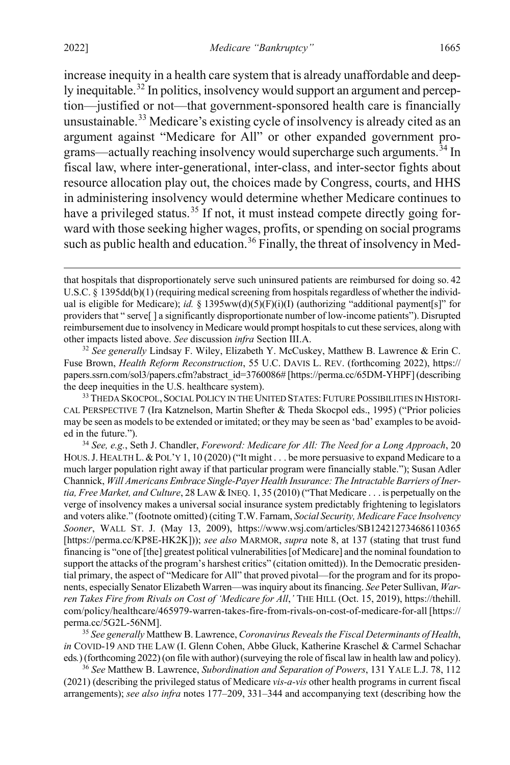increase inequity in a health care system that is already unaffordable and deeply inequitable.[32] In politics, insolvency would support an argument and perception—justified or not—that government-sponsored health care is financially unsustainable.[33] Medicare's existing cycle of insolvency is already cited as an argument against "Medicare for All" or other expanded government programs—actually reaching insolvency would supercharge such arguments.[34] In fiscal law, where inter-generational, inter-class, and inter-sector fights about resource allocation play out, the choices made by Congress, courts, and HHS in administering insolvency would determine whether Medicare continues to have a privileged status.[35] If not, it must instead compete directly going forward with those seeking higher wages, profits, or spending on social programs such as public health and education.[36] Finally, the threat of insolvency in Med-

---

that hospitals that disproportionately serve such uninsured patients are reimbursed for doing so. 42 U.S.C. § 1395dd(b)(1) (requiring medical screening from hospitals regardless of whether the individual is eligible for Medicare); *id.* § 1395ww(d)(5)(F)(i)(I) (authorizing "additional payment[s]" for providers that " serve[ ] a significantly disproportionate number of low-income patients"). Disrupted reimbursement due to insolvency in Medicare would prompt hospitals to cut these services, along with other impacts listed above. *See* discussion *infra* Section III.A.

[32] *See generally* Lindsay F. Wiley, Elizabeth Y. McCuskey, Matthew B. Lawrence & Erin C. Fuse Brown, *Health Reform Reconstruction*, 55 U.C. DAVIS L. REV. (forthcoming 2022), https://papers.ssrn.com/sol3/papers.cfm?abstract_id=3760086# [https://perma.cc/65DM-YHPF] (describing the deep inequities in the U.S. healthcare system).

[33] THEDA SKOCPOL, SOCIAL POLICY IN THE UNITED STATES: FUTURE POSSIBILITIES IN HISTORICAL PERSPECTIVE 7 (Ira Katznelson, Martin Shefter & Theda Skocpol eds., 1995) ("Prior policies may be seen as models to be extended or imitated; or they may be seen as 'bad' examples to be avoided in the future.").

[34] *See, e.g.*, Seth J. Chandler, *Foreword: Medicare for All: The Need for a Long Approach*, 20 HOUS. J. HEALTH L. & POL'Y 1, 10 (2020) ("It might . . . be more persuasive to expand Medicare to a much larger population right away if that particular program were financially stable."); Susan Adler Channick, *Will Americans Embrace Single-Payer Health Insurance: The Intractable Barriers of Inertia, Free Market, and Culture*, 28 LAW & INEQ. 1, 35 (2010) ("That Medicare . . . is perpetually on the verge of insolvency makes a universal social insurance system predictably frightening to legislators and voters alike." (footnote omitted) (citing T.W. Farnam, *Social Security, Medicare Face Insolvency Sooner*, WALL ST. J. (May 13, 2009), https://www.wsj.com/articles/SB124212734686110365 [https://perma.cc/KP8E-HK2K])); *see also* MARMOR, *supra* note 8, at 137 (stating that trust fund financing is "one of [the] greatest political vulnerabilities [of Medicare] and the nominal foundation to support the attacks of the program's harshest critics" (citation omitted)). In the Democratic presidential primary, the aspect of "Medicare for All" that proved pivotal—for the program and for its proponents, especially Senator Elizabeth Warren—was inquiry about its financing. *See* Peter Sullivan, *Warren Takes Fire from Rivals on Cost of 'Medicare for All*,*'* THE HILL (Oct. 15, 2019), https://thehill.com/policy/healthcare/465979-warren-takes-fire-from-rivals-on-cost-of-medicare-for-all [https://perma.cc/5G2L-56NM].

[35] *See generally* Matthew B. Lawrence, *Coronavirus Reveals the Fiscal Determinants of Health*, *in* COVID-19 AND THE LAW (I. Glenn Cohen, Abbe Gluck, Katherine Kraschel & Carmel Schachar eds.) (forthcoming 2022) (on file with author) (surveying the role of fiscal law in health law and policy).

[36] *See* Matthew B. Lawrence, *Subordination and Separation of Powers*, 131 YALE L.J. 78, 112 (2021) (describing the privileged status of Medicare *vis-a-vis* other health programs in current fiscal arrangements); *see also infra* notes 177–209, 331–344 and accompanying text (describing how the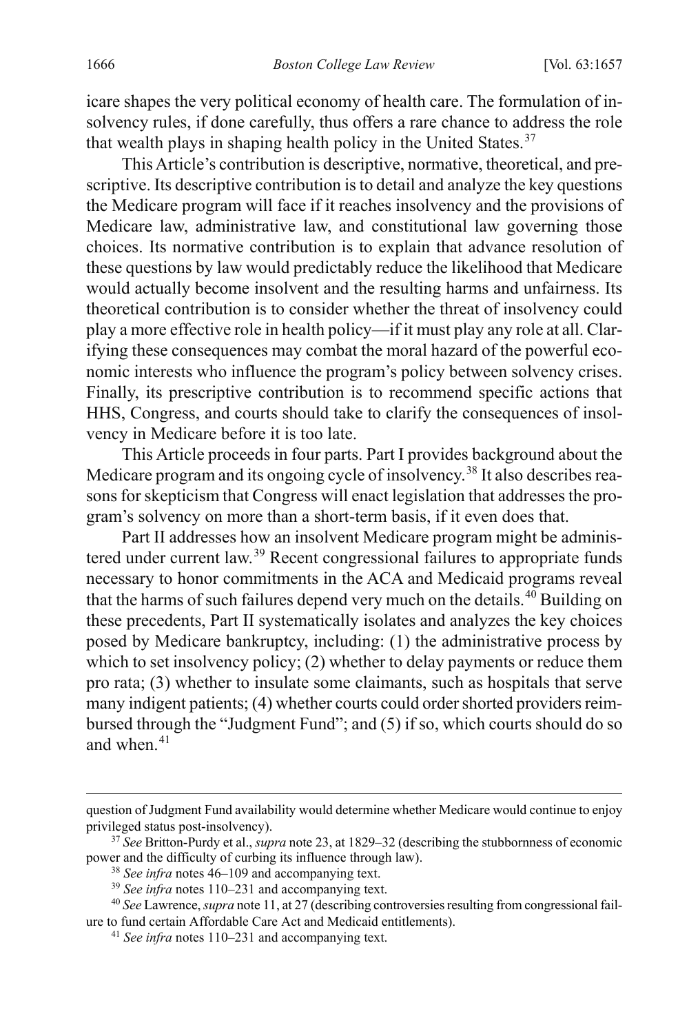icare shapes the very political economy of health care. The formulation of insolvency rules, if done carefully, thus offers a rare chance to address the role that wealth plays in shaping health policy in the United States.[37]

This Article's contribution is descriptive, normative, theoretical, and prescriptive. Its descriptive contribution is to detail and analyze the key questions the Medicare program will face if it reaches insolvency and the provisions of Medicare law, administrative law, and constitutional law governing those choices. Its normative contribution is to explain that advance resolution of these questions by law would predictably reduce the likelihood that Medicare would actually become insolvent and the resulting harms and unfairness. Its theoretical contribution is to consider whether the threat of insolvency could play a more effective role in health policy—if it must play any role at all. Clarifying these consequences may combat the moral hazard of the powerful economic interests who influence the program's policy between solvency crises. Finally, its prescriptive contribution is to recommend specific actions that HHS, Congress, and courts should take to clarify the consequences of insolvency in Medicare before it is too late.

This Article proceeds in four parts. Part I provides background about the Medicare program and its ongoing cycle of insolvency.[38] It also describes reasons for skepticism that Congress will enact legislation that addresses the program's solvency on more than a short-term basis, if it even does that.

Part II addresses how an insolvent Medicare program might be administered under current law.[39] Recent congressional failures to appropriate funds necessary to honor commitments in the ACA and Medicaid programs reveal that the harms of such failures depend very much on the details.[40] Building on these precedents, Part II systematically isolates and analyzes the key choices posed by Medicare bankruptcy, including: (1) the administrative process by which to set insolvency policy; (2) whether to delay payments or reduce them pro rata; (3) whether to insulate some claimants, such as hospitals that serve many indigent patients; (4) whether courts could order shorted providers reimbursed through the "Judgment Fund"; and (5) if so, which courts should do so and when.[41]

---

question of Judgment Fund availability would determine whether Medicare would continue to enjoy privileged status post-insolvency).

[37] *See* Britton-Purdy et al., *supra* note 23, at 1829–32 (describing the stubbornness of economic power and the difficulty of curbing its influence through law).

[38] *See infra* notes 46–109 and accompanying text.

[39] *See infra* notes 110–231 and accompanying text.

[40] *See* Lawrence, *supra* note 11, at 27 (describing controversies resulting from congressional failure to fund certain Affordable Care Act and Medicaid entitlements).

[41] *See infra* notes 110–231 and accompanying text.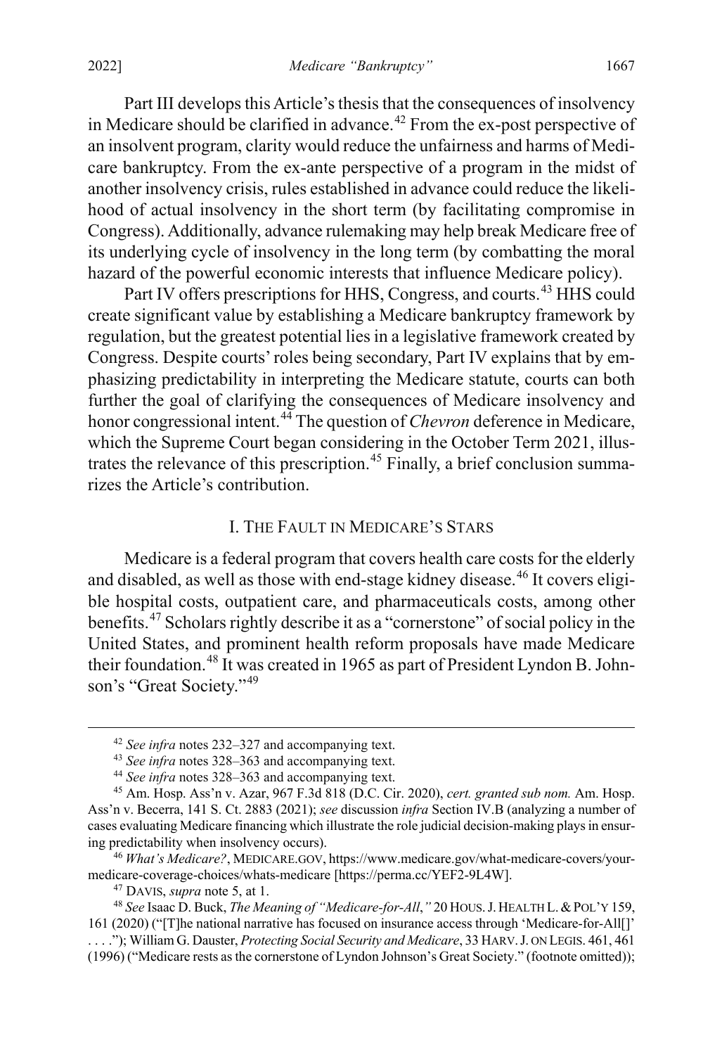Part III develops this Article's thesis that the consequences of insolvency in Medicare should be clarified in advance.[42] From the ex-post perspective of an insolvent program, clarity would reduce the unfairness and harms of Medicare bankruptcy. From the ex-ante perspective of a program in the midst of another insolvency crisis, rules established in advance could reduce the likelihood of actual insolvency in the short term (by facilitating compromise in Congress). Additionally, advance rulemaking may help break Medicare free of its underlying cycle of insolvency in the long term (by combatting the moral hazard of the powerful economic interests that influence Medicare policy).

Part IV offers prescriptions for HHS, Congress, and courts.[43] HHS could create significant value by establishing a Medicare bankruptcy framework by regulation, but the greatest potential lies in a legislative framework created by Congress. Despite courts' roles being secondary, Part IV explains that by emphasizing predictability in interpreting the Medicare statute, courts can both further the goal of clarifying the consequences of Medicare insolvency and honor congressional intent.[44] The question of *Chevron* deference in Medicare, which the Supreme Court began considering in the October Term 2021, illustrates the relevance of this prescription.[45] Finally, a brief conclusion summarizes the Article's contribution.

## I. The Fault in Medicare's Stars

Medicare is a federal program that covers health care costs for the elderly and disabled, as well as those with end-stage kidney disease.[46] It covers eligible hospital costs, outpatient care, and pharmaceuticals costs, among other benefits.[47] Scholars rightly describe it as a "cornerstone" of social policy in the United States, and prominent health reform proposals have made Medicare their foundation.[48] It was created in 1965 as part of President Lyndon B. Johnson's "Great Society."[49]

---

[42] *See infra* notes 232–327 and accompanying text.

[43] *See infra* notes 328–363 and accompanying text.

[44] *See infra* notes 328–363 and accompanying text.

[45] Am. Hosp. Ass'n v. Azar, 967 F.3d 818 (D.C. Cir. 2020), *cert. granted sub nom.* Am. Hosp. Ass'n v. Becerra, 141 S. Ct. 2883 (2021); *see* discussion *infra* Section IV.B (analyzing a number of cases evaluating Medicare financing which illustrate the role judicial decision-making plays in ensuring predictability when insolvency occurs).

[46] *What's Medicare?*, MEDICARE.GOV, https://www.medicare.gov/what-medicare-covers/your-medicare-coverage-choices/whats-medicare [https://perma.cc/YEF2-9L4W].

[47] DAVIS, *supra* note 5, at 1.

[48] *See* Isaac D. Buck, *The Meaning of "Medicare-for-All*,*"* 20 HOUS. J. HEALTH L. & POL'Y 159, 161 (2020) ("[T]he national narrative has focused on insurance access through 'Medicare-for-All[]' . . . ."); William G. Dauster, *Protecting Social Security and Medicare*, 33 HARV. J. ON LEGIS. 461, 461 (1996) ("Medicare rests as the cornerstone of Lyndon Johnson's Great Society." (footnote omitted));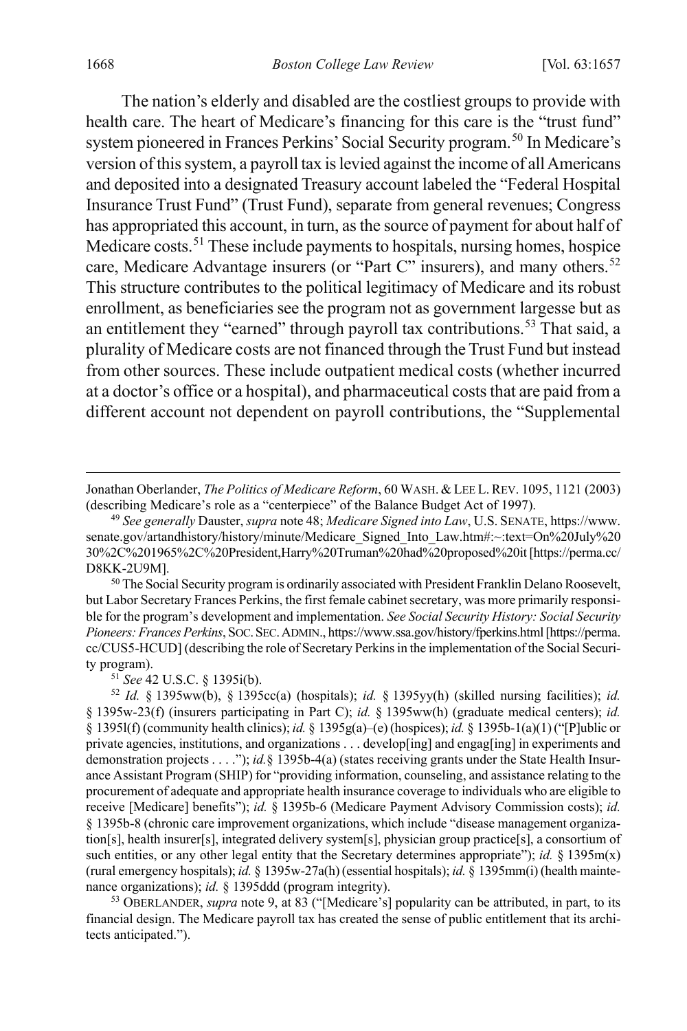The nation's elderly and disabled are the costliest groups to provide with health care. The heart of Medicare's financing for this care is the "trust fund" system pioneered in Frances Perkins' Social Security program.[50] In Medicare's version of this system, a payroll tax is levied against the income of all Americans and deposited into a designated Treasury account labeled the "Federal Hospital Insurance Trust Fund" (Trust Fund), separate from general revenues; Congress has appropriated this account, in turn, as the source of payment for about half of Medicare costs.[51] These include payments to hospitals, nursing homes, hospice care, Medicare Advantage insurers (or "Part C" insurers), and many others.[52] This structure contributes to the political legitimacy of Medicare and its robust enrollment, as beneficiaries see the program not as government largesse but as an entitlement they "earned" through payroll tax contributions.[53] That said, a plurality of Medicare costs are not financed through the Trust Fund but instead from other sources. These include outpatient medical costs (whether incurred at a doctor's office or a hospital), and pharmaceutical costs that are paid from a different account not dependent on payroll contributions, the "Supplemental

---

Jonathan Oberlander, *The Politics of Medicare Reform*, 60 WASH. & LEE L. REV. 1095, 1121 (2003) (describing Medicare's role as a "centerpiece" of the Balance Budget Act of 1997).

[49] *See generally* Dauster, *supra* note 48; *Medicare Signed into Law*, U.S. SENATE, https://www.senate.gov/artandhistory/history/minute/Medicare_Signed_Into_Law.htm#:~:text=On%20July%2030%2C%201965%2C%20President,Harry%20Truman%20had%20proposed%20it [https://perma.cc/D8KK-2U9M].

[50] The Social Security program is ordinarily associated with President Franklin Delano Roosevelt, but Labor Secretary Frances Perkins, the first female cabinet secretary, was more primarily responsible for the program's development and implementation. *See Social Security History: Social Security Pioneers: Frances Perkins*, SOC. SEC. ADMIN., https://www.ssa.gov/history/fperkins.html [https://perma.cc/CUS5-HCUD] (describing the role of Secretary Perkins in the implementation of the Social Security program).

[51] *See* 42 U.S.C. § 1395i(b).

[52] *Id.* § 1395ww(b), § 1395cc(a) (hospitals); *id.* § 1395yy(h) (skilled nursing facilities); *id.* § 1395w-23(f) (insurers participating in Part C); *id.* § 1395ww(h) (graduate medical centers); *id.* § 1395l(f) (community health clinics); *id.* § 1395g(a)–(e) (hospices); *id.* § 1395b-1(a)(1) ("[P]ublic or private agencies, institutions, and organizations . . . develop[ing] and engag[ing] in experiments and demonstration projects . . . ."); *id.* § 1395b-4(a) (states receiving grants under the State Health Insurance Assistant Program (SHIP) for "providing information, counseling, and assistance relating to the procurement of adequate and appropriate health insurance coverage to individuals who are eligible to receive [Medicare] benefits"); *id.* § 1395b-6 (Medicare Payment Advisory Commission costs); *id.* § 1395b-8 (chronic care improvement organizations, which include "disease management organization[s], health insurer[s], integrated delivery system[s], physician group practice[s], a consortium of such entities, or any other legal entity that the Secretary determines appropriate"); *id.* § 1395m(x) (rural emergency hospitals); *id.* § 1395w-27a(h) (essential hospitals); *id.* § 1395mm(i) (health maintenance organizations); *id.* § 1395ddd (program integrity).

[53] OBERLANDER, *supra* note 9, at 83 ("[Medicare's] popularity can be attributed, in part, to its financial design. The Medicare payroll tax has created the sense of public entitlement that its architects anticipated.").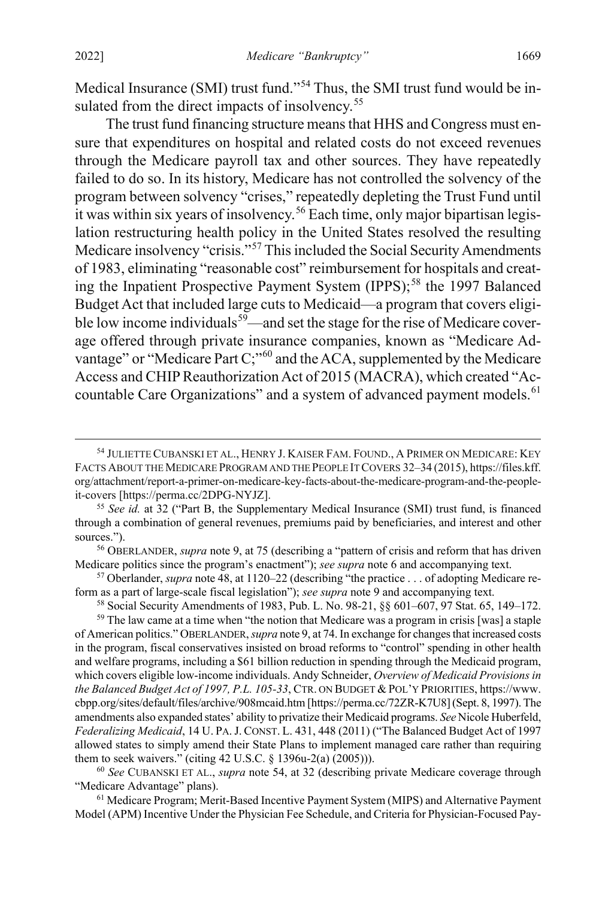Medical Insurance (SMI) trust fund."[54] Thus, the SMI trust fund would be insulated from the direct impacts of insolvency.[55]

The trust fund financing structure means that HHS and Congress must ensure that expenditures on hospital and related costs do not exceed revenues through the Medicare payroll tax and other sources. They have repeatedly failed to do so. In its history, Medicare has not controlled the solvency of the program between solvency "crises," repeatedly depleting the Trust Fund until it was within six years of insolvency.[56] Each time, only major bipartisan legislation restructuring health policy in the United States resolved the resulting Medicare insolvency "crisis."[57] This included the Social Security Amendments of 1983, eliminating "reasonable cost" reimbursement for hospitals and creating the Inpatient Prospective Payment System (IPPS);[58] the 1997 Balanced Budget Act that included large cuts to Medicaid—a program that covers eligible low income individuals[59]—and set the stage for the rise of Medicare coverage offered through private insurance companies, known as "Medicare Advantage" or "Medicare Part C;"[60] and the ACA, supplemented by the Medicare Access and CHIP Reauthorization Act of 2015 (MACRA), which created "Accountable Care Organizations" and a system of advanced payment models.[61]

---

[54] JULIETTE CUBANSKI ET AL., HENRY J. KAISER FAM. FOUND., A PRIMER ON MEDICARE: KEY FACTS ABOUT THE MEDICARE PROGRAM AND THE PEOPLE IT COVERS 32–34 (2015), https://files.kff.org/attachment/report-a-primer-on-medicare-key-facts-about-the-medicare-program-and-the-people-it-covers [https://perma.cc/2DPG-NYJZ].

[55] *See id.* at 32 ("Part B, the Supplementary Medical Insurance (SMI) trust fund, is financed through a combination of general revenues, premiums paid by beneficiaries, and interest and other sources.").

[56] OBERLANDER, *supra* note 9, at 75 (describing a "pattern of crisis and reform that has driven Medicare politics since the program's enactment"); *see supra* note 6 and accompanying text.

[57] Oberlander, *supra* note 48, at 1120–22 (describing "the practice . . . of adopting Medicare reform as a part of large-scale fiscal legislation"); *see supra* note 9 and accompanying text.

[58] Social Security Amendments of 1983, Pub. L. No. 98-21, §§ 601–607, 97 Stat. 65, 149–172.

[59] The law came at a time when "the notion that Medicare was a program in crisis [was] a staple of American politics." OBERLANDER, *supra* note 9, at 74. In exchange for changes that increased costs in the program, fiscal conservatives insisted on broad reforms to "control" spending in other health and welfare programs, including a $61 billion reduction in spending through the Medicaid program, which covers eligible low-income individuals. Andy Schneider, *Overview of Medicaid Provisions in the Balanced Budget Act of 1997, P.L. 105-33*, CTR. ON BUDGET & POL'Y PRIORITIES, https://www.cbpp.org/sites/default/files/archive/908mcaid.htm [https://perma.cc/72ZR-K7U8] (Sept. 8, 1997). The amendments also expanded states' ability to privatize their Medicaid programs. *See* Nicole Huberfeld, *Federalizing Medicaid*, 14 U. PA. J. CONST. L. 431, 448 (2011) ("The Balanced Budget Act of 1997 allowed states to simply amend their State Plans to implement managed care rather than requiring them to seek waivers." (citing 42 U.S.C. § 1396u-2(a) (2005))).

[60] *See* CUBANSKI ET AL., *supra* note 54, at 32 (describing private Medicare coverage through "Medicare Advantage" plans).

[61] Medicare Program; Merit-Based Incentive Payment System (MIPS) and Alternative Payment Model (APM) Incentive Under the Physician Fee Schedule, and Criteria for Physician-Focused Pay-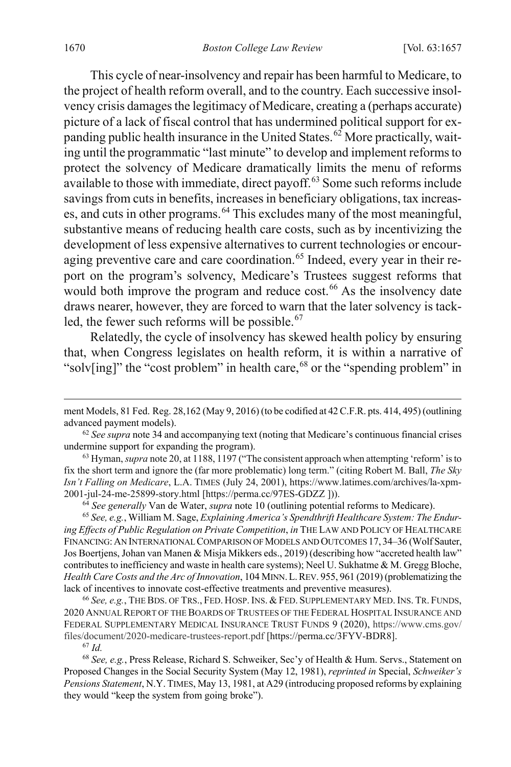This cycle of near-insolvency and repair has been harmful to Medicare, to the project of health reform overall, and to the country. Each successive insolvency crisis damages the legitimacy of Medicare, creating a (perhaps accurate) picture of a lack of fiscal control that has undermined political support for expanding public health insurance in the United States.[62] More practically, waiting until the programmatic "last minute" to develop and implement reforms to protect the solvency of Medicare dramatically limits the menu of reforms available to those with immediate, direct payoff.[63] Some such reforms include savings from cuts in benefits, increases in beneficiary obligations, tax increases, and cuts in other programs.[64] This excludes many of the most meaningful, substantive means of reducing health care costs, such as by incentivizing the development of less expensive alternatives to current technologies or encouraging preventive care and care coordination.[65] Indeed, every year in their report on the program's solvency, Medicare's Trustees suggest reforms that would both improve the program and reduce cost.[66] As the insolvency date draws nearer, however, they are forced to warn that the later solvency is tackled, the fewer such reforms will be possible.[67]

Relatedly, the cycle of insolvency has skewed health policy by ensuring that, when Congress legislates on health reform, it is within a narrative of "solv[ing]" the "cost problem" in health care,[68] or the "spending problem" in

---

ment Models, 81 Fed. Reg. 28,162 (May 9, 2016) (to be codified at 42 C.F.R. pts. 414, 495) (outlining advanced payment models).

[62] *See supra* note 34 and accompanying text (noting that Medicare's continuous financial crises undermine support for expanding the program).

[63] Hyman, *supra* note 20, at 1188, 1197 ("The consistent approach when attempting 'reform' is to fix the short term and ignore the (far more problematic) long term." (citing Robert M. Ball, *The Sky Isn't Falling on Medicare*, L.A. TIMES (July 24, 2001), https://www.latimes.com/archives/la-xpm-2001-jul-24-me-25899-story.html [https://perma.cc/97ES-GDZZ ])).

[64] *See generally* Van de Water, *supra* note 10 (outlining potential reforms to Medicare).

[65] *See, e.g.*, William M. Sage, *Explaining America's Spendthrift Healthcare System: The Enduring Effects of Public Regulation on Private Competition*, *in* THE LAW AND POLICY OF HEALTHCARE FINANCING: AN INTERNATIONAL COMPARISON OF MODELS AND OUTCOMES 17, 34–36 (Wolf Sauter, Jos Boertjens, Johan van Manen & Misja Mikkers eds., 2019) (describing how "accreted health law" contributes to inefficiency and waste in health care systems); Neel U. Sukhatme & M. Gregg Bloche, *Health Care Costs and the Arc of Innovation*, 104 MINN. L. REV. 955, 961 (2019) (problematizing the lack of incentives to innovate cost-effective treatments and preventive measures).

[66] *See, e.g.*, THE BDS. OF TRS., FED. HOSP. INS. & FED. SUPPLEMENTARY MED. INS. TR. FUNDS, 2020 ANNUAL REPORT OF THE BOARDS OF TRUSTEES OF THE FEDERAL HOSPITAL INSURANCE AND FEDERAL SUPPLEMENTARY MEDICAL INSURANCE TRUST FUNDS 9 (2020), https://www.cms.gov/files/document/2020-medicare-trustees-report.pdf [https://perma.cc/3FYV-BDR8].

[67] *Id.*

[68] *See, e.g.*, Press Release, Richard S. Schweiker, Sec'y of Health & Hum. Servs., Statement on Proposed Changes in the Social Security System (May 12, 1981), *reprinted in* Special, *Schweiker's Pensions Statement*, N.Y. TIMES, May 13, 1981, at A29 (introducing proposed reforms by explaining they would "keep the system from going broke").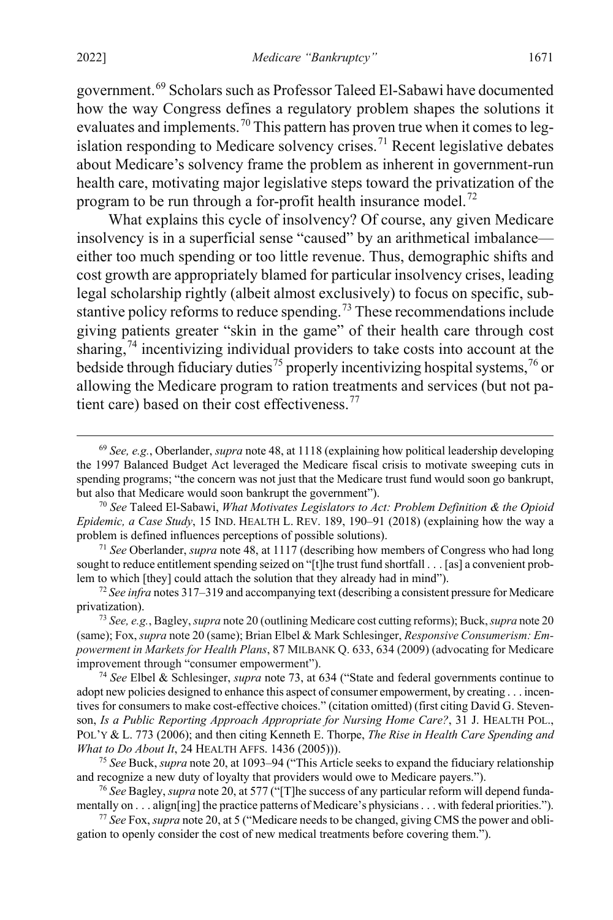government.[69] Scholars such as Professor Taleed El-Sabawi have documented how the way Congress defines a regulatory problem shapes the solutions it evaluates and implements.[70] This pattern has proven true when it comes to legislation responding to Medicare solvency crises.[71] Recent legislative debates about Medicare's solvency frame the problem as inherent in government-run health care, motivating major legislative steps toward the privatization of the program to be run through a for-profit health insurance model.[72]

What explains this cycle of insolvency? Of course, any given Medicare insolvency is in a superficial sense "caused" by an arithmetical imbalance—either too much spending or too little revenue. Thus, demographic shifts and cost growth are appropriately blamed for particular insolvency crises, leading legal scholarship rightly (albeit almost exclusively) to focus on specific, substantive policy reforms to reduce spending.[73] These recommendations include giving patients greater "skin in the game" of their health care through cost sharing,[74] incentivizing individual providers to take costs into account at the bedside through fiduciary duties[75] properly incentivizing hospital systems,[76] or allowing the Medicare program to ration treatments and services (but not patient care) based on their cost effectiveness.[77]

---

[69] *See, e.g.*, Oberlander, *supra* note 48, at 1118 (explaining how political leadership developing the 1997 Balanced Budget Act leveraged the Medicare fiscal crisis to motivate sweeping cuts in spending programs; "the concern was not just that the Medicare trust fund would soon go bankrupt, but also that Medicare would soon bankrupt the government").

[70] *See* Taleed El-Sabawi, *What Motivates Legislators to Act: Problem Definition & the Opioid Epidemic, a Case Study*, 15 IND. HEALTH L. REV. 189, 190–91 (2018) (explaining how the way a problem is defined influences perceptions of possible solutions).

[71] *See* Oberlander, *supra* note 48, at 1117 (describing how members of Congress who had long sought to reduce entitlement spending seized on "[t]he trust fund shortfall . . . [as] a convenient problem to which [they] could attach the solution that they already had in mind").

[72] *See infra* notes 317–319 and accompanying text (describing a consistent pressure for Medicare privatization).

[73] *See, e.g.*, Bagley, *supra* note 20 (outlining Medicare cost cutting reforms); Buck, *supra* note 20 (same); Fox, *supra* note 20 (same); Brian Elbel & Mark Schlesinger, *Responsive Consumerism: Empowerment in Markets for Health Plans*, 87 MILBANK Q. 633, 634 (2009) (advocating for Medicare improvement through "consumer empowerment").

[74] *See* Elbel & Schlesinger, *supra* note 73, at 634 ("State and federal governments continue to adopt new policies designed to enhance this aspect of consumer empowerment, by creating . . . incentives for consumers to make cost-effective choices." (citation omitted) (first citing David G. Stevenson, *Is a Public Reporting Approach Appropriate for Nursing Home Care?*, 31 J. HEALTH POL., POL'Y & L. 773 (2006); and then citing Kenneth E. Thorpe, *The Rise in Health Care Spending and What to Do About It*, 24 HEALTH AFFS. 1436 (2005))).

[75] *See* Buck, *supra* note 20, at 1093–94 ("This Article seeks to expand the fiduciary relationship and recognize a new duty of loyalty that providers would owe to Medicare payers.").

[76] *See* Bagley, *supra* note 20, at 577 ("[T]he success of any particular reform will depend fundamentally on . . . align[ing] the practice patterns of Medicare's physicians . . . with federal priorities.").

[77] *See* Fox, *supra* note 20, at 5 ("Medicare needs to be changed, giving CMS the power and obligation to openly consider the cost of new medical treatments before covering them.").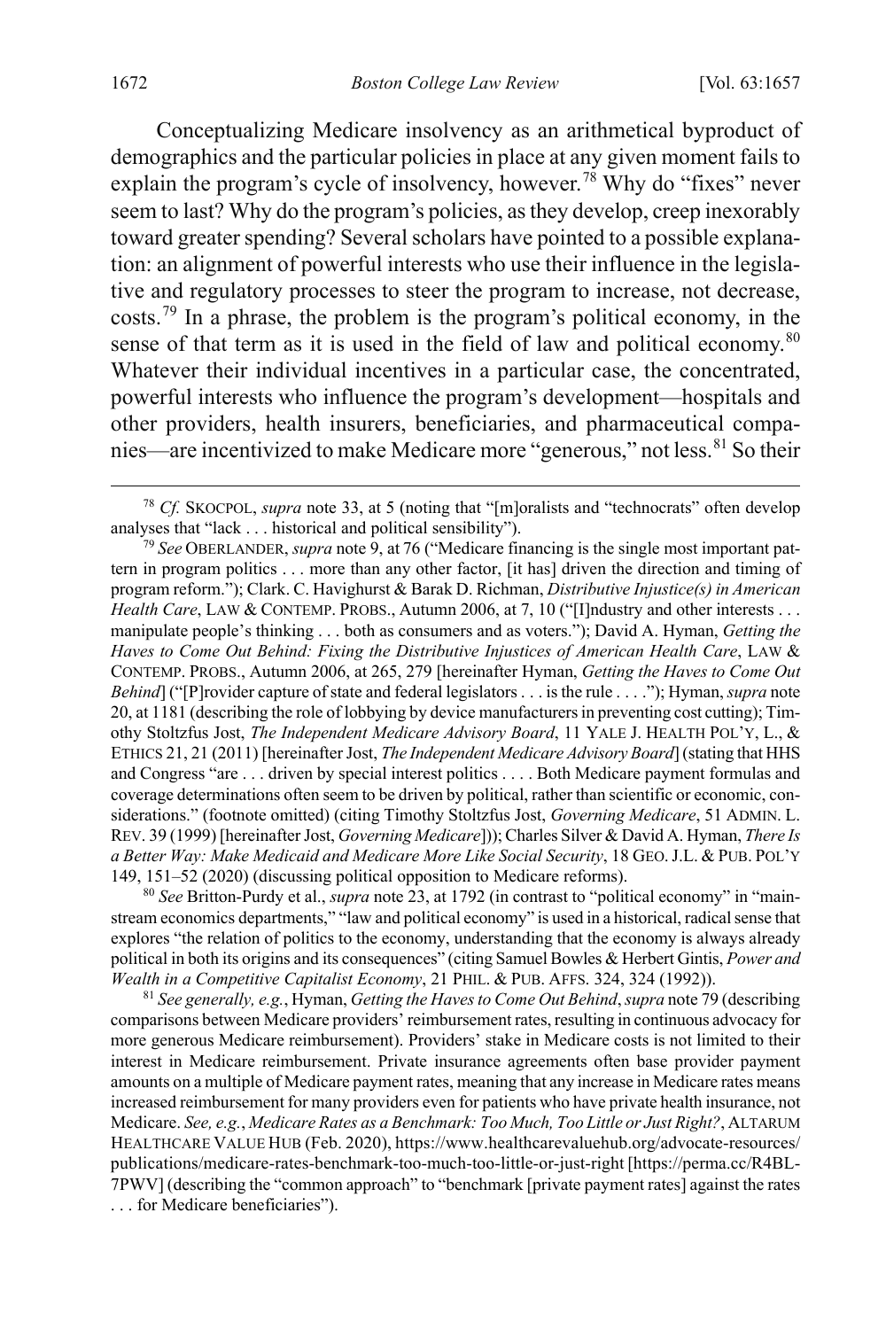Conceptualizing Medicare insolvency as an arithmetical byproduct of demographics and the particular policies in place at any given moment fails to explain the program's cycle of insolvency, however.[78] Why do "fixes" never seem to last? Why do the program's policies, as they develop, creep inexorably toward greater spending? Several scholars have pointed to a possible explanation: an alignment of powerful interests who use their influence in the legislative and regulatory processes to steer the program to increase, not decrease, costs.[79] In a phrase, the problem is the program's political economy, in the sense of that term as it is used in the field of law and political economy.[80] Whatever their individual incentives in a particular case, the concentrated, powerful interests who influence the program's development—hospitals and other providers, health insurers, beneficiaries, and pharmaceutical companies—are incentivized to make Medicare more "generous," not less.[81] So their

---

[78] *Cf.* SKOCPOL, *supra* note 33, at 5 (noting that "[m]oralists and "technocrats" often develop analyses that "lack . . . historical and political sensibility").

[79] *See* OBERLANDER, *supra* note 9, at 76 ("Medicare financing is the single most important pattern in program politics . . . more than any other factor, [it has] driven the direction and timing of program reform."); Clark. C. Havighurst & Barak D. Richman, *Distributive Injustice(s) in American Health Care*, LAW & CONTEMP. PROBS., Autumn 2006, at 7, 10 ("[I]ndustry and other interests . . . manipulate people's thinking . . . both as consumers and as voters."); David A. Hyman, *Getting the Haves to Come Out Behind: Fixing the Distributive Injustices of American Health Care*, LAW & CONTEMP. PROBS., Autumn 2006, at 265, 279 [hereinafter Hyman, *Getting the Haves to Come Out Behind*] ("[P]rovider capture of state and federal legislators . . . is the rule . . . ."); Hyman, *supra* note 20, at 1181 (describing the role of lobbying by device manufacturers in preventing cost cutting); Timothy Stoltzfus Jost, *The Independent Medicare Advisory Board*, 11 YALE J. HEALTH POL'Y, L., & ETHICS 21, 21 (2011) [hereinafter Jost, *The Independent Medicare Advisory Board*] (stating that HHS and Congress "are . . . driven by special interest politics . . . . Both Medicare payment formulas and coverage determinations often seem to be driven by political, rather than scientific or economic, considerations." (footnote omitted) (citing Timothy Stoltzfus Jost, *Governing Medicare*, 51 ADMIN. L. REV. 39 (1999) [hereinafter Jost, *Governing Medicare*])); Charles Silver & David A. Hyman, *There Is a Better Way: Make Medicaid and Medicare More Like Social Security*, 18 GEO. J.L. & PUB. POL'Y 149, 151–52 (2020) (discussing political opposition to Medicare reforms).

[80] *See* Britton-Purdy et al., *supra* note 23, at 1792 (in contrast to "political economy" in "mainstream economics departments," "law and political economy" is used in a historical, radical sense that explores "the relation of politics to the economy, understanding that the economy is always already political in both its origins and its consequences" (citing Samuel Bowles & Herbert Gintis, *Power and Wealth in a Competitive Capitalist Economy*, 21 PHIL. & PUB. AFFS. 324, 324 (1992)).

[81] *See generally, e.g.*, Hyman, *Getting the Haves to Come Out Behind*, *supra* note 79 (describing comparisons between Medicare providers' reimbursement rates, resulting in continuous advocacy for more generous Medicare reimbursement). Providers' stake in Medicare costs is not limited to their interest in Medicare reimbursement. Private insurance agreements often base provider payment amounts on a multiple of Medicare payment rates, meaning that any increase in Medicare rates means increased reimbursement for many providers even for patients who have private health insurance, not Medicare. *See, e.g.*, *Medicare Rates as a Benchmark: Too Much, Too Little or Just Right?*, ALTARUM HEALTHCARE VALUE HUB (Feb. 2020), https://www.healthcarevaluehub.org/advocate-resources/publications/medicare-rates-benchmark-too-much-too-little-or-just-right [https://perma.cc/R4BL-7PWV] (describing the "common approach" to "benchmark [private payment rates] against the rates . . . for Medicare beneficiaries").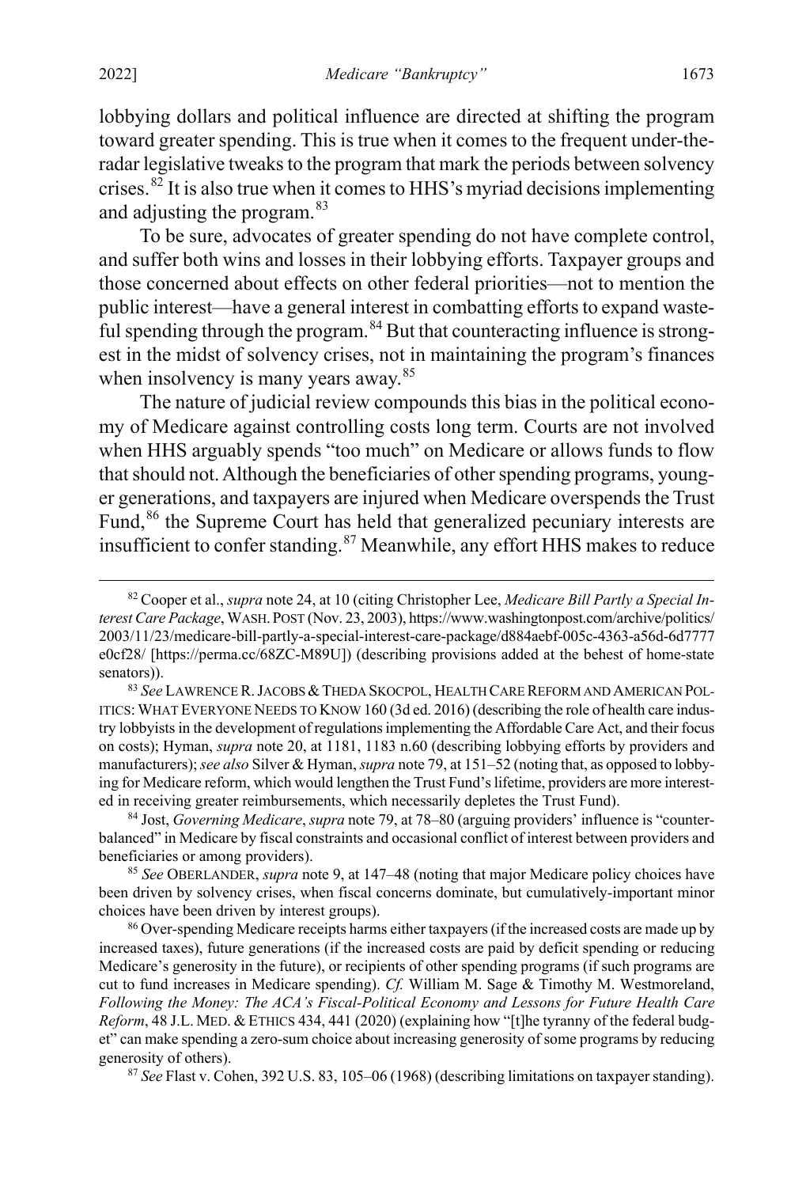lobbying dollars and political influence are directed at shifting the program toward greater spending. This is true when it comes to the frequent under-the-radar legislative tweaks to the program that mark the periods between solvency crises.[82] It is also true when it comes to HHS's myriad decisions implementing and adjusting the program.[83]

To be sure, advocates of greater spending do not have complete control, and suffer both wins and losses in their lobbying efforts. Taxpayer groups and those concerned about effects on other federal priorities—not to mention the public interest—have a general interest in combatting efforts to expand wasteful spending through the program.[84] But that counteracting influence is strongest in the midst of solvency crises, not in maintaining the program's finances when insolvency is many years away.[85]

The nature of judicial review compounds this bias in the political economy of Medicare against controlling costs long term. Courts are not involved when HHS arguably spends "too much" on Medicare or allows funds to flow that should not. Although the beneficiaries of other spending programs, younger generations, and taxpayers are injured when Medicare overspends the Trust Fund,[86] the Supreme Court has held that generalized pecuniary interests are insufficient to confer standing.[87] Meanwhile, any effort HHS makes to reduce

---

[82] Cooper et al., *supra* note 24, at 10 (citing Christopher Lee, *Medicare Bill Partly a Special Interest Care Package*, WASH. POST (Nov. 23, 2003), https://www.washingtonpost.com/archive/politics/2003/11/23/medicare-bill-partly-a-special-interest-care-package/d884aebf-005c-4363-a56d-6d7777e0cf28/ [https://perma.cc/68ZC-M89U]) (describing provisions added at the behest of home-state senators)).

[83] *See* LAWRENCE R. JACOBS & THEDA SKOCPOL, HEALTH CARE REFORM AND AMERICAN POLITICS: WHAT EVERYONE NEEDS TO KNOW 160 (3d ed. 2016) (describing the role of health care industry lobbyists in the development of regulations implementing the Affordable Care Act, and their focus on costs); Hyman, *supra* note 20, at 1181, 1183 n.60 (describing lobbying efforts by providers and manufacturers); *see also* Silver & Hyman, *supra* note 79, at 151–52 (noting that, as opposed to lobbying for Medicare reform, which would lengthen the Trust Fund's lifetime, providers are more interested in receiving greater reimbursements, which necessarily depletes the Trust Fund).

[84] Jost, *Governing Medicare*, *supra* note 79, at 78–80 (arguing providers' influence is "counterbalanced" in Medicare by fiscal constraints and occasional conflict of interest between providers and beneficiaries or among providers).

[85] *See* OBERLANDER, *supra* note 9, at 147–48 (noting that major Medicare policy choices have been driven by solvency crises, when fiscal concerns dominate, but cumulatively-important minor choices have been driven by interest groups).

[86] Over-spending Medicare receipts harms either taxpayers (if the increased costs are made up by increased taxes), future generations (if the increased costs are paid by deficit spending or reducing Medicare's generosity in the future), or recipients of other spending programs (if such programs are cut to fund increases in Medicare spending). *Cf.* William M. Sage & Timothy M. Westmoreland, *Following the Money: The ACA's Fiscal-Political Economy and Lessons for Future Health Care Reform*, 48 J.L. MED. & ETHICS 434, 441 (2020) (explaining how "[t]he tyranny of the federal budget" can make spending a zero-sum choice about increasing generosity of some programs by reducing generosity of others).

[87] *See* Flast v. Cohen, 392 U.S. 83, 105–06 (1968) (describing limitations on taxpayer standing).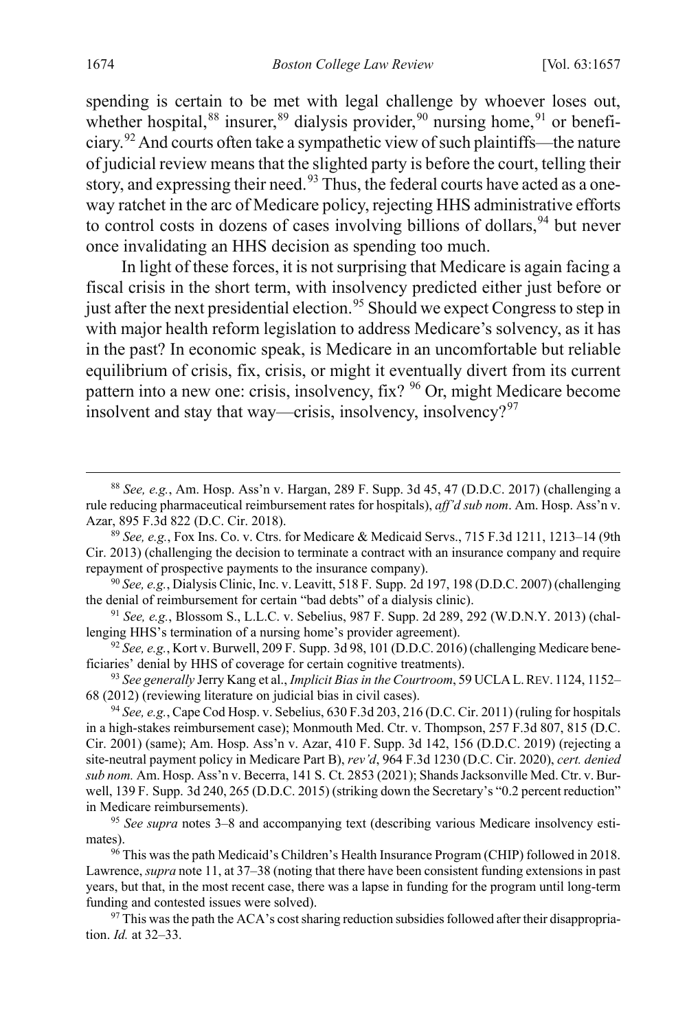spending is certain to be met with legal challenge by whoever loses out, whether hospital,[88] insurer,[89] dialysis provider,[90] nursing home,[91] or beneficiary.[92] And courts often take a sympathetic view of such plaintiffs—the nature of judicial review means that the slighted party is before the court, telling their story, and expressing their need.[93] Thus, the federal courts have acted as a one-way ratchet in the arc of Medicare policy, rejecting HHS administrative efforts to control costs in dozens of cases involving billions of dollars,[94] but never once invalidating an HHS decision as spending too much.

In light of these forces, it is not surprising that Medicare is again facing a fiscal crisis in the short term, with insolvency predicted either just before or just after the next presidential election.[95] Should we expect Congress to step in with major health reform legislation to address Medicare's solvency, as it has in the past? In economic speak, is Medicare in an uncomfortable but reliable equilibrium of crisis, fix, crisis, or might it eventually divert from its current pattern into a new one: crisis, insolvency, fix? [96] Or, might Medicare become insolvent and stay that way—crisis, insolvency, insolvency?[97]

---

[88] *See, e.g.*, Am. Hosp. Ass'n v. Hargan, 289 F. Supp. 3d 45, 47 (D.D.C. 2017) (challenging a rule reducing pharmaceutical reimbursement rates for hospitals), *aff'd sub nom*. Am. Hosp. Ass'n v. Azar, 895 F.3d 822 (D.C. Cir. 2018).

[89] *See, e.g.*, Fox Ins. Co. v. Ctrs. for Medicare & Medicaid Servs., 715 F.3d 1211, 1213–14 (9th Cir. 2013) (challenging the decision to terminate a contract with an insurance company and require repayment of prospective payments to the insurance company).

[90] *See, e.g.*, Dialysis Clinic, Inc. v. Leavitt, 518 F. Supp. 2d 197, 198 (D.D.C. 2007) (challenging the denial of reimbursement for certain "bad debts" of a dialysis clinic).

[91] *See, e.g.*, Blossom S., L.L.C. v. Sebelius, 987 F. Supp. 2d 289, 292 (W.D.N.Y. 2013) (challenging HHS's termination of a nursing home's provider agreement).

[92] *See, e.g.*, Kort v. Burwell, 209 F. Supp. 3d 98, 101 (D.D.C. 2016) (challenging Medicare beneficiaries' denial by HHS of coverage for certain cognitive treatments).

[93] *See generally* Jerry Kang et al., *Implicit Bias in the Courtroom*, 59 UCLA L. REV. 1124, 1152–68 (2012) (reviewing literature on judicial bias in civil cases).

[94] *See, e.g.*, Cape Cod Hosp. v. Sebelius, 630 F.3d 203, 216 (D.C. Cir. 2011) (ruling for hospitals in a high-stakes reimbursement case); Monmouth Med. Ctr. v. Thompson, 257 F.3d 807, 815 (D.C. Cir. 2001) (same); Am. Hosp. Ass'n v. Azar, 410 F. Supp. 3d 142, 156 (D.D.C. 2019) (rejecting a site-neutral payment policy in Medicare Part B), *rev'd*, 964 F.3d 1230 (D.C. Cir. 2020), *cert. denied sub nom.* Am. Hosp. Ass'n v. Becerra, 141 S. Ct. 2853 (2021); Shands Jacksonville Med. Ctr. v. Burwell, 139 F. Supp. 3d 240, 265 (D.D.C. 2015) (striking down the Secretary's "0.2 percent reduction" in Medicare reimbursements).

[95] *See supra* notes 3–8 and accompanying text (describing various Medicare insolvency estimates).

[96] This was the path Medicaid's Children's Health Insurance Program (CHIP) followed in 2018. Lawrence, *supra* note 11, at 37–38 (noting that there have been consistent funding extensions in past years, but that, in the most recent case, there was a lapse in funding for the program until long-term funding and contested issues were solved).

[97] This was the path the ACA's cost sharing reduction subsidies followed after their disappropriation. *Id.* at 32–33.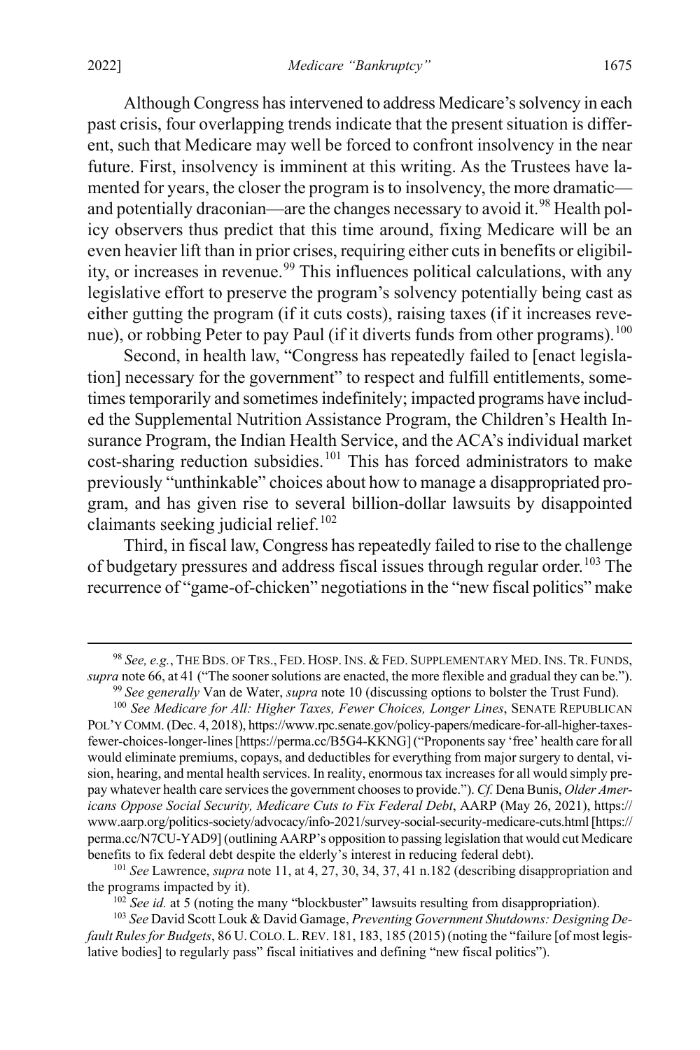Although Congress has intervened to address Medicare's solvency in each past crisis, four overlapping trends indicate that the present situation is different, such that Medicare may well be forced to confront insolvency in the near future. First, insolvency is imminent at this writing. As the Trustees have lamented for years, the closer the program is to insolvency, the more dramatic—and potentially draconian—are the changes necessary to avoid it.[98] Health policy observers thus predict that this time around, fixing Medicare will be an even heavier lift than in prior crises, requiring either cuts in benefits or eligibility, or increases in revenue.[99] This influences political calculations, with any legislative effort to preserve the program's solvency potentially being cast as either gutting the program (if it cuts costs), raising taxes (if it increases revenue), or robbing Peter to pay Paul (if it diverts funds from other programs).[100]

Second, in health law, "Congress has repeatedly failed to [enact legislation] necessary for the government" to respect and fulfill entitlements, sometimes temporarily and sometimes indefinitely; impacted programs have included the Supplemental Nutrition Assistance Program, the Children's Health Insurance Program, the Indian Health Service, and the ACA's individual market cost-sharing reduction subsidies.[101] This has forced administrators to make previously "unthinkable" choices about how to manage a disappropriated program, and has given rise to several billion-dollar lawsuits by disappointed claimants seeking judicial relief.[102]

Third, in fiscal law, Congress has repeatedly failed to rise to the challenge of budgetary pressures and address fiscal issues through regular order.[103] The recurrence of "game-of-chicken" negotiations in the "new fiscal politics" make

---

[98] *See, e.g.*, THE BDS. OF TRS., FED. HOSP. INS. & FED. SUPPLEMENTARY MED. INS. TR. FUNDS, *supra* note 66, at 41 ("The sooner solutions are enacted, the more flexible and gradual they can be.").

[99] *See generally* Van de Water, *supra* note 10 (discussing options to bolster the Trust Fund).

[100] *See Medicare for All: Higher Taxes, Fewer Choices, Longer Lines*, SENATE REPUBLICAN POL'Y COMM. (Dec. 4, 2018), https://www.rpc.senate.gov/policy-papers/medicare-for-all-higher-taxes-fewer-choices-longer-lines [https://perma.cc/B5G4-KKNG] ("Proponents say 'free' health care for all would eliminate premiums, copays, and deductibles for everything from major surgery to dental, vision, hearing, and mental health services. In reality, enormous tax increases for all would simply prepay whatever health care services the government chooses to provide."). *Cf.* Dena Bunis, *Older Americans Oppose Social Security, Medicare Cuts to Fix Federal Debt*, AARP (May 26, 2021), https://www.aarp.org/politics-society/advocacy/info-2021/survey-social-security-medicare-cuts.html [https://perma.cc/N7CU-YAD9] (outlining AARP's opposition to passing legislation that would cut Medicare benefits to fix federal debt despite the elderly's interest in reducing federal debt).

[101] *See* Lawrence, *supra* note 11, at 4, 27, 30, 34, 37, 41 n.182 (describing disappropriation and the programs impacted by it).

[102] *See id.* at 5 (noting the many "blockbuster" lawsuits resulting from disappropriation).

[103] *See* David Scott Louk & David Gamage, *Preventing Government Shutdowns: Designing Default Rules for Budgets*, 86 U. COLO. L. REV. 181, 183, 185 (2015) (noting the "failure [of most legislative bodies] to regularly pass" fiscal initiatives and defining "new fiscal politics").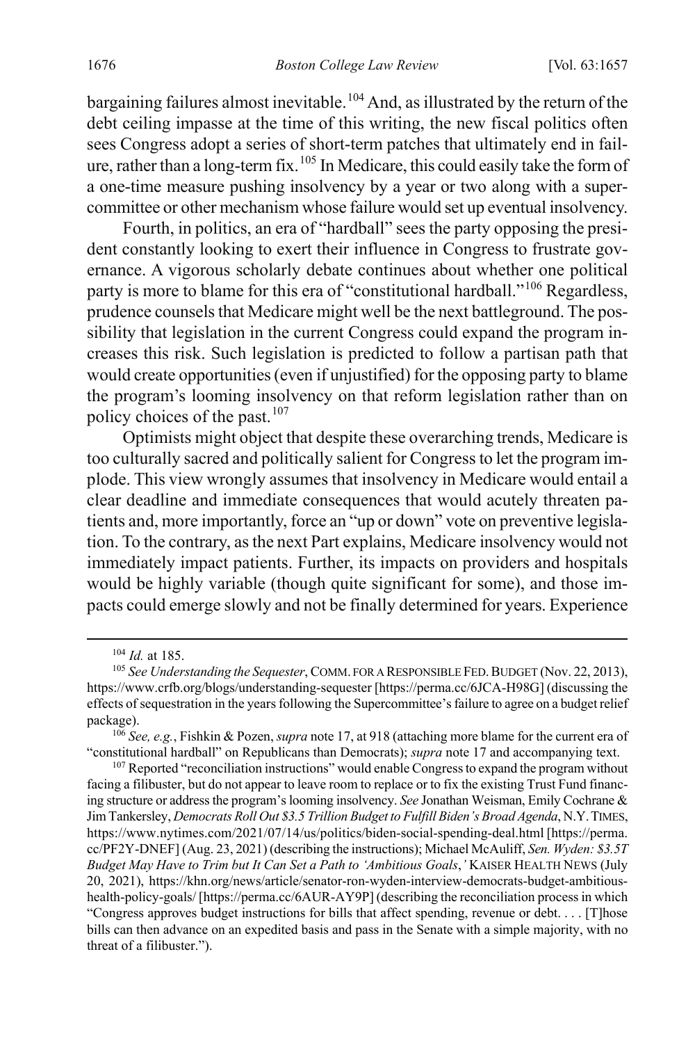bargaining failures almost inevitable.[104] And, as illustrated by the return of the debt ceiling impasse at the time of this writing, the new fiscal politics often sees Congress adopt a series of short-term patches that ultimately end in failure, rather than a long-term fix.[105] In Medicare, this could easily take the form of a one-time measure pushing insolvency by a year or two along with a supercommittee or other mechanism whose failure would set up eventual insolvency.

Fourth, in politics, an era of "hardball" sees the party opposing the president constantly looking to exert their influence in Congress to frustrate governance. A vigorous scholarly debate continues about whether one political party is more to blame for this era of "constitutional hardball."[106] Regardless, prudence counsels that Medicare might well be the next battleground. The possibility that legislation in the current Congress could expand the program increases this risk. Such legislation is predicted to follow a partisan path that would create opportunities (even if unjustified) for the opposing party to blame the program's looming insolvency on that reform legislation rather than on policy choices of the past.[107]

Optimists might object that despite these overarching trends, Medicare is too culturally sacred and politically salient for Congress to let the program implode. This view wrongly assumes that insolvency in Medicare would entail a clear deadline and immediate consequences that would acutely threaten patients and, more importantly, force an "up or down" vote on preventive legislation. To the contrary, as the next Part explains, Medicare insolvency would not immediately impact patients. Further, its impacts on providers and hospitals would be highly variable (though quite significant for some), and those impacts could emerge slowly and not be finally determined for years. Experience

---

[104] *Id.* at 185.

[105] *See Understanding the Sequester*, COMM. FOR A RESPONSIBLE FED. BUDGET (Nov. 22, 2013), https://www.crfb.org/blogs/understanding-sequester [https://perma.cc/6JCA-H98G] (discussing the effects of sequestration in the years following the Supercommittee's failure to agree on a budget relief package).

[106] *See, e.g.*, Fishkin & Pozen, *supra* note 17, at 918 (attaching more blame for the current era of "constitutional hardball" on Republicans than Democrats); *supra* note 17 and accompanying text.

[107] Reported "reconciliation instructions" would enable Congress to expand the program without facing a filibuster, but do not appear to leave room to replace or to fix the existing Trust Fund financing structure or address the program's looming insolvency. *See* Jonathan Weisman, Emily Cochrane & Jim Tankersley, *Democrats Roll Out $3.5 Trillion Budget to Fulfill Biden's Broad Agenda*, N.Y. TIMES, https://www.nytimes.com/2021/07/14/us/politics/biden-social-spending-deal.html [https://perma.cc/PF2Y-DNEF] (Aug. 23, 2021) (describing the instructions); Michael McAuliff, *Sen. Wyden: $3.5T Budget May Have to Trim but It Can Set a Path to 'Ambitious Goals*,*'* KAISER HEALTH NEWS (July 20, 2021), https://khn.org/news/article/senator-ron-wyden-interview-democrats-budget-ambitious-health-policy-goals/ [https://perma.cc/6AUR-AY9P] (describing the reconciliation process in which "Congress approves budget instructions for bills that affect spending, revenue or debt. . . . [T]hose bills can then advance on an expedited basis and pass in the Senate with a simple majority, with no threat of a filibuster.").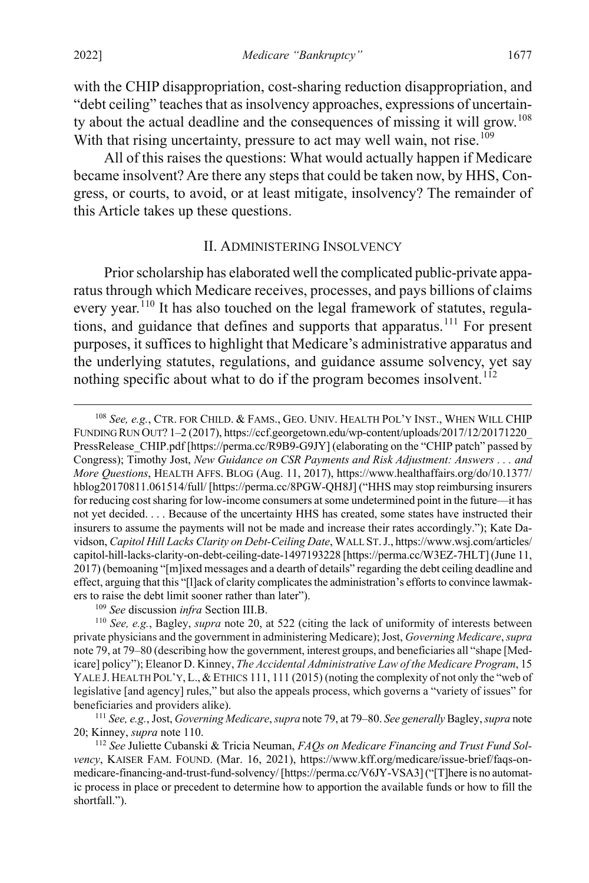with the CHIP disappropriation, cost-sharing reduction disappropriation, and "debt ceiling" teaches that as insolvency approaches, expressions of uncertainty about the actual deadline and the consequences of missing it will grow.[108] With that rising uncertainty, pressure to act may well wain, not rise.[109]

All of this raises the questions: What would actually happen if Medicare became insolvent? Are there any steps that could be taken now, by HHS, Congress, or courts, to avoid, or at least mitigate, insolvency? The remainder of this Article takes up these questions.

## II. Administering Insolvency

Prior scholarship has elaborated well the complicated public-private apparatus through which Medicare receives, processes, and pays billions of claims every year.[110] It has also touched on the legal framework of statutes, regulations, and guidance that defines and supports that apparatus.[111] For present purposes, it suffices to highlight that Medicare's administrative apparatus and the underlying statutes, regulations, and guidance assume solvency, yet say nothing specific about what to do if the program becomes insolvent.[112]

---

[108] *See, e.g.*, Ctr. for Child. & Fams., Geo. Univ. Health Pol'y Inst., When Will CHIP Funding Run Out? 1–2 (2017), https://ccf.georgetown.edu/wp-content/uploads/2017/12/20171220_PressRelease_CHIP.pdf [https://perma.cc/R9B9-G9JY] (elaborating on the "CHIP patch" passed by Congress); Timothy Jost, *New Guidance on CSR Payments and Risk Adjustment: Answers . . . and More Questions*, Health Affs. Blog (Aug. 11, 2017), https://www.healthaffairs.org/do/10.1377/hblog20170811.061514/full/ [https://perma.cc/8PGW-QH8J] ("HHS may stop reimbursing insurers for reducing cost sharing for low-income consumers at some undetermined point in the future—it has not yet decided. . . . Because of the uncertainty HHS has created, some states have instructed their insurers to assume the payments will not be made and increase their rates accordingly."); Kate Davidson, *Capitol Hill Lacks Clarity on Debt-Ceiling Date*, Wall St. J., https://www.wsj.com/articles/capitol-hill-lacks-clarity-on-debt-ceiling-date-1497193228 [https://perma.cc/W3EZ-7HLT] (June 11, 2017) (bemoaning "[m]ixed messages and a dearth of details" regarding the debt ceiling deadline and effect, arguing that this "[l]ack of clarity complicates the administration's efforts to convince lawmakers to raise the debt limit sooner rather than later").

[109] *See* discussion *infra* Section III.B.

[110] *See, e.g.*, Bagley, *supra* note 20, at 522 (citing the lack of uniformity of interests between private physicians and the government in administering Medicare); Jost, *Governing Medicare*, *supra* note 79, at 79–80 (describing how the government, interest groups, and beneficiaries all "shape [Medicare] policy"); Eleanor D. Kinney, *The Accidental Administrative Law of the Medicare Program*, 15 Yale J. Health Pol'y, L., & Ethics 111, 111 (2015) (noting the complexity of not only the "web of legislative [and agency] rules," but also the appeals process, which governs a "variety of issues" for beneficiaries and providers alike).

[111] *See, e.g.*, Jost, *Governing Medicare*, *supra* note 79, at 79–80. *See generally* Bagley, *supra* note 20; Kinney, *supra* note 110.

[112] *See* Juliette Cubanski & Tricia Neuman, *FAQs on Medicare Financing and Trust Fund Solvency*, Kaiser Fam. Found. (Mar. 16, 2021), https://www.kff.org/medicare/issue-brief/faqs-on-medicare-financing-and-trust-fund-solvency/ [https://perma.cc/V6JY-VSA3] ("[T]here is no automatic process in place or precedent to determine how to apportion the available funds or how to fill the shortfall.").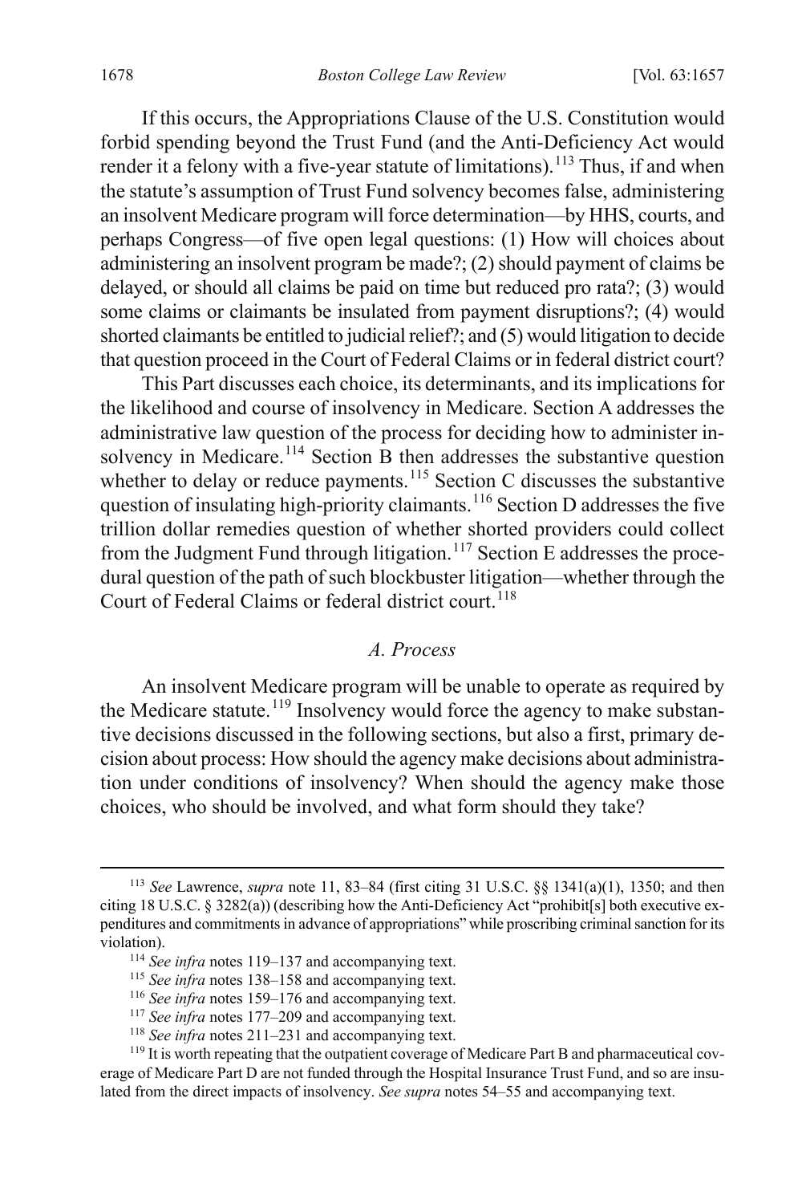If this occurs, the Appropriations Clause of the U.S. Constitution would forbid spending beyond the Trust Fund (and the Anti-Deficiency Act would render it a felony with a five-year statute of limitations).[113] Thus, if and when the statute's assumption of Trust Fund solvency becomes false, administering an insolvent Medicare program will force determination—by HHS, courts, and perhaps Congress—of five open legal questions: (1) How will choices about administering an insolvent program be made?; (2) should payment of claims be delayed, or should all claims be paid on time but reduced pro rata?; (3) would some claims or claimants be insulated from payment disruptions?; (4) would shorted claimants be entitled to judicial relief?; and (5) would litigation to decide that question proceed in the Court of Federal Claims or in federal district court?

This Part discusses each choice, its determinants, and its implications for the likelihood and course of insolvency in Medicare. Section A addresses the administrative law question of the process for deciding how to administer insolvency in Medicare.[114] Section B then addresses the substantive question whether to delay or reduce payments.[115] Section C discusses the substantive question of insulating high-priority claimants.[116] Section D addresses the five trillion dollar remedies question of whether shorted providers could collect from the Judgment Fund through litigation.[117] Section E addresses the procedural question of the path of such blockbuster litigation—whether through the Court of Federal Claims or federal district court.[118]

### *A. Process*

An insolvent Medicare program will be unable to operate as required by the Medicare statute.[119] Insolvency would force the agency to make substantive decisions discussed in the following sections, but also a first, primary decision about process: How should the agency make decisions about administration under conditions of insolvency? When should the agency make those choices, who should be involved, and what form should they take?

---

[113] *See* Lawrence, *supra* note 11, 83–84 (first citing 31 U.S.C. §§ 1341(a)(1), 1350; and then citing 18 U.S.C. § 3282(a)) (describing how the Anti-Deficiency Act "prohibit[s] both executive expenditures and commitments in advance of appropriations" while proscribing criminal sanction for its violation).

[114] *See infra* notes 119–137 and accompanying text.

[115] *See infra* notes 138–158 and accompanying text.

[116] *See infra* notes 159–176 and accompanying text.

[117] *See infra* notes 177–209 and accompanying text.

[118] *See infra* notes 211–231 and accompanying text.

[119] It is worth repeating that the outpatient coverage of Medicare Part B and pharmaceutical coverage of Medicare Part D are not funded through the Hospital Insurance Trust Fund, and so are insulated from the direct impacts of insolvency. *See supra* notes 54–55 and accompanying text.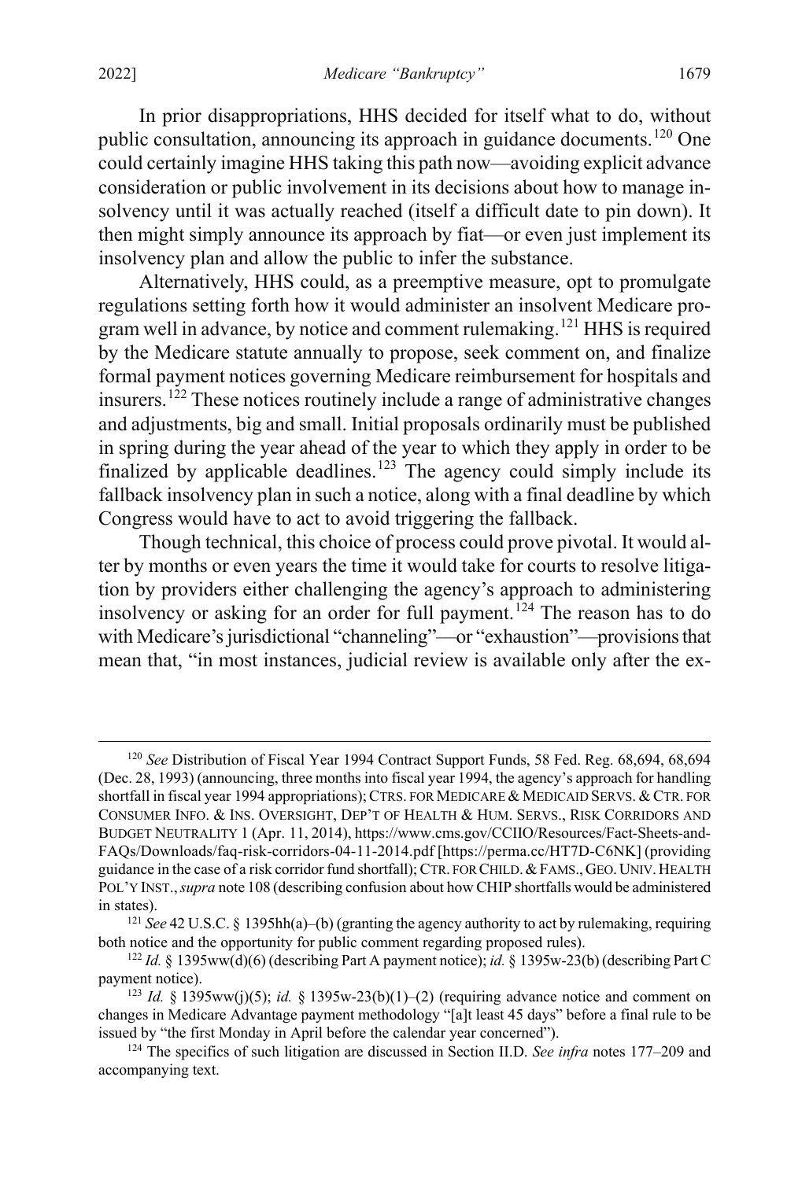In prior disappropriations, HHS decided for itself what to do, without public consultation, announcing its approach in guidance documents.[120] One could certainly imagine HHS taking this path now—avoiding explicit advance consideration or public involvement in its decisions about how to manage insolvency until it was actually reached (itself a difficult date to pin down). It then might simply announce its approach by fiat—or even just implement its insolvency plan and allow the public to infer the substance.

Alternatively, HHS could, as a preemptive measure, opt to promulgate regulations setting forth how it would administer an insolvent Medicare program well in advance, by notice and comment rulemaking.[121] HHS is required by the Medicare statute annually to propose, seek comment on, and finalize formal payment notices governing Medicare reimbursement for hospitals and insurers.[122] These notices routinely include a range of administrative changes and adjustments, big and small. Initial proposals ordinarily must be published in spring during the year ahead of the year to which they apply in order to be finalized by applicable deadlines.[123] The agency could simply include its fallback insolvency plan in such a notice, along with a final deadline by which Congress would have to act to avoid triggering the fallback.

Though technical, this choice of process could prove pivotal. It would alter by months or even years the time it would take for courts to resolve litigation by providers either challenging the agency's approach to administering insolvency or asking for an order for full payment.[124] The reason has to do with Medicare's jurisdictional "channeling"—or "exhaustion"—provisions that mean that, "in most instances, judicial review is available only after the ex-

---

[120] *See* Distribution of Fiscal Year 1994 Contract Support Funds, 58 Fed. Reg. 68,694, 68,694 (Dec. 28, 1993) (announcing, three months into fiscal year 1994, the agency's approach for handling shortfall in fiscal year 1994 appropriations); CTRS. FOR MEDICARE & MEDICAID SERVS. & CTR. FOR CONSUMER INFO. & INS. OVERSIGHT, DEP'T OF HEALTH & HUM. SERVS., RISK CORRIDORS AND BUDGET NEUTRALITY 1 (Apr. 11, 2014), https://www.cms.gov/CCIIO/Resources/Fact-Sheets-and-FAQs/Downloads/faq-risk-corridors-04-11-2014.pdf [https://perma.cc/HT7D-C6NK] (providing guidance in the case of a risk corridor fund shortfall); CTR. FOR CHILD. & FAMS., GEO. UNIV. HEALTH POL'Y INST., *supra* note 108 (describing confusion about how CHIP shortfalls would be administered in states).

[121] *See* 42 U.S.C. § 1395hh(a)–(b) (granting the agency authority to act by rulemaking, requiring both notice and the opportunity for public comment regarding proposed rules).

[122] *Id.* § 1395ww(d)(6) (describing Part A payment notice); *id.* § 1395w-23(b) (describing Part C payment notice).

[123] *Id.* § 1395ww(j)(5); *id.* § 1395w-23(b)(1)–(2) (requiring advance notice and comment on changes in Medicare Advantage payment methodology "[a]t least 45 days" before a final rule to be issued by "the first Monday in April before the calendar year concerned").

[124] The specifics of such litigation are discussed in Section II.D. *See infra* notes 177–209 and accompanying text.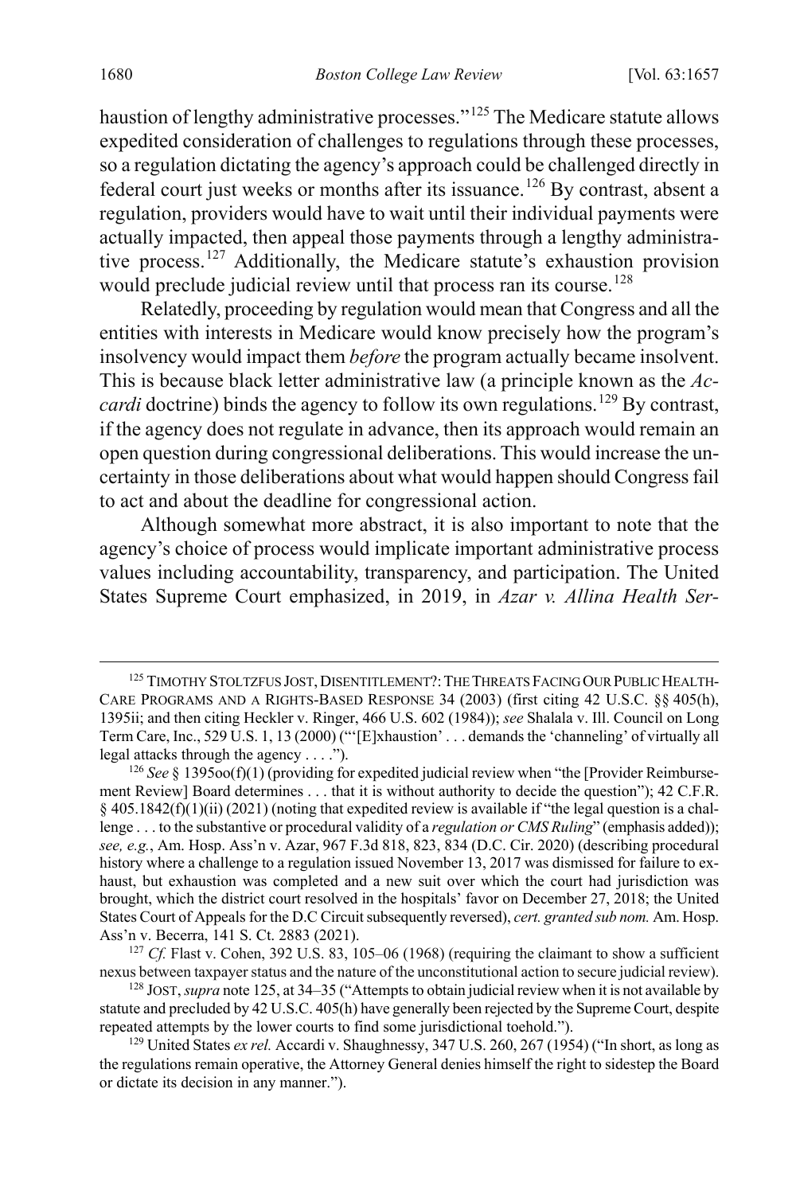haustion of lengthy administrative processes."[125] The Medicare statute allows expedited consideration of challenges to regulations through these processes, so a regulation dictating the agency's approach could be challenged directly in federal court just weeks or months after its issuance.[126] By contrast, absent a regulation, providers would have to wait until their individual payments were actually impacted, then appeal those payments through a lengthy administrative process.[127] Additionally, the Medicare statute's exhaustion provision would preclude judicial review until that process ran its course.[128]

Relatedly, proceeding by regulation would mean that Congress and all the entities with interests in Medicare would know precisely how the program's insolvency would impact them *before* the program actually became insolvent. This is because black letter administrative law (a principle known as the *Accardi* doctrine) binds the agency to follow its own regulations.[129] By contrast, if the agency does not regulate in advance, then its approach would remain an open question during congressional deliberations. This would increase the uncertainty in those deliberations about what would happen should Congress fail to act and about the deadline for congressional action.

Although somewhat more abstract, it is also important to note that the agency's choice of process would implicate important administrative process values including accountability, transparency, and participation. The United States Supreme Court emphasized, in 2019, in *Azar v. Allina Health Ser-*

---

[125] TIMOTHY STOLTZFUS JOST, DISENTITLEMENT?: THE THREATS FACING OUR PUBLIC HEALTH-CARE PROGRAMS AND A RIGHTS-BASED RESPONSE 34 (2003) (first citing 42 U.S.C. §§ 405(h), 1395ii; and then citing Heckler v. Ringer, 466 U.S. 602 (1984)); *see* Shalala v. Ill. Council on Long Term Care, Inc., 529 U.S. 1, 13 (2000) ("'[E]xhaustion' . . . demands the 'channeling' of virtually all legal attacks through the agency . . . .").

[126] *See* § 1395oo(f)(1) (providing for expedited judicial review when "the [Provider Reimbursement Review] Board determines . . . that it is without authority to decide the question"); 42 C.F.R. § 405.1842(f)(1)(ii) (2021) (noting that expedited review is available if "the legal question is a challenge . . . to the substantive or procedural validity of a *regulation or CMS Ruling*" (emphasis added)); *see, e.g.*, Am. Hosp. Ass'n v. Azar, 967 F.3d 818, 823, 834 (D.C. Cir. 2020) (describing procedural history where a challenge to a regulation issued November 13, 2017 was dismissed for failure to exhaust, but exhaustion was completed and a new suit over which the court had jurisdiction was brought, which the district court resolved in the hospitals' favor on December 27, 2018; the United States Court of Appeals for the D.C Circuit subsequently reversed), *cert. granted sub nom.* Am. Hosp. Ass'n v. Becerra, 141 S. Ct. 2883 (2021).

[127] *Cf.* Flast v. Cohen, 392 U.S. 83, 105–06 (1968) (requiring the claimant to show a sufficient nexus between taxpayer status and the nature of the unconstitutional action to secure judicial review).

[128] JOST, *supra* note 125, at 34–35 ("Attempts to obtain judicial review when it is not available by statute and precluded by 42 U.S.C. 405(h) have generally been rejected by the Supreme Court, despite repeated attempts by the lower courts to find some jurisdictional toehold.").

[129] United States *ex rel.* Accardi v. Shaughnessy, 347 U.S. 260, 267 (1954) ("In short, as long as the regulations remain operative, the Attorney General denies himself the right to sidestep the Board or dictate its decision in any manner.").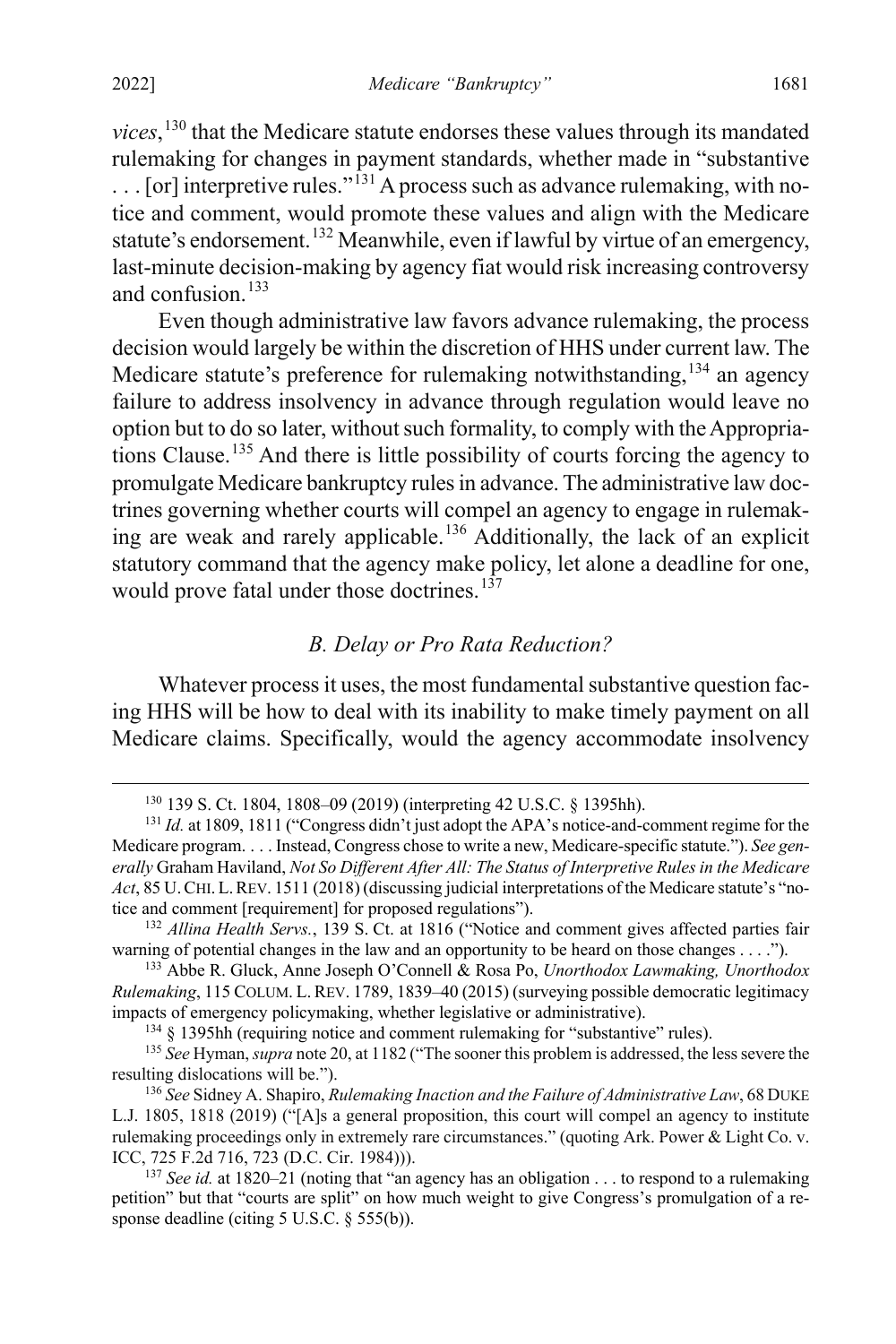*vices*,[130] that the Medicare statute endorses these values through its mandated rulemaking for changes in payment standards, whether made in "substantive . . . [or] interpretive rules."[131] A process such as advance rulemaking, with notice and comment, would promote these values and align with the Medicare statute's endorsement.[132] Meanwhile, even if lawful by virtue of an emergency, last-minute decision-making by agency fiat would risk increasing controversy and confusion.[133]

Even though administrative law favors advance rulemaking, the process decision would largely be within the discretion of HHS under current law. The Medicare statute's preference for rulemaking notwithstanding,[134] an agency failure to address insolvency in advance through regulation would leave no option but to do so later, without such formality, to comply with the Appropriations Clause.[135] And there is little possibility of courts forcing the agency to promulgate Medicare bankruptcy rules in advance. The administrative law doctrines governing whether courts will compel an agency to engage in rulemaking are weak and rarely applicable.[136] Additionally, the lack of an explicit statutory command that the agency make policy, let alone a deadline for one, would prove fatal under those doctrines.[137]

### *B. Delay or Pro Rata Reduction?*

Whatever process it uses, the most fundamental substantive question facing HHS will be how to deal with its inability to make timely payment on all Medicare claims. Specifically, would the agency accommodate insolvency

---

[130] 139 S. Ct. 1804, 1808–09 (2019) (interpreting 42 U.S.C. § 1395hh).

[131] *Id.* at 1809, 1811 ("Congress didn't just adopt the APA's notice-and-comment regime for the Medicare program. . . . Instead, Congress chose to write a new, Medicare-specific statute."). *See generally* Graham Haviland, *Not So Different After All: The Status of Interpretive Rules in the Medicare Act*, 85 U. CHI. L. REV. 1511 (2018) (discussing judicial interpretations of the Medicare statute's "notice and comment [requirement] for proposed regulations").

[132] *Allina Health Servs.*, 139 S. Ct. at 1816 ("Notice and comment gives affected parties fair warning of potential changes in the law and an opportunity to be heard on those changes . . . .").

[133] Abbe R. Gluck, Anne Joseph O'Connell & Rosa Po, *Unorthodox Lawmaking, Unorthodox Rulemaking*, 115 COLUM. L. REV. 1789, 1839–40 (2015) (surveying possible democratic legitimacy impacts of emergency policymaking, whether legislative or administrative).

[134] § 1395hh (requiring notice and comment rulemaking for "substantive" rules).

[135] *See* Hyman, *supra* note 20, at 1182 ("The sooner this problem is addressed, the less severe the resulting dislocations will be.").

[136] *See* Sidney A. Shapiro, *Rulemaking Inaction and the Failure of Administrative Law*, 68 DUKE L.J. 1805, 1818 (2019) ("[A]s a general proposition, this court will compel an agency to institute rulemaking proceedings only in extremely rare circumstances." (quoting Ark. Power & Light Co. v. ICC, 725 F.2d 716, 723 (D.C. Cir. 1984))).

[137] *See id.* at 1820–21 (noting that "an agency has an obligation . . . to respond to a rulemaking petition" but that "courts are split" on how much weight to give Congress's promulgation of a response deadline (citing 5 U.S.C. § 555(b)).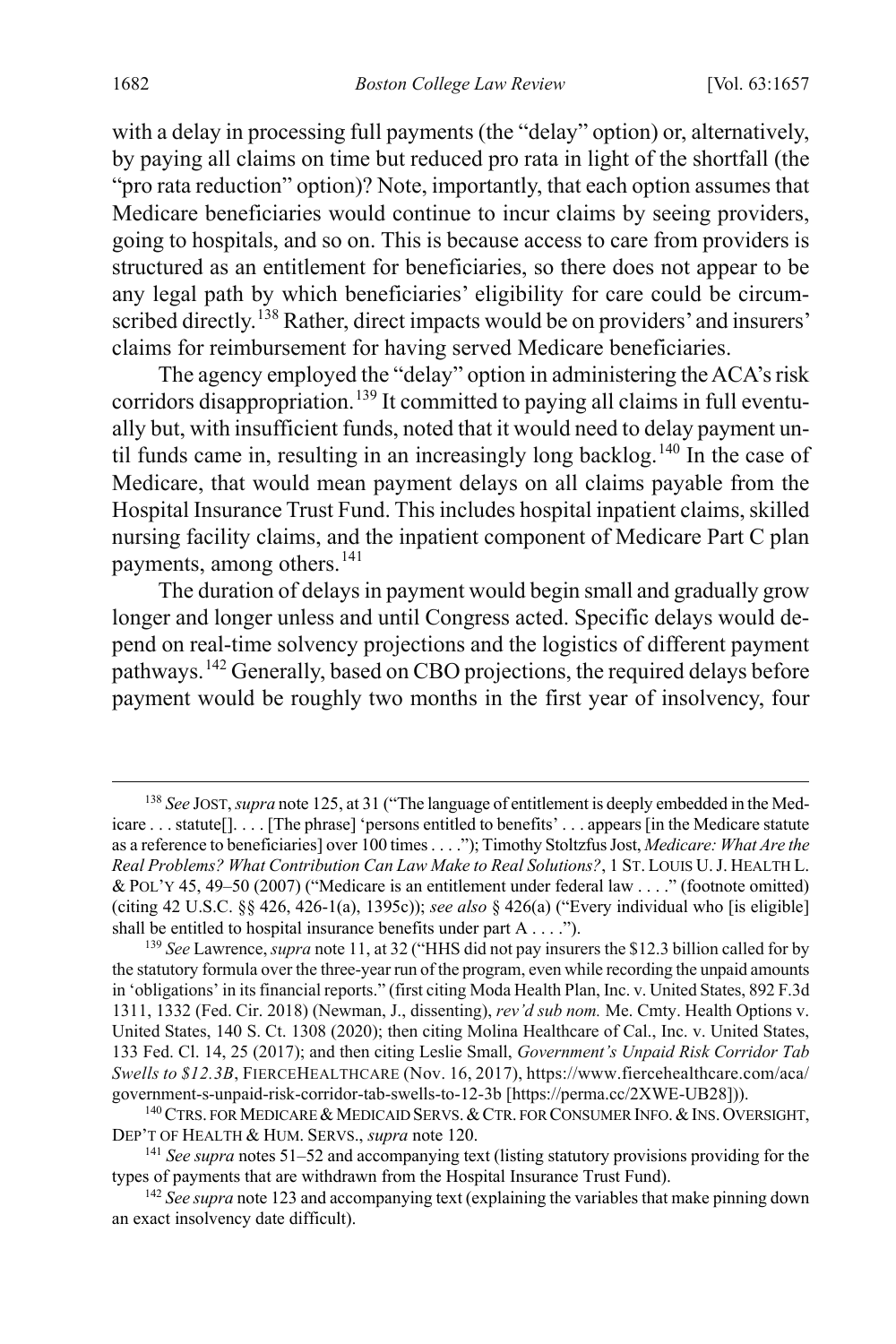with a delay in processing full payments (the "delay" option) or, alternatively, by paying all claims on time but reduced pro rata in light of the shortfall (the "pro rata reduction" option)? Note, importantly, that each option assumes that Medicare beneficiaries would continue to incur claims by seeing providers, going to hospitals, and so on. This is because access to care from providers is structured as an entitlement for beneficiaries, so there does not appear to be any legal path by which beneficiaries' eligibility for care could be circumscribed directly.[138] Rather, direct impacts would be on providers' and insurers' claims for reimbursement for having served Medicare beneficiaries.

The agency employed the "delay" option in administering the ACA's risk corridors disappropriation.[139] It committed to paying all claims in full eventually but, with insufficient funds, noted that it would need to delay payment until funds came in, resulting in an increasingly long backlog.[140] In the case of Medicare, that would mean payment delays on all claims payable from the Hospital Insurance Trust Fund. This includes hospital inpatient claims, skilled nursing facility claims, and the inpatient component of Medicare Part C plan payments, among others.[141]

The duration of delays in payment would begin small and gradually grow longer and longer unless and until Congress acted. Specific delays would depend on real-time solvency projections and the logistics of different payment pathways.[142] Generally, based on CBO projections, the required delays before payment would be roughly two months in the first year of insolvency, four

---

[138] *See* JOST, *supra* note 125, at 31 ("The language of entitlement is deeply embedded in the Medicare . . . statute[]. . . . [The phrase] 'persons entitled to benefits' . . . appears [in the Medicare statute as a reference to beneficiaries] over 100 times . . . ."); Timothy Stoltzfus Jost, *Medicare: What Are the Real Problems? What Contribution Can Law Make to Real Solutions?*, 1 ST. LOUIS U. J. HEALTH L. & POL'Y 45, 49–50 (2007) ("Medicare is an entitlement under federal law . . . ." (footnote omitted) (citing 42 U.S.C. §§ 426, 426-1(a), 1395c)); *see also* § 426(a) ("Every individual who [is eligible] shall be entitled to hospital insurance benefits under part A . . . .").

[139] *See* Lawrence, *supra* note 11, at 32 ("HHS did not pay insurers the $12.3 billion called for by the statutory formula over the three-year run of the program, even while recording the unpaid amounts in 'obligations' in its financial reports." (first citing Moda Health Plan, Inc. v. United States, 892 F.3d 1311, 1332 (Fed. Cir. 2018) (Newman, J., dissenting), *rev'd sub nom.* Me. Cmty. Health Options v. United States, 140 S. Ct. 1308 (2020); then citing Molina Healthcare of Cal., Inc. v. United States, 133 Fed. Cl. 14, 25 (2017); and then citing Leslie Small, *Government's Unpaid Risk Corridor Tab Swells to $12.3B*, FIERCEHEALTHCARE (Nov. 16, 2017), https://www.fiercehealthcare.com/aca/government-s-unpaid-risk-corridor-tab-swells-to-12-3b [https://perma.cc/2XWE-UB28])).

[140] CTRS. FOR MEDICARE & MEDICAID SERVS. & CTR. FOR CONSUMER INFO. & INS. OVERSIGHT, DEP'T OF HEALTH & HUM. SERVS., *supra* note 120.

[141] *See supra* notes 51–52 and accompanying text (listing statutory provisions providing for the types of payments that are withdrawn from the Hospital Insurance Trust Fund).

[142] *See supra* note 123 and accompanying text (explaining the variables that make pinning down an exact insolvency date difficult).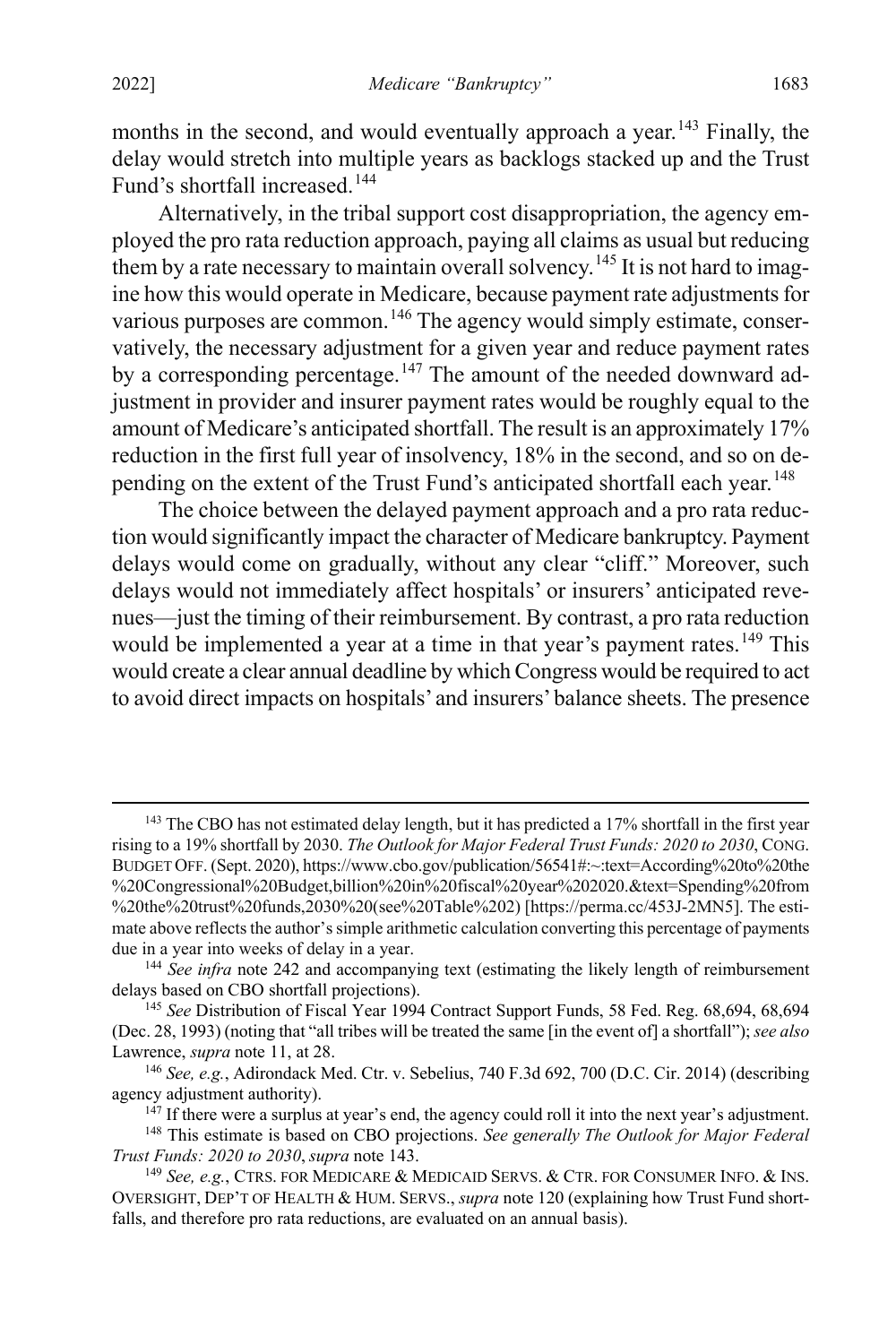months in the second, and would eventually approach a year.[143] Finally, the delay would stretch into multiple years as backlogs stacked up and the Trust Fund's shortfall increased.[144]

Alternatively, in the tribal support cost disappropriation, the agency employed the pro rata reduction approach, paying all claims as usual but reducing them by a rate necessary to maintain overall solvency.[145] It is not hard to imagine how this would operate in Medicare, because payment rate adjustments for various purposes are common.[146] The agency would simply estimate, conservatively, the necessary adjustment for a given year and reduce payment rates by a corresponding percentage.[147] The amount of the needed downward adjustment in provider and insurer payment rates would be roughly equal to the amount of Medicare's anticipated shortfall. The result is an approximately 17% reduction in the first full year of insolvency, 18% in the second, and so on depending on the extent of the Trust Fund's anticipated shortfall each year.[148]

The choice between the delayed payment approach and a pro rata reduction would significantly impact the character of Medicare bankruptcy. Payment delays would come on gradually, without any clear "cliff." Moreover, such delays would not immediately affect hospitals' or insurers' anticipated revenues—just the timing of their reimbursement. By contrast, a pro rata reduction would be implemented a year at a time in that year's payment rates.[149] This would create a clear annual deadline by which Congress would be required to act to avoid direct impacts on hospitals' and insurers' balance sheets. The presence

---

[143] The CBO has not estimated delay length, but it has predicted a 17% shortfall in the first year rising to a 19% shortfall by 2030. *The Outlook for Major Federal Trust Funds: 2020 to 2030*, CONG. BUDGET OFF. (Sept. 2020), https://www.cbo.gov/publication/56541#:~:text=According%20to%20the%20Congressional%20Budget,billion%20in%20fiscal%20year%202020.&text=Spending%20from%20the%20trust%20funds,2030%20(see%20Table%202) [https://perma.cc/453J-2MN5]. The estimate above reflects the author's simple arithmetic calculation converting this percentage of payments due in a year into weeks of delay in a year.

[144] *See infra* note 242 and accompanying text (estimating the likely length of reimbursement delays based on CBO shortfall projections).

[145] *See* Distribution of Fiscal Year 1994 Contract Support Funds, 58 Fed. Reg. 68,694, 68,694 (Dec. 28, 1993) (noting that "all tribes will be treated the same [in the event of] a shortfall"); *see also* Lawrence, *supra* note 11, at 28.

[146] *See, e.g.*, Adirondack Med. Ctr. v. Sebelius, 740 F.3d 692, 700 (D.C. Cir. 2014) (describing agency adjustment authority).

[147] If there were a surplus at year's end, the agency could roll it into the next year's adjustment.

[148] This estimate is based on CBO projections. *See generally The Outlook for Major Federal Trust Funds: 2020 to 2030*, *supra* note 143.

[149] *See, e.g.*, CTRS. FOR MEDICARE & MEDICAID SERVS. & CTR. FOR CONSUMER INFO. & INS. OVERSIGHT, DEP'T OF HEALTH & HUM. SERVS., *supra* note 120 (explaining how Trust Fund shortfalls, and therefore pro rata reductions, are evaluated on an annual basis).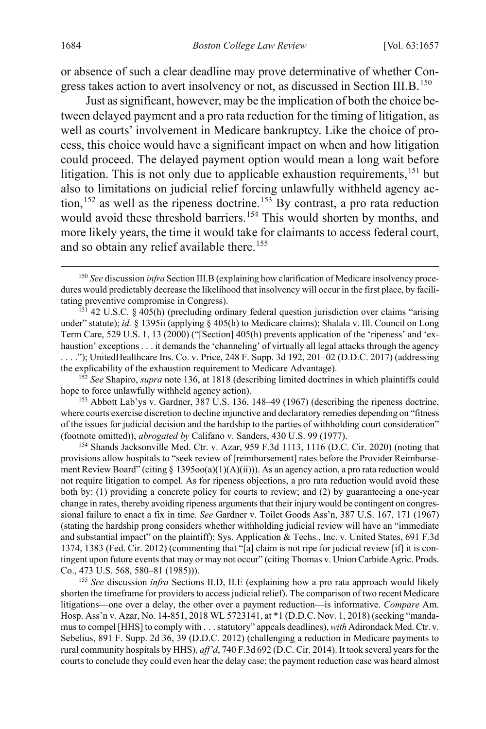or absence of such a clear deadline may prove determinative of whether Congress takes action to avert insolvency or not, as discussed in Section III.B.[150]

Just as significant, however, may be the implication of both the choice between delayed payment and a pro rata reduction for the timing of litigation, as well as courts' involvement in Medicare bankruptcy. Like the choice of process, this choice would have a significant impact on when and how litigation could proceed. The delayed payment option would mean a long wait before litigation. This is not only due to applicable exhaustion requirements,[151] but also to limitations on judicial relief forcing unlawfully withheld agency action,[152] as well as the ripeness doctrine.[153] By contrast, a pro rata reduction would avoid these threshold barriers.[154] This would shorten by months, and more likely years, the time it would take for claimants to access federal court, and so obtain any relief available there.[155]

---

[150] *See* discussion *infra* Section III.B (explaining how clarification of Medicare insolvency procedures would predictably decrease the likelihood that insolvency will occur in the first place, by facilitating preventive compromise in Congress).

[151] 42 U.S.C. § 405(h) (precluding ordinary federal question jurisdiction over claims "arising under" statute); *id.* § 1395ii (applying § 405(h) to Medicare claims); Shalala v. Ill. Council on Long Term Care, 529 U.S. 1, 13 (2000) ("[Section] 405(h) prevents application of the 'ripeness' and 'exhaustion' exceptions . . . it demands the 'channeling' of virtually all legal attacks through the agency . . . ."); UnitedHealthcare Ins. Co. v. Price, 248 F. Supp. 3d 192, 201–02 (D.D.C. 2017) (addressing the explicability of the exhaustion requirement to Medicare Advantage).

[152] *See* Shapiro, *supra* note 136, at 1818 (describing limited doctrines in which plaintiffs could hope to force unlawfully withheld agency action).

[153] Abbott Lab'ys v. Gardner, 387 U.S. 136, 148–49 (1967) (describing the ripeness doctrine, where courts exercise discretion to decline injunctive and declaratory remedies depending on "fitness of the issues for judicial decision and the hardship to the parties of withholding court consideration" (footnote omitted)), *abrogated by* Califano v. Sanders, 430 U.S. 99 (1977).

[154] Shands Jacksonville Med. Ctr. v. Azar, 959 F.3d 1113, 1116 (D.C. Cir. 2020) (noting that provisions allow hospitals to "seek review of [reimbursement] rates before the Provider Reimbursement Review Board" (citing § 1395oo(a)(1)(A)(ii))). As an agency action, a pro rata reduction would not require litigation to compel. As for ripeness objections, a pro rata reduction would avoid these both by: (1) providing a concrete policy for courts to review; and (2) by guaranteeing a one-year change in rates, thereby avoiding ripeness arguments that their injury would be contingent on congressional failure to enact a fix in time. *See* Gardner v. Toilet Goods Ass'n, 387 U.S. 167, 171 (1967) (stating the hardship prong considers whether withholding judicial review will have an "immediate and substantial impact" on the plaintiff); Sys. Application & Techs., Inc. v. United States, 691 F.3d 1374, 1383 (Fed. Cir. 2012) (commenting that "[a] claim is not ripe for judicial review [if] it is contingent upon future events that may or may not occur" (citing Thomas v. Union Carbide Agric. Prods. Co., 473 U.S. 568, 580–81 (1985))).

[155] *See* discussion *infra* Sections II.D, II.E (explaining how a pro rata approach would likely shorten the timeframe for providers to access judicial relief). The comparison of two recent Medicare litigations—one over a delay, the other over a payment reduction—is informative. *Compare* Am. Hosp. Ass'n v. Azar, No. 14-851, 2018 WL 5723141, at *1 (D.D.C. Nov. 1, 2018) (seeking "mandamus to compel [HHS] to comply with . . . statutory" appeals deadlines), *with* Adirondack Med. Ctr. v. Sebelius, 891 F. Supp. 2d 36, 39 (D.D.C. 2012) (challenging a reduction in Medicare payments to rural community hospitals by HHS), *aff'd*, 740 F.3d 692 (D.C. Cir. 2014). It took several years for the courts to conclude they could even hear the delay case; the payment reduction case was heard almost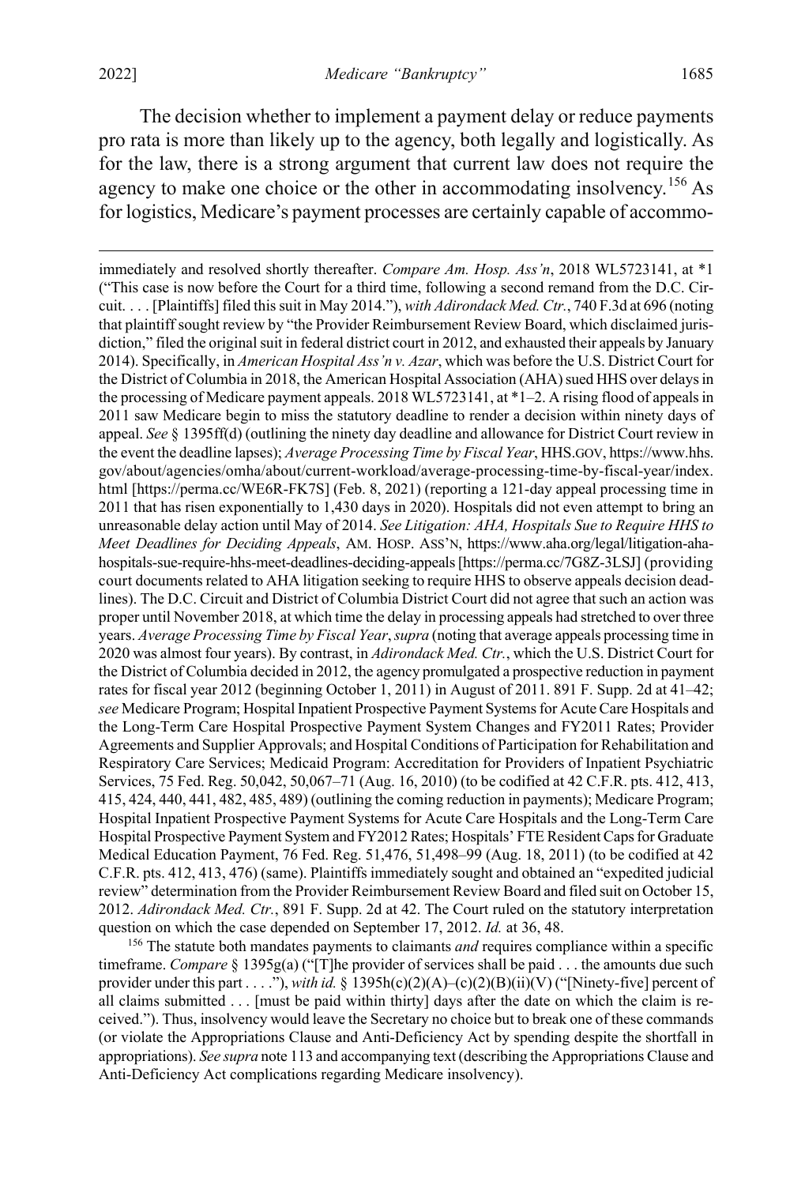The decision whether to implement a payment delay or reduce payments pro rata is more than likely up to the agency, both legally and logistically. As for the law, there is a strong argument that current law does not require the agency to make one choice or the other in accommodating insolvency.[156] As for logistics, Medicare's payment processes are certainly capable of accommo-

immediately and resolved shortly thereafter. *Compare Am. Hosp. Ass'n*, 2018 WL5723141, at *1 ("This case is now before the Court for a third time, following a second remand from the D.C. Circuit. . . . [Plaintiffs] filed this suit in May 2014."), *with Adirondack Med. Ctr.*, 740 F.3d at 696 (noting that plaintiff sought review by "the Provider Reimbursement Review Board, which disclaimed jurisdiction," filed the original suit in federal district court in 2012, and exhausted their appeals by January 2014). Specifically, in *American Hospital Ass'n v. Azar*, which was before the U.S. District Court for the District of Columbia in 2018, the American Hospital Association (AHA) sued HHS over delays in the processing of Medicare payment appeals. 2018 WL5723141, at *1–2. A rising flood of appeals in 2011 saw Medicare begin to miss the statutory deadline to render a decision within ninety days of appeal. *See* § 1395ff(d) (outlining the ninety day deadline and allowance for District Court review in the event the deadline lapses); *Average Processing Time by Fiscal Year*, HHS.GOV, https://www.hhs.gov/about/agencies/omha/about/current-workload/average-processing-time-by-fiscal-year/index.html [https://perma.cc/WE6R-FK7S] (Feb. 8, 2021) (reporting a 121-day appeal processing time in 2011 that has risen exponentially to 1,430 days in 2020). Hospitals did not even attempt to bring an unreasonable delay action until May of 2014. *See Litigation: AHA, Hospitals Sue to Require HHS to Meet Deadlines for Deciding Appeals*, AM. HOSP. ASS'N, https://www.aha.org/legal/litigation-aha-hospitals-sue-require-hhs-meet-deadlines-deciding-appeals [https://perma.cc/7G8Z-3LSJ] (providing court documents related to AHA litigation seeking to require HHS to observe appeals decision deadlines). The D.C. Circuit and District of Columbia District Court did not agree that such an action was proper until November 2018, at which time the delay in processing appeals had stretched to over three years. *Average Processing Time by Fiscal Year*, *supra* (noting that average appeals processing time in 2020 was almost four years). By contrast, in *Adirondack Med. Ctr.*, which the U.S. District Court for the District of Columbia decided in 2012, the agency promulgated a prospective reduction in payment rates for fiscal year 2012 (beginning October 1, 2011) in August of 2011. 891 F. Supp. 2d at 41–42; *see* Medicare Program; Hospital Inpatient Prospective Payment Systems for Acute Care Hospitals and the Long-Term Care Hospital Prospective Payment System Changes and FY2011 Rates; Provider Agreements and Supplier Approvals; and Hospital Conditions of Participation for Rehabilitation and Respiratory Care Services; Medicaid Program: Accreditation for Providers of Inpatient Psychiatric Services, 75 Fed. Reg. 50,042, 50,067–71 (Aug. 16, 2010) (to be codified at 42 C.F.R. pts. 412, 413, 415, 424, 440, 441, 482, 485, 489) (outlining the coming reduction in payments); Medicare Program; Hospital Inpatient Prospective Payment Systems for Acute Care Hospitals and the Long-Term Care Hospital Prospective Payment System and FY2012 Rates; Hospitals' FTE Resident Caps for Graduate Medical Education Payment, 76 Fed. Reg. 51,476, 51,498–99 (Aug. 18, 2011) (to be codified at 42 C.F.R. pts. 412, 413, 476) (same). Plaintiffs immediately sought and obtained an "expedited judicial review" determination from the Provider Reimbursement Review Board and filed suit on October 15, 2012. *Adirondack Med. Ctr.*, 891 F. Supp. 2d at 42. The Court ruled on the statutory interpretation question on which the case depended on September 17, 2012. *Id.* at 36, 48.

[156] The statute both mandates payments to claimants *and* requires compliance within a specific timeframe. *Compare* § 1395g(a) ("[T]he provider of services shall be paid . . . the amounts due such provider under this part . . . ."), *with id.* § 1395h(c)(2)(A)–(c)(2)(B)(ii)(V) ("[Ninety-five] percent of all claims submitted . . . [must be paid within thirty] days after the date on which the claim is received."). Thus, insolvency would leave the Secretary no choice but to break one of these commands (or violate the Appropriations Clause and Anti-Deficiency Act by spending despite the shortfall in appropriations). *See supra* note 113 and accompanying text (describing the Appropriations Clause and Anti-Deficiency Act complications regarding Medicare insolvency).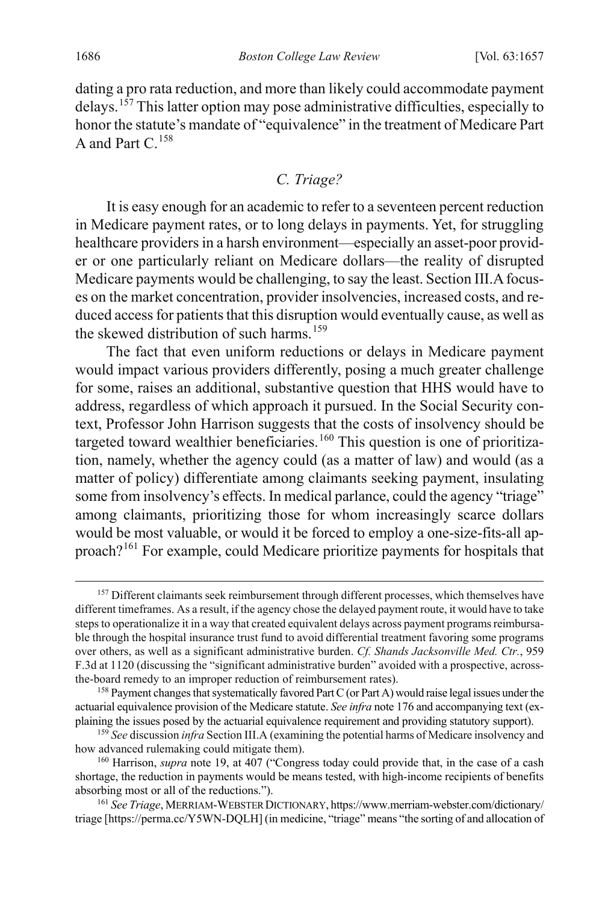dating a pro rata reduction, and more than likely could accommodate payment delays.[157] This latter option may pose administrative difficulties, especially to honor the statute's mandate of "equivalence" in the treatment of Medicare Part A and Part C.[158]

### *C. Triage?*

It is easy enough for an academic to refer to a seventeen percent reduction in Medicare payment rates, or to long delays in payments. Yet, for struggling healthcare providers in a harsh environment—especially an asset-poor provider or one particularly reliant on Medicare dollars—the reality of disrupted Medicare payments would be challenging, to say the least. Section III.A focuses on the market concentration, provider insolvencies, increased costs, and reduced access for patients that this disruption would eventually cause, as well as the skewed distribution of such harms.[159]

The fact that even uniform reductions or delays in Medicare payment would impact various providers differently, posing a much greater challenge for some, raises an additional, substantive question that HHS would have to address, regardless of which approach it pursued. In the Social Security context, Professor John Harrison suggests that the costs of insolvency should be targeted toward wealthier beneficiaries.[160] This question is one of prioritization, namely, whether the agency could (as a matter of law) and would (as a matter of policy) differentiate among claimants seeking payment, insulating some from insolvency's effects. In medical parlance, could the agency "triage" among claimants, prioritizing those for whom increasingly scarce dollars would be most valuable, or would it be forced to employ a one-size-fits-all approach?[161] For example, could Medicare prioritize payments for hospitals that

[157] Different claimants seek reimbursement through different processes, which themselves have different timeframes. As a result, if the agency chose the delayed payment route, it would have to take steps to operationalize it in a way that created equivalent delays across payment programs reimbursable through the hospital insurance trust fund to avoid differential treatment favoring some programs over others, as well as a significant administrative burden. *Cf. Shands Jacksonville Med. Ctr.*, 959 F.3d at 1120 (discussing the "significant administrative burden" avoided with a prospective, across-the-board remedy to an improper reduction of reimbursement rates).

[158] Payment changes that systematically favored Part C (or Part A) would raise legal issues under the actuarial equivalence provision of the Medicare statute. *See infra* note 176 and accompanying text (explaining the issues posed by the actuarial equivalence requirement and providing statutory support).

[159] *See* discussion *infra* Section III.A (examining the potential harms of Medicare insolvency and how advanced rulemaking could mitigate them).

[160] Harrison, *supra* note 19, at 407 ("Congress today could provide that, in the case of a cash shortage, the reduction in payments would be means tested, with high-income recipients of benefits absorbing most or all of the reductions.").

[161] *See Triage*, MERRIAM-WEBSTER DICTIONARY, https://www.merriam-webster.com/dictionary/triage [https://perma.cc/Y5WN-DQLH] (in medicine, "triage" means "the sorting of and allocation of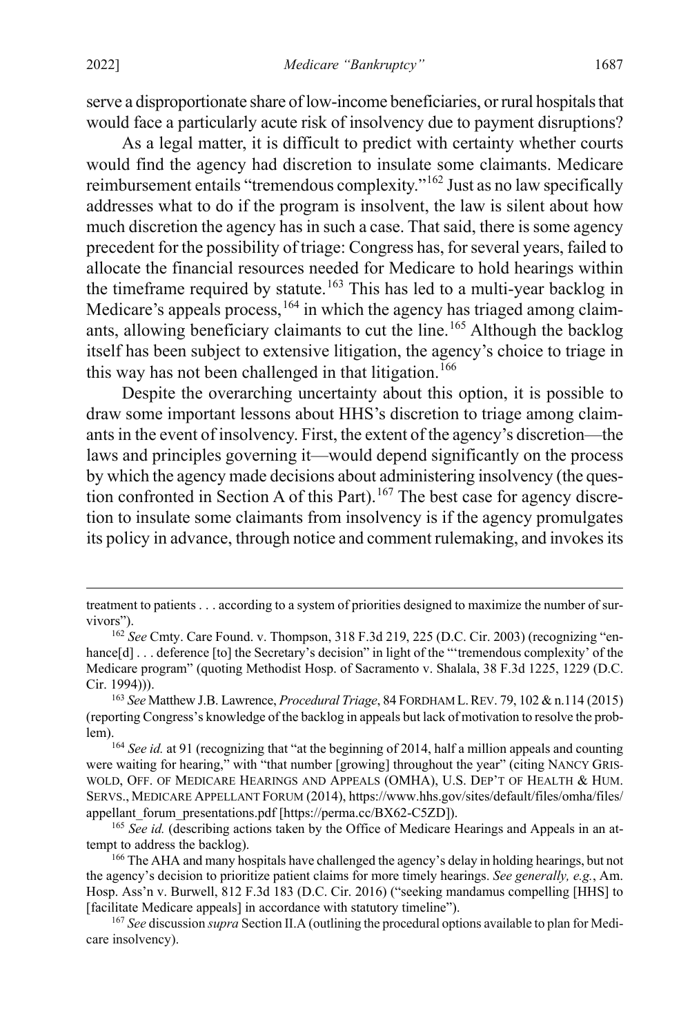serve a disproportionate share of low-income beneficiaries, or rural hospitals that would face a particularly acute risk of insolvency due to payment disruptions?

As a legal matter, it is difficult to predict with certainty whether courts would find the agency had discretion to insulate some claimants. Medicare reimbursement entails "tremendous complexity."[162] Just as no law specifically addresses what to do if the program is insolvent, the law is silent about how much discretion the agency has in such a case. That said, there is some agency precedent for the possibility of triage: Congress has, for several years, failed to allocate the financial resources needed for Medicare to hold hearings within the timeframe required by statute.[163] This has led to a multi-year backlog in Medicare's appeals process,[164] in which the agency has triaged among claimants, allowing beneficiary claimants to cut the line.[165] Although the backlog itself has been subject to extensive litigation, the agency's choice to triage in this way has not been challenged in that litigation.[166]

Despite the overarching uncertainty about this option, it is possible to draw some important lessons about HHS's discretion to triage among claimants in the event of insolvency. First, the extent of the agency's discretion—the laws and principles governing it—would depend significantly on the process by which the agency made decisions about administering insolvency (the question confronted in Section A of this Part).[167] The best case for agency discretion to insulate some claimants from insolvency is if the agency promulgates its policy in advance, through notice and comment rulemaking, and invokes its

---

treatment to patients . . . according to a system of priorities designed to maximize the number of survivors").

[162] *See* Cmty. Care Found. v. Thompson, 318 F.3d 219, 225 (D.C. Cir. 2003) (recognizing "enhance[d] . . . deference [to] the Secretary's decision" in light of the "'tremendous complexity' of the Medicare program" (quoting Methodist Hosp. of Sacramento v. Shalala, 38 F.3d 1225, 1229 (D.C. Cir. 1994))).

[163] *See* Matthew J.B. Lawrence, *Procedural Triage*, 84 FORDHAM L. REV. 79, 102 & n.114 (2015) (reporting Congress's knowledge of the backlog in appeals but lack of motivation to resolve the problem).

[164] *See id.* at 91 (recognizing that "at the beginning of 2014, half a million appeals and counting were waiting for hearing," with "that number [growing] throughout the year" (citing NANCY GRISWOLD, OFF. OF MEDICARE HEARINGS AND APPEALS (OMHA), U.S. DEP'T OF HEALTH & HUM. SERVS., MEDICARE APPELLANT FORUM (2014), https://www.hhs.gov/sites/default/files/omha/files/appellant_forum_presentations.pdf [https://perma.cc/BX62-C5ZD]).

[165] *See id.* (describing actions taken by the Office of Medicare Hearings and Appeals in an attempt to address the backlog).

[166] The AHA and many hospitals have challenged the agency's delay in holding hearings, but not the agency's decision to prioritize patient claims for more timely hearings. *See generally, e.g.*, Am. Hosp. Ass'n v. Burwell, 812 F.3d 183 (D.C. Cir. 2016) ("seeking mandamus compelling [HHS] to [facilitate Medicare appeals] in accordance with statutory timeline").

[167] *See* discussion *supra* Section II.A (outlining the procedural options available to plan for Medicare insolvency).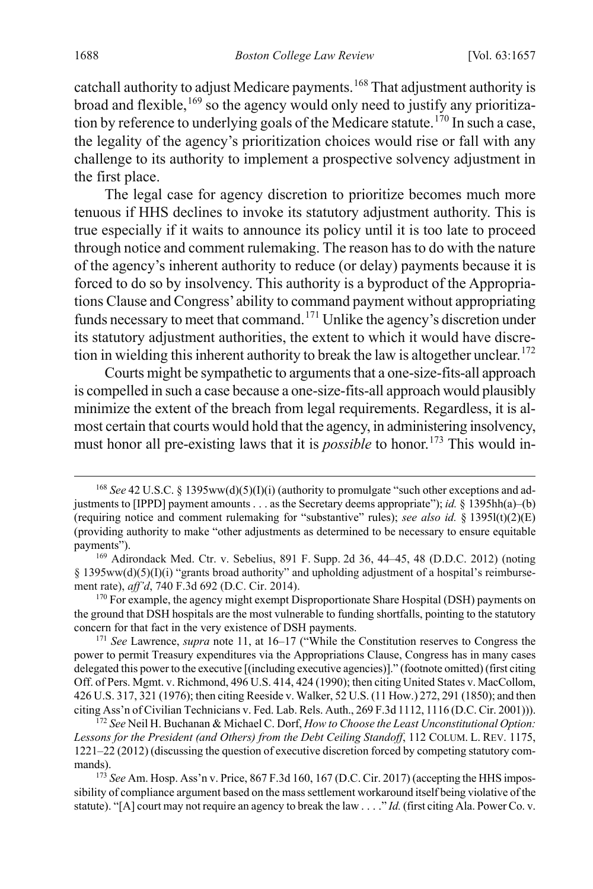catchall authority to adjust Medicare payments.[168] That adjustment authority is broad and flexible,[169] so the agency would only need to justify any prioritization by reference to underlying goals of the Medicare statute.[170] In such a case, the legality of the agency's prioritization choices would rise or fall with any challenge to its authority to implement a prospective solvency adjustment in the first place.

The legal case for agency discretion to prioritize becomes much more tenuous if HHS declines to invoke its statutory adjustment authority. This is true especially if it waits to announce its policy until it is too late to proceed through notice and comment rulemaking. The reason has to do with the nature of the agency's inherent authority to reduce (or delay) payments because it is forced to do so by insolvency. This authority is a byproduct of the Appropriations Clause and Congress' ability to command payment without appropriating funds necessary to meet that command.[171] Unlike the agency's discretion under its statutory adjustment authorities, the extent to which it would have discretion in wielding this inherent authority to break the law is altogether unclear.[172]

Courts might be sympathetic to arguments that a one-size-fits-all approach is compelled in such a case because a one-size-fits-all approach would plausibly minimize the extent of the breach from legal requirements. Regardless, it is almost certain that courts would hold that the agency, in administering insolvency, must honor all pre-existing laws that it is *possible* to honor.[173] This would in-

---

[168] *See* 42 U.S.C. § 1395ww(d)(5)(I)(i) (authority to promulgate "such other exceptions and adjustments to [IPPD] payment amounts . . . as the Secretary deems appropriate"); *id.* § 1395hh(a)–(b) (requiring notice and comment rulemaking for "substantive" rules); *see also id.* § 1395l(t)(2)(E) (providing authority to make "other adjustments as determined to be necessary to ensure equitable payments").

[169] Adirondack Med. Ctr. v. Sebelius, 891 F. Supp. 2d 36, 44–45, 48 (D.D.C. 2012) (noting § 1395ww(d)(5)(I)(i) "grants broad authority" and upholding adjustment of a hospital's reimbursement rate), *aff'd*, 740 F.3d 692 (D.C. Cir. 2014).

[170] For example, the agency might exempt Disproportionate Share Hospital (DSH) payments on the ground that DSH hospitals are the most vulnerable to funding shortfalls, pointing to the statutory concern for that fact in the very existence of DSH payments.

[171] *See* Lawrence, *supra* note 11, at 16–17 ("While the Constitution reserves to Congress the power to permit Treasury expenditures via the Appropriations Clause, Congress has in many cases delegated this power to the executive [(including executive agencies)]." (footnote omitted) (first citing Off. of Pers. Mgmt. v. Richmond, 496 U.S. 414, 424 (1990); then citing United States v. MacCollom, 426 U.S. 317, 321 (1976); then citing Reeside v. Walker, 52 U.S. (11 How.) 272, 291 (1850); and then citing Ass'n of Civilian Technicians v. Fed. Lab. Rels. Auth., 269 F.3d 1112, 1116 (D.C. Cir. 2001))).

[172] *See* Neil H. Buchanan & Michael C. Dorf, *How to Choose the Least Unconstitutional Option: Lessons for the President (and Others) from the Debt Ceiling Standoff*, 112 COLUM. L. REV. 1175, 1221–22 (2012) (discussing the question of executive discretion forced by competing statutory commands).

[173] *See* Am. Hosp. Ass'n v. Price, 867 F.3d 160, 167 (D.C. Cir. 2017) (accepting the HHS impossibility of compliance argument based on the mass settlement workaround itself being violative of the statute). "[A] court may not require an agency to break the law . . . ." *Id.* (first citing Ala. Power Co. v.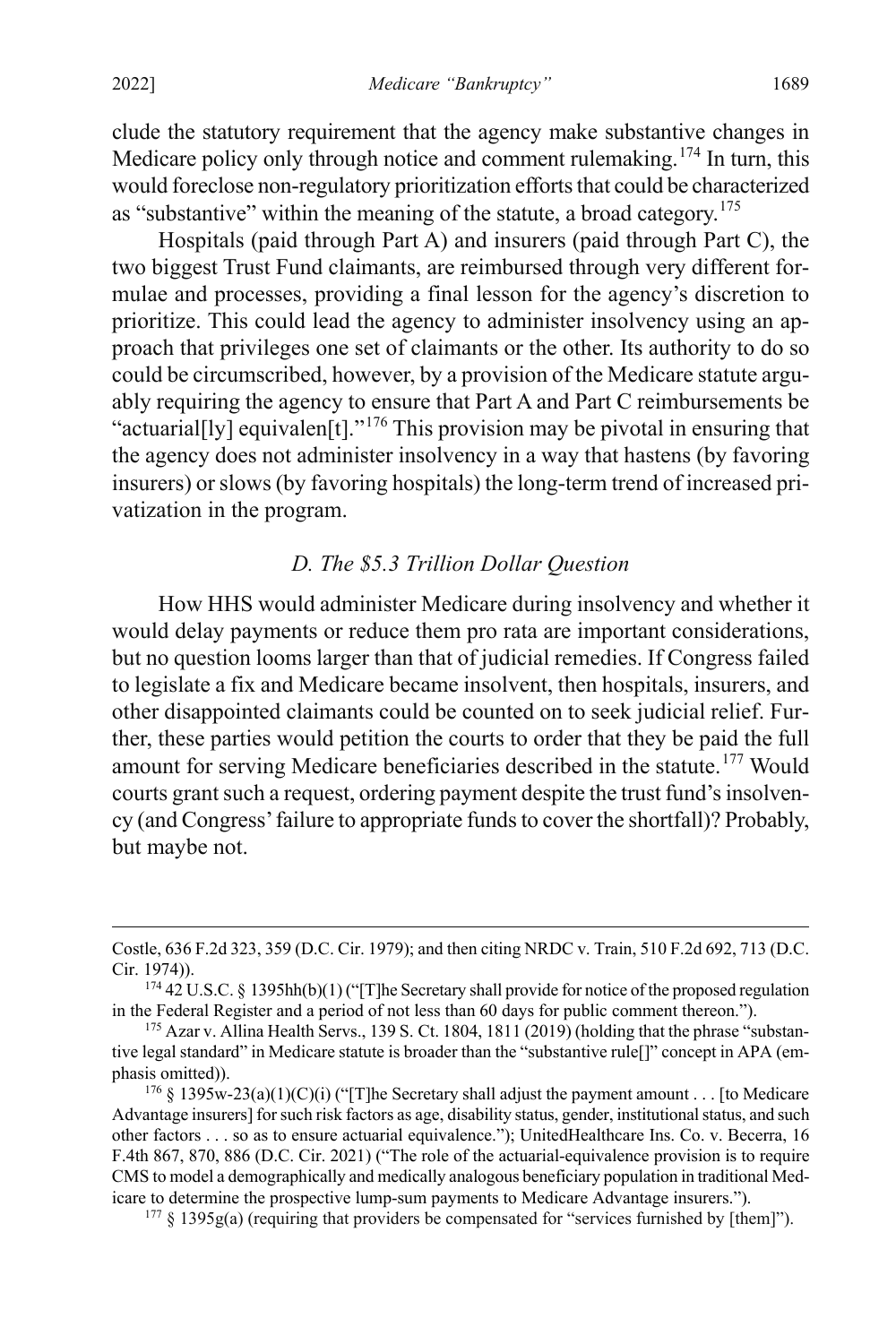clude the statutory requirement that the agency make substantive changes in Medicare policy only through notice and comment rulemaking.[174] In turn, this would foreclose non-regulatory prioritization efforts that could be characterized as "substantive" within the meaning of the statute, a broad category.[175]

Hospitals (paid through Part A) and insurers (paid through Part C), the two biggest Trust Fund claimants, are reimbursed through very different formulae and processes, providing a final lesson for the agency's discretion to prioritize. This could lead the agency to administer insolvency using an approach that privileges one set of claimants or the other. Its authority to do so could be circumscribed, however, by a provision of the Medicare statute arguably requiring the agency to ensure that Part A and Part C reimbursements be "actuarial[ly] equivalen[t]."[176] This provision may be pivotal in ensuring that the agency does not administer insolvency in a way that hastens (by favoring insurers) or slows (by favoring hospitals) the long-term trend of increased privatization in the program.

### *D. The $5.3 Trillion Dollar Question*

How HHS would administer Medicare during insolvency and whether it would delay payments or reduce them pro rata are important considerations, but no question looms larger than that of judicial remedies. If Congress failed to legislate a fix and Medicare became insolvent, then hospitals, insurers, and other disappointed claimants could be counted on to seek judicial relief. Further, these parties would petition the courts to order that they be paid the full amount for serving Medicare beneficiaries described in the statute.[177] Would courts grant such a request, ordering payment despite the trust fund's insolvency (and Congress' failure to appropriate funds to cover the shortfall)? Probably, but maybe not.

---

Costle, 636 F.2d 323, 359 (D.C. Cir. 1979); and then citing NRDC v. Train, 510 F.2d 692, 713 (D.C. Cir. 1974)).

[174] 42 U.S.C. § 1395hh(b)(1) ("[T]he Secretary shall provide for notice of the proposed regulation in the Federal Register and a period of not less than 60 days for public comment thereon.").

[175] Azar v. Allina Health Servs., 139 S. Ct. 1804, 1811 (2019) (holding that the phrase "substantive legal standard" in Medicare statute is broader than the "substantive rule[]" concept in APA (emphasis omitted)).

[176] § 1395w-23(a)(1)(C)(i) ("[T]he Secretary shall adjust the payment amount . . . [to Medicare Advantage insurers] for such risk factors as age, disability status, gender, institutional status, and such other factors . . . so as to ensure actuarial equivalence."); UnitedHealthcare Ins. Co. v. Becerra, 16 F.4th 867, 870, 886 (D.C. Cir. 2021) ("The role of the actuarial-equivalence provision is to require CMS to model a demographically and medically analogous beneficiary population in traditional Medicare to determine the prospective lump-sum payments to Medicare Advantage insurers.").

[177] § 1395g(a) (requiring that providers be compensated for "services furnished by [them]").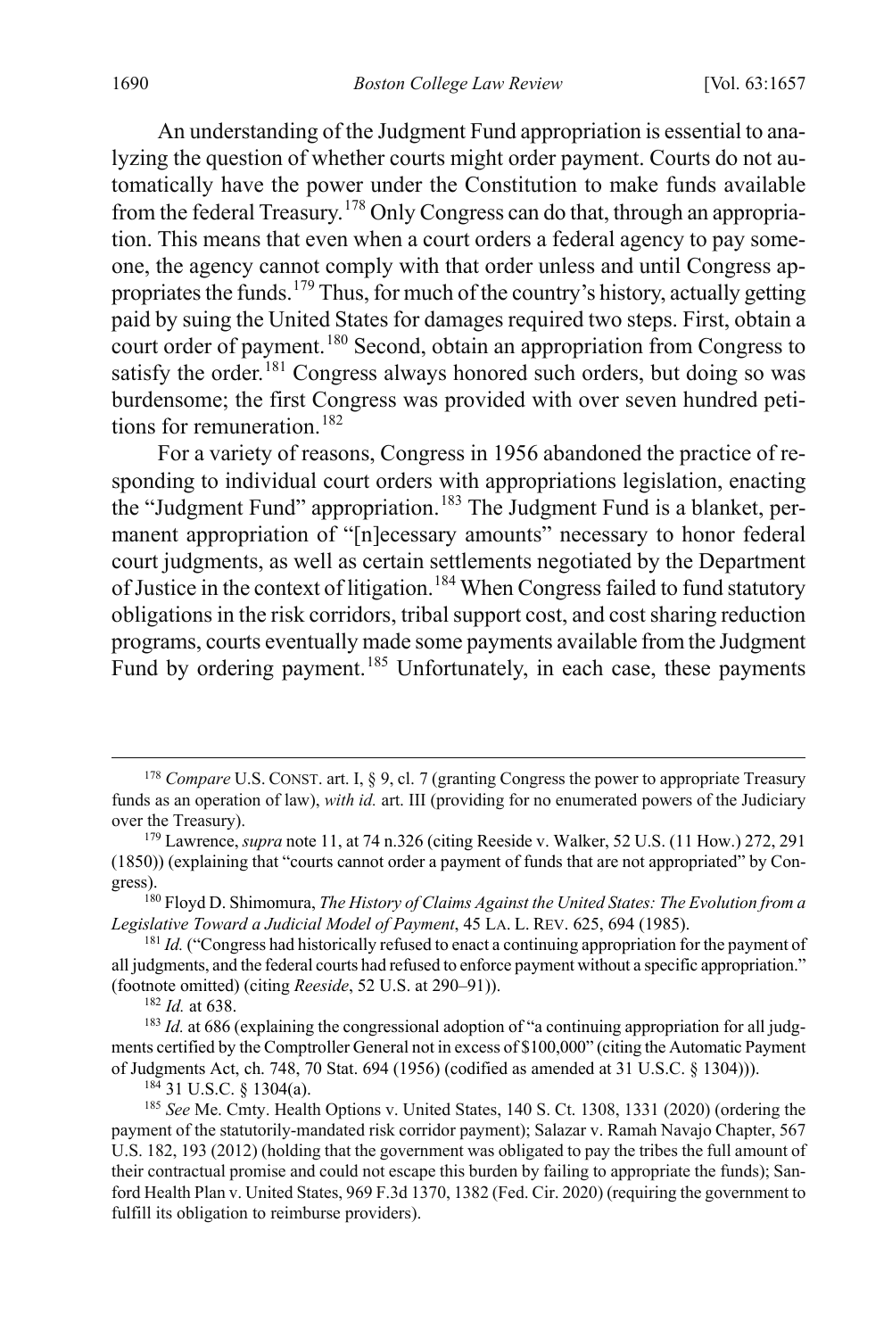An understanding of the Judgment Fund appropriation is essential to analyzing the question of whether courts might order payment. Courts do not automatically have the power under the Constitution to make funds available from the federal Treasury.[178] Only Congress can do that, through an appropriation. This means that even when a court orders a federal agency to pay someone, the agency cannot comply with that order unless and until Congress appropriates the funds.[179] Thus, for much of the country's history, actually getting paid by suing the United States for damages required two steps. First, obtain a court order of payment.[180] Second, obtain an appropriation from Congress to satisfy the order.[181] Congress always honored such orders, but doing so was burdensome; the first Congress was provided with over seven hundred petitions for remuneration.[182]

For a variety of reasons, Congress in 1956 abandoned the practice of responding to individual court orders with appropriations legislation, enacting the "Judgment Fund" appropriation.[183] The Judgment Fund is a blanket, permanent appropriation of "[n]ecessary amounts" necessary to honor federal court judgments, as well as certain settlements negotiated by the Department of Justice in the context of litigation.[184] When Congress failed to fund statutory obligations in the risk corridors, tribal support cost, and cost sharing reduction programs, courts eventually made some payments available from the Judgment Fund by ordering payment.[185] Unfortunately, in each case, these payments

---

[178] *Compare* U.S. CONST. art. I, § 9, cl. 7 (granting Congress the power to appropriate Treasury funds as an operation of law), *with id.* art. III (providing for no enumerated powers of the Judiciary over the Treasury).

[179] Lawrence, *supra* note 11, at 74 n.326 (citing Reeside v. Walker, 52 U.S. (11 How.) 272, 291 (1850)) (explaining that "courts cannot order a payment of funds that are not appropriated" by Congress).

[180] Floyd D. Shimomura, *The History of Claims Against the United States: The Evolution from a Legislative Toward a Judicial Model of Payment*, 45 LA. L. REV. 625, 694 (1985).

[181] *Id.* ("Congress had historically refused to enact a continuing appropriation for the payment of all judgments, and the federal courts had refused to enforce payment without a specific appropriation." (footnote omitted) (citing *Reeside*, 52 U.S. at 290–91)).

[182] *Id.* at 638.

[183] *Id.* at 686 (explaining the congressional adoption of "a continuing appropriation for all judgments certified by the Comptroller General not in excess of $100,000" (citing the Automatic Payment of Judgments Act, ch. 748, 70 Stat. 694 (1956) (codified as amended at 31 U.S.C. § 1304))).

[184] 31 U.S.C. § 1304(a).

[185] *See* Me. Cmty. Health Options v. United States, 140 S. Ct. 1308, 1331 (2020) (ordering the payment of the statutorily-mandated risk corridor payment); Salazar v. Ramah Navajo Chapter, 567 U.S. 182, 193 (2012) (holding that the government was obligated to pay the tribes the full amount of their contractual promise and could not escape this burden by failing to appropriate the funds); Sanford Health Plan v. United States, 969 F.3d 1370, 1382 (Fed. Cir. 2020) (requiring the government to fulfill its obligation to reimburse providers).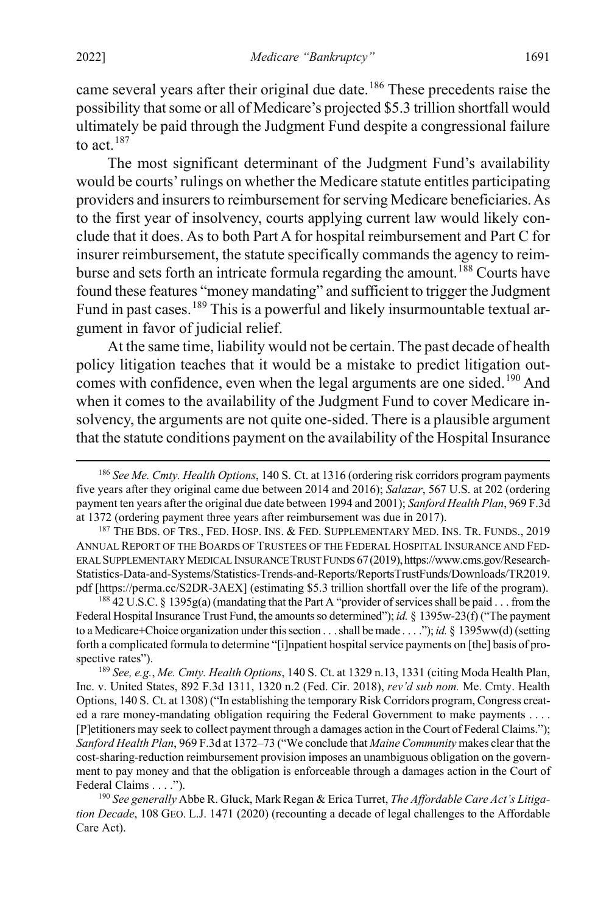came several years after their original due date.[186] These precedents raise the possibility that some or all of Medicare's projected $5.3 trillion shortfall would ultimately be paid through the Judgment Fund despite a congressional failure to act.[187]

The most significant determinant of the Judgment Fund's availability would be courts' rulings on whether the Medicare statute entitles participating providers and insurers to reimbursement for serving Medicare beneficiaries. As to the first year of insolvency, courts applying current law would likely conclude that it does. As to both Part A for hospital reimbursement and Part C for insurer reimbursement, the statute specifically commands the agency to reimburse and sets forth an intricate formula regarding the amount.[188] Courts have found these features "money mandating" and sufficient to trigger the Judgment Fund in past cases.[189] This is a powerful and likely insurmountable textual argument in favor of judicial relief.

At the same time, liability would not be certain. The past decade of health policy litigation teaches that it would be a mistake to predict litigation outcomes with confidence, even when the legal arguments are one sided.[190] And when it comes to the availability of the Judgment Fund to cover Medicare insolvency, the arguments are not quite one-sided. There is a plausible argument that the statute conditions payment on the availability of the Hospital Insurance

---

[186] *See Me. Cmty. Health Options*, 140 S. Ct. at 1316 (ordering risk corridors program payments five years after they original came due between 2014 and 2016); *Salazar*, 567 U.S. at 202 (ordering payment ten years after the original due date between 1994 and 2001); *Sanford Health Plan*, 969 F.3d at 1372 (ordering payment three years after reimbursement was due in 2017).

[187] THE BDS. OF TRS., FED. HOSP. INS. & FED. SUPPLEMENTARY MED. INS. TR. FUNDS., 2019 ANNUAL REPORT OF THE BOARDS OF TRUSTEES OF THE FEDERAL HOSPITAL INSURANCE AND FEDERAL SUPPLEMENTARY MEDICAL INSURANCE TRUST FUNDS 67 (2019), https://www.cms.gov/Research-Statistics-Data-and-Systems/Statistics-Trends-and-Reports/ReportsTrustFunds/Downloads/TR2019.pdf [https://perma.cc/S2DR-3AEX] (estimating $5.3 trillion shortfall over the life of the program).

[188] 42 U.S.C. § 1395g(a) (mandating that the Part A "provider of services shall be paid . . . from the Federal Hospital Insurance Trust Fund, the amounts so determined"); *id.* § 1395w-23(f) ("The payment to a Medicare+Choice organization under this section . . . shall be made . . . ."); *id.* § 1395ww(d) (setting forth a complicated formula to determine "[i]npatient hospital service payments on [the] basis of prospective rates").

[189] *See, e.g.*, *Me. Cmty. Health Options*, 140 S. Ct. at 1329 n.13, 1331 (citing Moda Health Plan, Inc. v. United States, 892 F.3d 1311, 1320 n.2 (Fed. Cir. 2018), *rev'd sub nom.* Me. Cmty. Health Options, 140 S. Ct. at 1308) ("In establishing the temporary Risk Corridors program, Congress created a rare money-mandating obligation requiring the Federal Government to make payments . . . . [P]etitioners may seek to collect payment through a damages action in the Court of Federal Claims."); *Sanford Health Plan*, 969 F.3d at 1372–73 ("We conclude that *Maine Community* makes clear that the cost-sharing-reduction reimbursement provision imposes an unambiguous obligation on the government to pay money and that the obligation is enforceable through a damages action in the Court of Federal Claims . . . .").

[190] *See generally* Abbe R. Gluck, Mark Regan & Erica Turret, *The Affordable Care Act's Litigation Decade*, 108 GEO. L.J. 1471 (2020) (recounting a decade of legal challenges to the Affordable Care Act).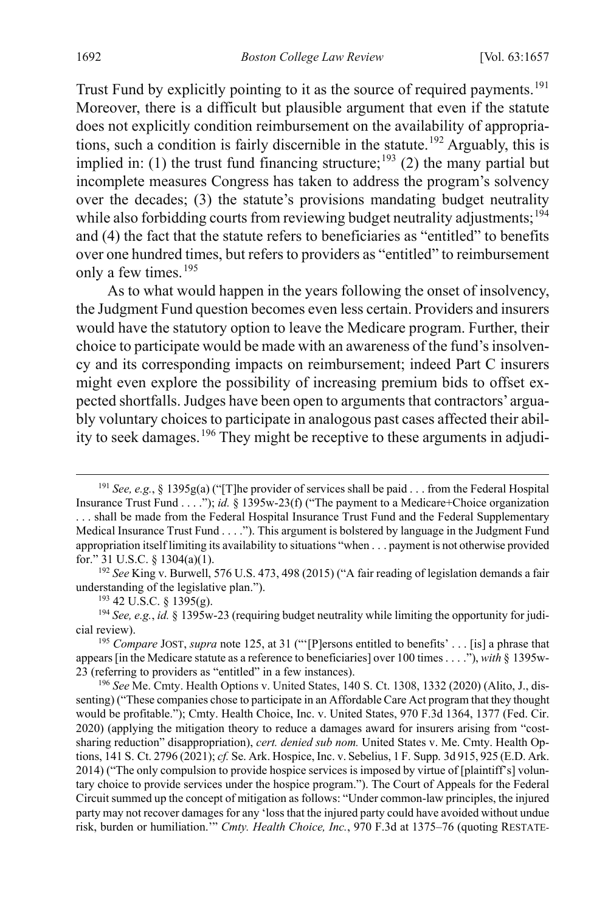Trust Fund by explicitly pointing to it as the source of required payments.[191] Moreover, there is a difficult but plausible argument that even if the statute does not explicitly condition reimbursement on the availability of appropriations, such a condition is fairly discernible in the statute.[192] Arguably, this is implied in: (1) the trust fund financing structure;[193] (2) the many partial but incomplete measures Congress has taken to address the program's solvency over the decades; (3) the statute's provisions mandating budget neutrality while also forbidding courts from reviewing budget neutrality adjustments;[194] and (4) the fact that the statute refers to beneficiaries as "entitled" to benefits over one hundred times, but refers to providers as "entitled" to reimbursement only a few times.[195]

As to what would happen in the years following the onset of insolvency, the Judgment Fund question becomes even less certain. Providers and insurers would have the statutory option to leave the Medicare program. Further, their choice to participate would be made with an awareness of the fund's insolvency and its corresponding impacts on reimbursement; indeed Part C insurers might even explore the possibility of increasing premium bids to offset expected shortfalls. Judges have been open to arguments that contractors' arguably voluntary choices to participate in analogous past cases affected their ability to seek damages.[196] They might be receptive to these arguments in adjudi-

---

[191] *See, e.g.*, § 1395g(a) ("[T]he provider of services shall be paid . . . from the Federal Hospital Insurance Trust Fund . . . ."); *id.* § 1395w-23(f) ("The payment to a Medicare+Choice organization . . . shall be made from the Federal Hospital Insurance Trust Fund and the Federal Supplementary Medical Insurance Trust Fund . . . ."). This argument is bolstered by language in the Judgment Fund appropriation itself limiting its availability to situations "when . . . payment is not otherwise provided for." 31 U.S.C. § 1304(a)(1).

[192] *See* King v. Burwell, 576 U.S. 473, 498 (2015) ("A fair reading of legislation demands a fair understanding of the legislative plan.").

[193] 42 U.S.C. § 1395(g).

[194] *See, e.g.*, *id.* § 1395w-23 (requiring budget neutrality while limiting the opportunity for judicial review).

[195] *Compare* JOST, *supra* note 125, at 31 ("'[P]ersons entitled to benefits' . . . [is] a phrase that appears [in the Medicare statute as a reference to beneficiaries] over 100 times . . . ."), *with* § 1395w-23 (referring to providers as "entitled" in a few instances).

[196] *See* Me. Cmty. Health Options v. United States, 140 S. Ct. 1308, 1332 (2020) (Alito, J., dissenting) ("These companies chose to participate in an Affordable Care Act program that they thought would be profitable."); Cmty. Health Choice, Inc. v. United States, 970 F.3d 1364, 1377 (Fed. Cir. 2020) (applying the mitigation theory to reduce a damages award for insurers arising from "cost-sharing reduction" disappropriation), *cert. denied sub nom.* United States v. Me. Cmty. Health Options, 141 S. Ct. 2796 (2021); *cf.* Se. Ark. Hospice, Inc. v. Sebelius, 1 F. Supp. 3d 915, 925 (E.D. Ark. 2014) ("The only compulsion to provide hospice services is imposed by virtue of [plaintiff's] voluntary choice to provide services under the hospice program."). The Court of Appeals for the Federal Circuit summed up the concept of mitigation as follows: "Under common-law principles, the injured party may not recover damages for any 'loss that the injured party could have avoided without undue risk, burden or humiliation.'" *Cmty. Health Choice, Inc.*, 970 F.3d at 1375–76 (quoting RESTATE-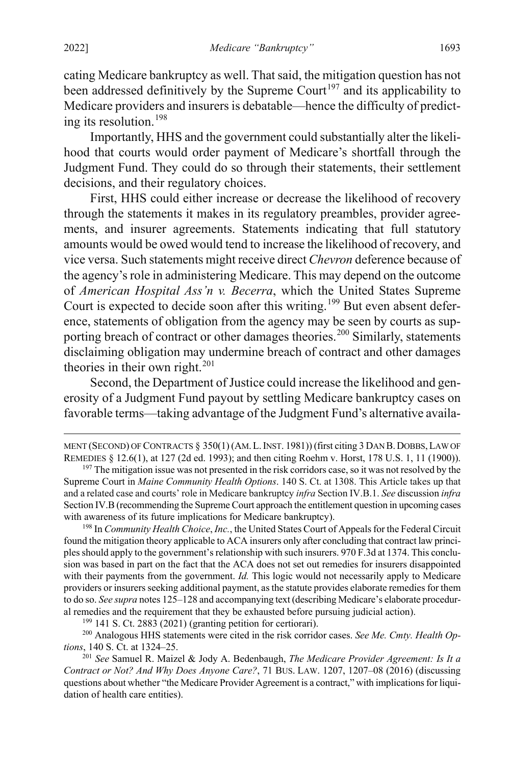cating Medicare bankruptcy as well. That said, the mitigation question has not been addressed definitively by the Supreme Court[197] and its applicability to Medicare providers and insurers is debatable—hence the difficulty of predicting its resolution.[198]

Importantly, HHS and the government could substantially alter the likelihood that courts would order payment of Medicare's shortfall through the Judgment Fund. They could do so through their statements, their settlement decisions, and their regulatory choices.

First, HHS could either increase or decrease the likelihood of recovery through the statements it makes in its regulatory preambles, provider agreements, and insurer agreements. Statements indicating that full statutory amounts would be owed would tend to increase the likelihood of recovery, and vice versa. Such statements might receive direct *Chevron* deference because of the agency's role in administering Medicare. This may depend on the outcome of *American Hospital Ass'n v. Becerra*, which the United States Supreme Court is expected to decide soon after this writing.[199] But even absent deference, statements of obligation from the agency may be seen by courts as supporting breach of contract or other damages theories.[200] Similarly, statements disclaiming obligation may undermine breach of contract and other damages theories in their own right.[201]

Second, the Department of Justice could increase the likelihood and generosity of a Judgment Fund payout by settling Medicare bankruptcy cases on favorable terms—taking advantage of the Judgment Fund's alternative availa-

---

MENT (SECOND) OF CONTRACTS § 350(1) (AM. L. INST. 1981)) (first citing 3 DAN B. DOBBS, LAW OF REMEDIES § 12.6(1), at 127 (2d ed. 1993); and then citing Roehm v. Horst, 178 U.S. 1, 11 (1900)).

[197] The mitigation issue was not presented in the risk corridors case, so it was not resolved by the Supreme Court in *Maine Community Health Options*. 140 S. Ct. at 1308. This Article takes up that and a related case and courts' role in Medicare bankruptcy *infra* Section IV.B.1. *See* discussion *infra* Section IV.B (recommending the Supreme Court approach the entitlement question in upcoming cases with awareness of its future implications for Medicare bankruptcy).

[198] In *Community Health Choice*, *Inc.*, the United States Court of Appeals for the Federal Circuit found the mitigation theory applicable to ACA insurers only after concluding that contract law principles should apply to the government's relationship with such insurers. 970 F.3d at 1374. This conclusion was based in part on the fact that the ACA does not set out remedies for insurers disappointed with their payments from the government. *Id.* This logic would not necessarily apply to Medicare providers or insurers seeking additional payment, as the statute provides elaborate remedies for them to do so. *See supra* notes 125–128 and accompanying text (describing Medicare's elaborate procedural remedies and the requirement that they be exhausted before pursuing judicial action).

[199] 141 S. Ct. 2883 (2021) (granting petition for certiorari).

[200] Analogous HHS statements were cited in the risk corridor cases. *See Me. Cmty. Health Options*, 140 S. Ct. at 1324–25.

[201] *See* Samuel R. Maizel & Jody A. Bedenbaugh, *The Medicare Provider Agreement: Is It a Contract or Not? And Why Does Anyone Care?*, 71 BUS. LAW. 1207, 1207–08 (2016) (discussing questions about whether "the Medicare Provider Agreement is a contract," with implications for liquidation of health care entities).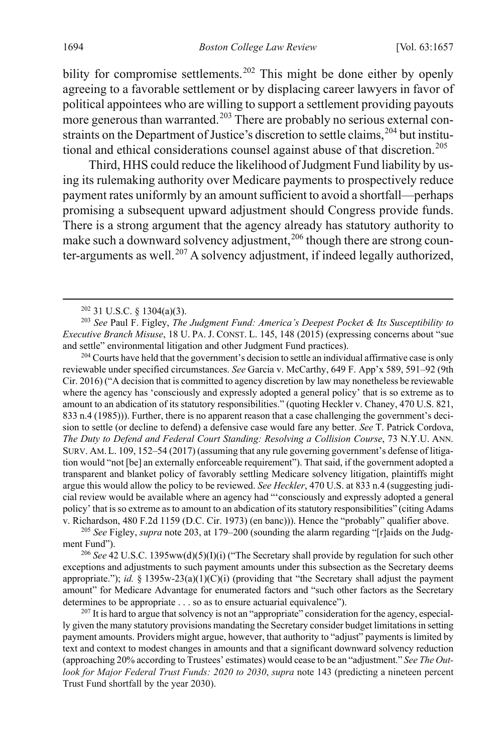bility for compromise settlements.[202] This might be done either by openly agreeing to a favorable settlement or by displacing career lawyers in favor of political appointees who are willing to support a settlement providing payouts more generous than warranted.[203] There are probably no serious external constraints on the Department of Justice's discretion to settle claims,[204] but institutional and ethical considerations counsel against abuse of that discretion.[205]

Third, HHS could reduce the likelihood of Judgment Fund liability by using its rulemaking authority over Medicare payments to prospectively reduce payment rates uniformly by an amount sufficient to avoid a shortfall—perhaps promising a subsequent upward adjustment should Congress provide funds. There is a strong argument that the agency already has statutory authority to make such a downward solvency adjustment,[206] though there are strong counter-arguments as well.[207] A solvency adjustment, if indeed legally authorized,

---

[202] 31 U.S.C. § 1304(a)(3).

[203] *See* Paul F. Figley, *The Judgment Fund: America's Deepest Pocket & Its Susceptibility to Executive Branch Misuse*, 18 U. PA. J. CONST. L. 145, 148 (2015) (expressing concerns about "sue and settle" environmental litigation and other Judgment Fund practices).

[204] Courts have held that the government's decision to settle an individual affirmative case is only reviewable under specified circumstances. *See* Garcia v. McCarthy, 649 F. App'x 589, 591–92 (9th Cir. 2016) ("A decision that is committed to agency discretion by law may nonetheless be reviewable where the agency has 'consciously and expressly adopted a general policy' that is so extreme as to amount to an abdication of its statutory responsibilities." (quoting Heckler v. Chaney, 470 U.S. 821, 833 n.4 (1985))). Further, there is no apparent reason that a case challenging the government's decision to settle (or decline to defend) a defensive case would fare any better. *See* T. Patrick Cordova, *The Duty to Defend and Federal Court Standing: Resolving a Collision Course*, 73 N.Y.U. ANN. SURV. AM. L. 109, 152–54 (2017) (assuming that any rule governing government's defense of litigation would "not [be] an externally enforceable requirement"). That said, if the government adopted a transparent and blanket policy of favorably settling Medicare solvency litigation, plaintiffs might argue this would allow the policy to be reviewed. *See Heckler*, 470 U.S. at 833 n.4 (suggesting judicial review would be available where an agency had "'consciously and expressly adopted a general policy' that is so extreme as to amount to an abdication of its statutory responsibilities" (citing Adams v. Richardson, 480 F.2d 1159 (D.C. Cir. 1973) (en banc))). Hence the "probably" qualifier above.

[205] *See* Figley, *supra* note 203, at 179–200 (sounding the alarm regarding "[r]aids on the Judgment Fund").

[206] *See* 42 U.S.C. 1395ww(d)(5)(I)(i) ("The Secretary shall provide by regulation for such other exceptions and adjustments to such payment amounts under this subsection as the Secretary deems appropriate."); *id.* § 1395w-23(a)(1)(C)(i) (providing that "the Secretary shall adjust the payment amount" for Medicare Advantage for enumerated factors and "such other factors as the Secretary determines to be appropriate . . . so as to ensure actuarial equivalence").

[207] It is hard to argue that solvency is not an "appropriate" consideration for the agency, especially given the many statutory provisions mandating the Secretary consider budget limitations in setting payment amounts. Providers might argue, however, that authority to "adjust" payments is limited by text and context to modest changes in amounts and that a significant downward solvency reduction (approaching 20% according to Trustees' estimates) would cease to be an "adjustment." *See The Outlook for Major Federal Trust Funds: 2020 to 2030*, *supra* note 143 (predicting a nineteen percent Trust Fund shortfall by the year 2030).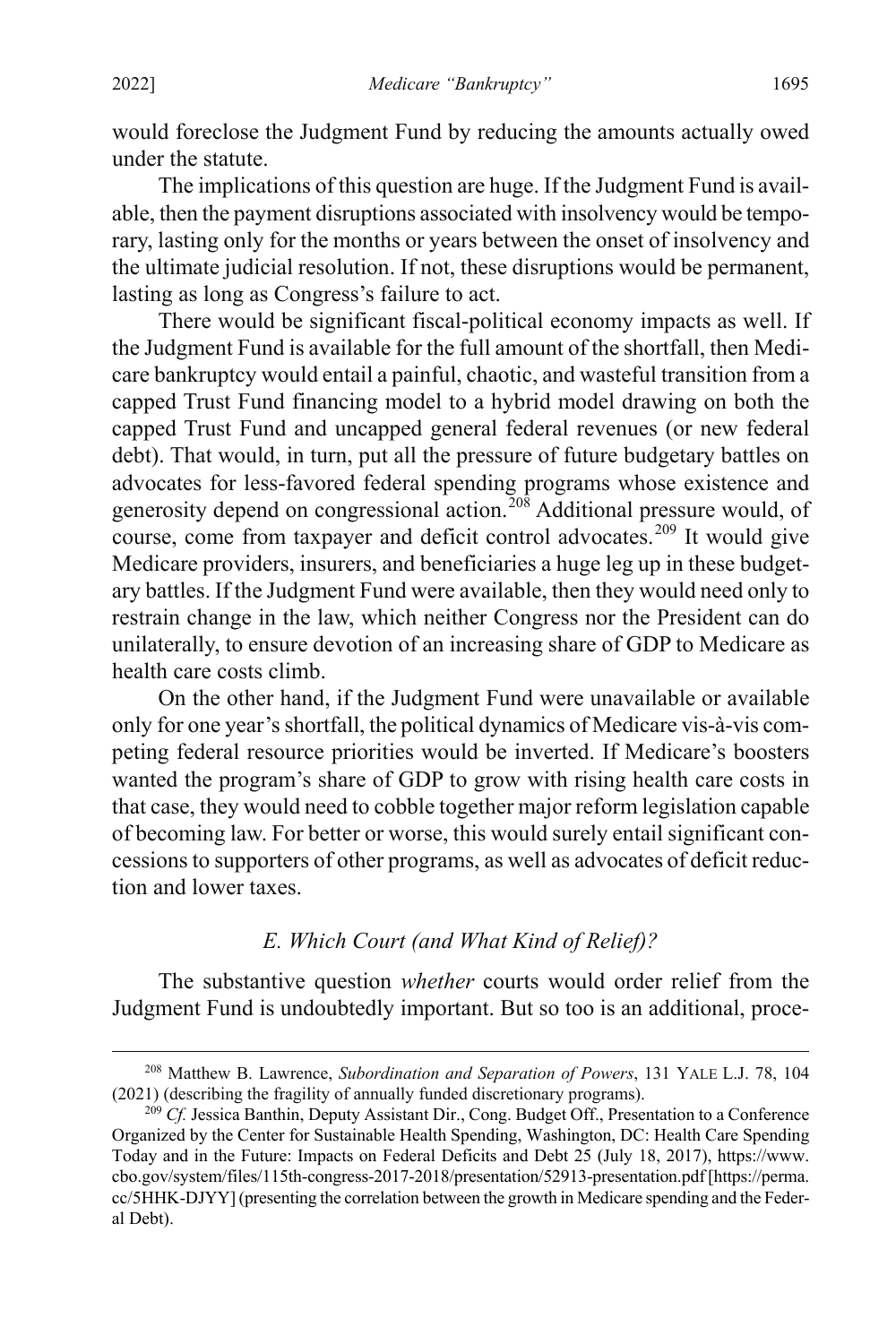would foreclose the Judgment Fund by reducing the amounts actually owed under the statute.

The implications of this question are huge. If the Judgment Fund is available, then the payment disruptions associated with insolvency would be temporary, lasting only for the months or years between the onset of insolvency and the ultimate judicial resolution. If not, these disruptions would be permanent, lasting as long as Congress's failure to act.

There would be significant fiscal-political economy impacts as well. If the Judgment Fund is available for the full amount of the shortfall, then Medicare bankruptcy would entail a painful, chaotic, and wasteful transition from a capped Trust Fund financing model to a hybrid model drawing on both the capped Trust Fund and uncapped general federal revenues (or new federal debt). That would, in turn, put all the pressure of future budgetary battles on advocates for less-favored federal spending programs whose existence and generosity depend on congressional action.[208] Additional pressure would, of course, come from taxpayer and deficit control advocates.[209] It would give Medicare providers, insurers, and beneficiaries a huge leg up in these budgetary battles. If the Judgment Fund were available, then they would need only to restrain change in the law, which neither Congress nor the President can do unilaterally, to ensure devotion of an increasing share of GDP to Medicare as health care costs climb.

On the other hand, if the Judgment Fund were unavailable or available only for one year's shortfall, the political dynamics of Medicare vis-à-vis competing federal resource priorities would be inverted. If Medicare's boosters wanted the program's share of GDP to grow with rising health care costs in that case, they would need to cobble together major reform legislation capable of becoming law. For better or worse, this would surely entail significant concessions to supporters of other programs, as well as advocates of deficit reduction and lower taxes.

### *E. Which Court (and What Kind of Relief)?*

The substantive question *whether* courts would order relief from the Judgment Fund is undoubtedly important. But so too is an additional, proce-

---

[208] Matthew B. Lawrence, *Subordination and Separation of Powers*, 131 YALE L.J. 78, 104 (2021) (describing the fragility of annually funded discretionary programs).

[209] *Cf.* Jessica Banthin, Deputy Assistant Dir., Cong. Budget Off., Presentation to a Conference Organized by the Center for Sustainable Health Spending, Washington, DC: Health Care Spending Today and in the Future: Impacts on Federal Deficits and Debt 25 (July 18, 2017), https://www.cbo.gov/system/files/115th-congress-2017-2018/presentation/52913-presentation.pdf [https://perma.cc/5HHK-DJYY] (presenting the correlation between the growth in Medicare spending and the Federal Debt).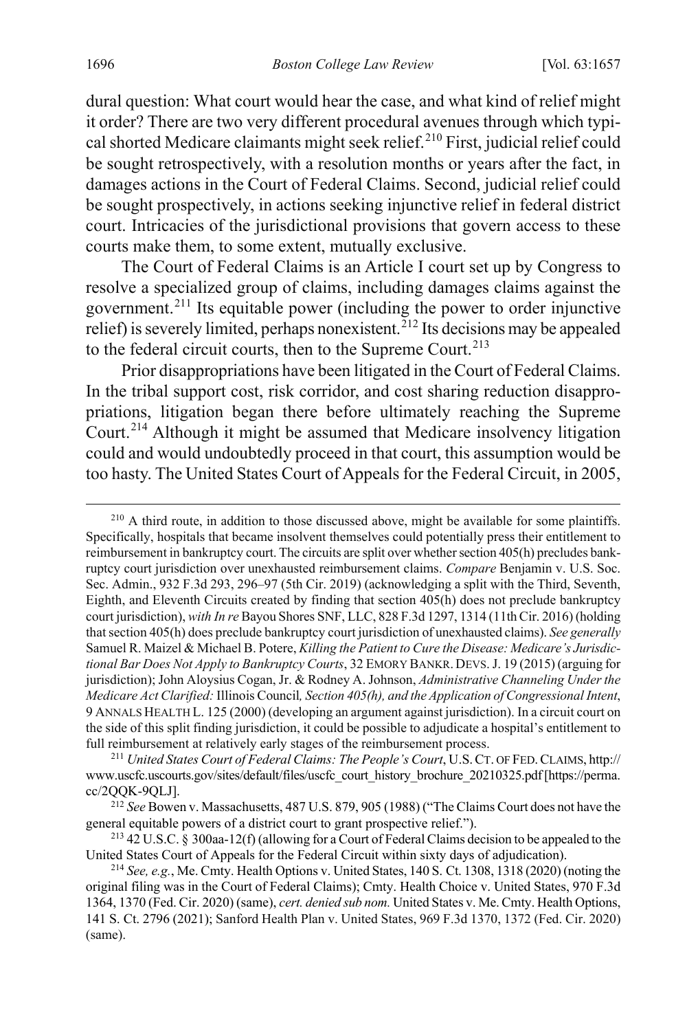dural question: What court would hear the case, and what kind of relief might it order? There are two very different procedural avenues through which typical shorted Medicare claimants might seek relief.[210] First, judicial relief could be sought retrospectively, with a resolution months or years after the fact, in damages actions in the Court of Federal Claims. Second, judicial relief could be sought prospectively, in actions seeking injunctive relief in federal district court. Intricacies of the jurisdictional provisions that govern access to these courts make them, to some extent, mutually exclusive.

The Court of Federal Claims is an Article I court set up by Congress to resolve a specialized group of claims, including damages claims against the government.[211] Its equitable power (including the power to order injunctive relief) is severely limited, perhaps nonexistent.[212] Its decisions may be appealed to the federal circuit courts, then to the Supreme Court.[213]

Prior disappropriations have been litigated in the Court of Federal Claims. In the tribal support cost, risk corridor, and cost sharing reduction disappropriations, litigation began there before ultimately reaching the Supreme Court.[214] Although it might be assumed that Medicare insolvency litigation could and would undoubtedly proceed in that court, this assumption would be too hasty. The United States Court of Appeals for the Federal Circuit, in 2005,

---

[210] A third route, in addition to those discussed above, might be available for some plaintiffs. Specifically, hospitals that became insolvent themselves could potentially press their entitlement to reimbursement in bankruptcy court. The circuits are split over whether section 405(h) precludes bankruptcy court jurisdiction over unexhausted reimbursement claims. *Compare* Benjamin v. U.S. Soc. Sec. Admin., 932 F.3d 293, 296–97 (5th Cir. 2019) (acknowledging a split with the Third, Seventh, Eighth, and Eleventh Circuits created by finding that section 405(h) does not preclude bankruptcy court jurisdiction), *with In re* Bayou Shores SNF, LLC, 828 F.3d 1297, 1314 (11th Cir. 2016) (holding that section 405(h) does preclude bankruptcy court jurisdiction of unexhausted claims). *See generally* Samuel R. Maizel & Michael B. Potere, *Killing the Patient to Cure the Disease: Medicare's Jurisdictional Bar Does Not Apply to Bankruptcy Courts*, 32 EMORY BANKR. DEVS. J. 19 (2015) (arguing for jurisdiction); John Aloysius Cogan, Jr. & Rodney A. Johnson, *Administrative Channeling Under the Medicare Act Clarified:* Illinois Council*, Section 405(h), and the Application of Congressional Intent*, 9 ANNALS HEALTH L. 125 (2000) (developing an argument against jurisdiction). In a circuit court on the side of this split finding jurisdiction, it could be possible to adjudicate a hospital's entitlement to full reimbursement at relatively early stages of the reimbursement process.

[211] *United States Court of Federal Claims: The People's Court*, U.S. CT. OF FED. CLAIMS, http://www.uscfc.uscourts.gov/sites/default/files/uscfc_court_history_brochure_20210325.pdf [https://perma.cc/2QQK-9QLJ].

[212] *See* Bowen v. Massachusetts, 487 U.S. 879, 905 (1988) ("The Claims Court does not have the general equitable powers of a district court to grant prospective relief.").

[213] 42 U.S.C. § 300aa-12(f) (allowing for a Court of Federal Claims decision to be appealed to the United States Court of Appeals for the Federal Circuit within sixty days of adjudication).

[214] *See, e.g.*, Me. Cmty. Health Options v. United States, 140 S. Ct. 1308, 1318 (2020) (noting the original filing was in the Court of Federal Claims); Cmty. Health Choice v. United States, 970 F.3d 1364, 1370 (Fed. Cir. 2020) (same), *cert. denied sub nom.* United States v. Me. Cmty. Health Options, 141 S. Ct. 2796 (2021); Sanford Health Plan v. United States, 969 F.3d 1370, 1372 (Fed. Cir. 2020) (same).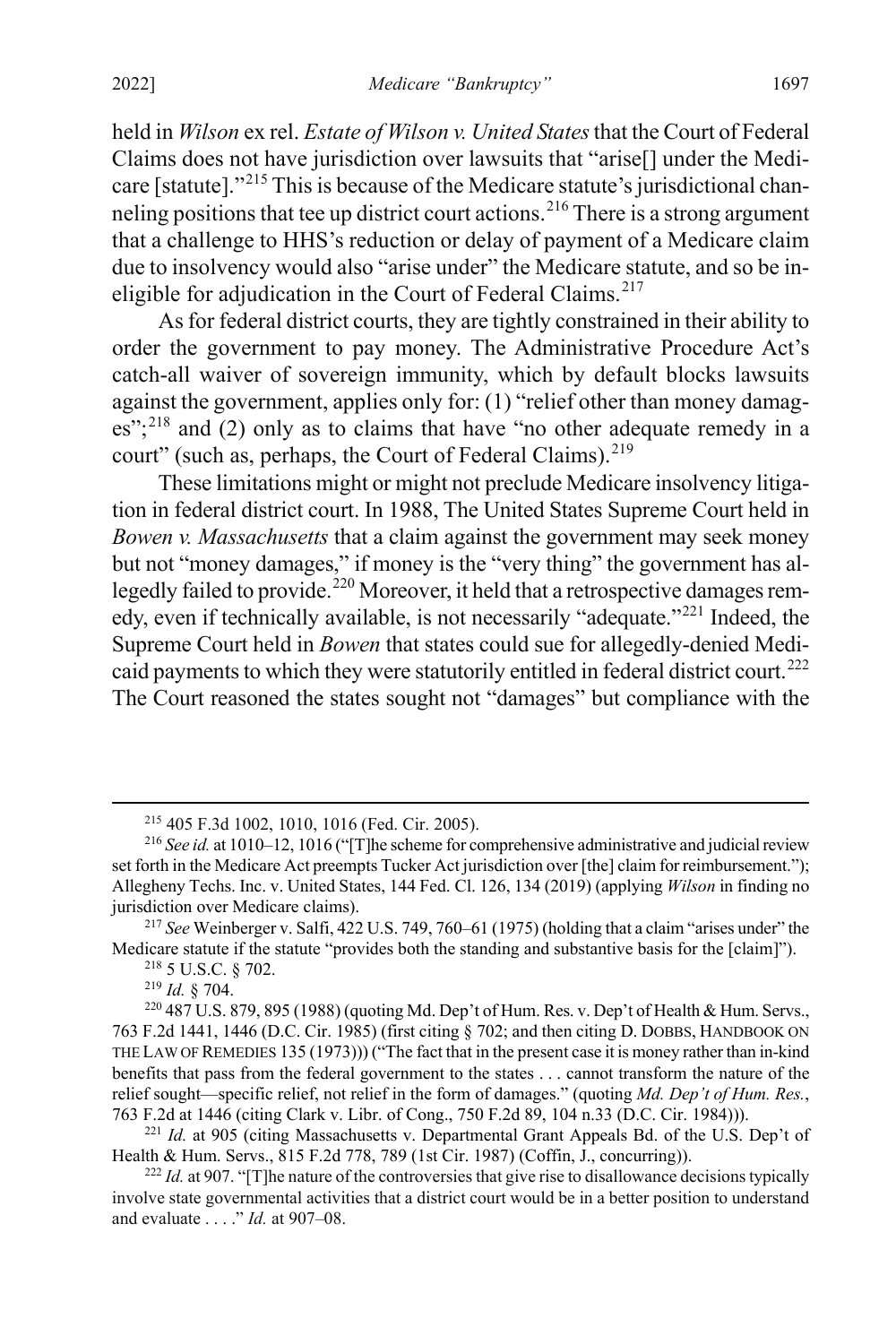held in *Wilson* ex rel. *Estate of Wilson v. United States* that the Court of Federal Claims does not have jurisdiction over lawsuits that "arise[] under the Medicare [statute]."[215] This is because of the Medicare statute's jurisdictional channeling positions that tee up district court actions.[216] There is a strong argument that a challenge to HHS's reduction or delay of payment of a Medicare claim due to insolvency would also "arise under" the Medicare statute, and so be ineligible for adjudication in the Court of Federal Claims.[217]

As for federal district courts, they are tightly constrained in their ability to order the government to pay money. The Administrative Procedure Act's catch-all waiver of sovereign immunity, which by default blocks lawsuits against the government, applies only for: (1) "relief other than money damages";[218] and (2) only as to claims that have "no other adequate remedy in a court" (such as, perhaps, the Court of Federal Claims).[219]

These limitations might or might not preclude Medicare insolvency litigation in federal district court. In 1988, The United States Supreme Court held in *Bowen v. Massachusetts* that a claim against the government may seek money but not "money damages," if money is the "very thing" the government has allegedly failed to provide.[220] Moreover, it held that a retrospective damages remedy, even if technically available, is not necessarily "adequate."[221] Indeed, the Supreme Court held in *Bowen* that states could sue for allegedly-denied Medicaid payments to which they were statutorily entitled in federal district court.[222] The Court reasoned the states sought not "damages" but compliance with the

---

[215] 405 F.3d 1002, 1010, 1016 (Fed. Cir. 2005).

[216] *See id.* at 1010–12, 1016 ("[T]he scheme for comprehensive administrative and judicial review set forth in the Medicare Act preempts Tucker Act jurisdiction over [the] claim for reimbursement."); Allegheny Techs. Inc. v. United States, 144 Fed. Cl. 126, 134 (2019) (applying *Wilson* in finding no jurisdiction over Medicare claims).

[217] *See* Weinberger v. Salfi, 422 U.S. 749, 760–61 (1975) (holding that a claim "arises under" the Medicare statute if the statute "provides both the standing and substantive basis for the [claim]").

[218] 5 U.S.C. § 702.

[219] *Id.* § 704.

[220] 487 U.S. 879, 895 (1988) (quoting Md. Dep't of Hum. Res. v. Dep't of Health & Hum. Servs., 763 F.2d 1441, 1446 (D.C. Cir. 1985) (first citing § 702; and then citing D. DOBBS, HANDBOOK ON THE LAW OF REMEDIES 135 (1973))) ("The fact that in the present case it is money rather than in-kind benefits that pass from the federal government to the states . . . cannot transform the nature of the relief sought—specific relief, not relief in the form of damages." (quoting *Md. Dep't of Hum. Res.*, 763 F.2d at 1446 (citing Clark v. Libr. of Cong., 750 F.2d 89, 104 n.33 (D.C. Cir. 1984))).

[221] *Id.* at 905 (citing Massachusetts v. Departmental Grant Appeals Bd. of the U.S. Dep't of Health & Hum. Servs., 815 F.2d 778, 789 (1st Cir. 1987) (Coffin, J., concurring)).

[222] *Id.* at 907. "[T]he nature of the controversies that give rise to disallowance decisions typically involve state governmental activities that a district court would be in a better position to understand and evaluate . . . ." *Id.* at 907–08.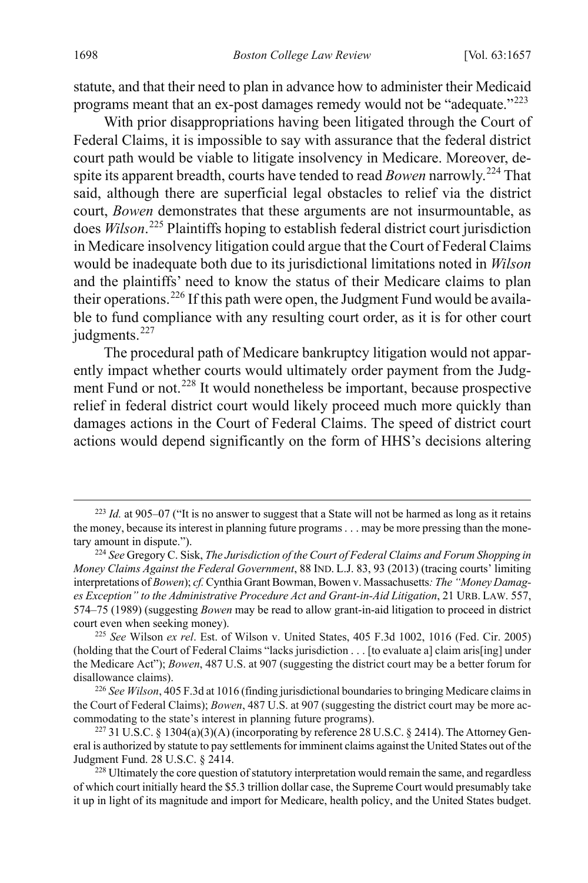statute, and that their need to plan in advance how to administer their Medicaid programs meant that an ex-post damages remedy would not be "adequate."[223]

With prior disappropriations having been litigated through the Court of Federal Claims, it is impossible to say with assurance that the federal district court path would be viable to litigate insolvency in Medicare. Moreover, despite its apparent breadth, courts have tended to read *Bowen* narrowly.[224] That said, although there are superficial legal obstacles to relief via the district court, *Bowen* demonstrates that these arguments are not insurmountable, as does *Wilson*.[225] Plaintiffs hoping to establish federal district court jurisdiction in Medicare insolvency litigation could argue that the Court of Federal Claims would be inadequate both due to its jurisdictional limitations noted in *Wilson* and the plaintiffs' need to know the status of their Medicare claims to plan their operations.[226] If this path were open, the Judgment Fund would be available to fund compliance with any resulting court order, as it is for other court judgments.[227]

The procedural path of Medicare bankruptcy litigation would not apparently impact whether courts would ultimately order payment from the Judgment Fund or not.[228] It would nonetheless be important, because prospective relief in federal district court would likely proceed much more quickly than damages actions in the Court of Federal Claims. The speed of district court actions would depend significantly on the form of HHS's decisions altering

---

[223] *Id.* at 905–07 ("It is no answer to suggest that a State will not be harmed as long as it retains the money, because its interest in planning future programs . . . may be more pressing than the monetary amount in dispute.").

[224] *See* Gregory C. Sisk, *The Jurisdiction of the Court of Federal Claims and Forum Shopping in Money Claims Against the Federal Government*, 88 IND. L.J. 83, 93 (2013) (tracing courts' limiting interpretations of *Bowen*); *cf.* Cynthia Grant Bowman, Bowen v. Massachusetts*: The "Money Damages Exception" to the Administrative Procedure Act and Grant-in-Aid Litigation*, 21 URB. LAW. 557, 574–75 (1989) (suggesting *Bowen* may be read to allow grant-in-aid litigation to proceed in district court even when seeking money).

[225] *See* Wilson *ex rel*. Est. of Wilson v. United States, 405 F.3d 1002, 1016 (Fed. Cir. 2005) (holding that the Court of Federal Claims "lacks jurisdiction . . . [to evaluate a] claim aris[ing] under the Medicare Act"); *Bowen*, 487 U.S. at 907 (suggesting the district court may be a better forum for disallowance claims).

[226] *See Wilson*, 405 F.3d at 1016 (finding jurisdictional boundaries to bringing Medicare claims in the Court of Federal Claims); *Bowen*, 487 U.S. at 907 (suggesting the district court may be more accommodating to the state's interest in planning future programs).

[227] 31 U.S.C. § 1304(a)(3)(A) (incorporating by reference 28 U.S.C. § 2414). The Attorney General is authorized by statute to pay settlements for imminent claims against the United States out of the Judgment Fund. 28 U.S.C. § 2414.

[228] Ultimately the core question of statutory interpretation would remain the same, and regardless of which court initially heard the $5.3 trillion dollar case, the Supreme Court would presumably take it up in light of its magnitude and import for Medicare, health policy, and the United States budget.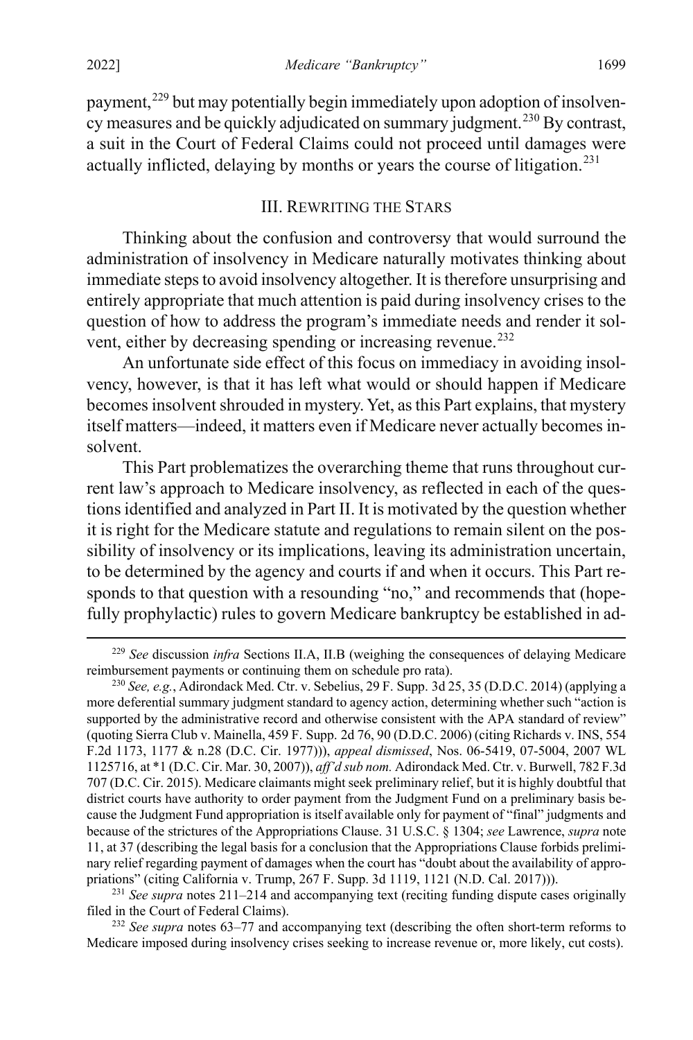payment,[229] but may potentially begin immediately upon adoption of insolvency measures and be quickly adjudicated on summary judgment.[230] By contrast, a suit in the Court of Federal Claims could not proceed until damages were actually inflicted, delaying by months or years the course of litigation.[231]

## III. Rewriting the Stars

Thinking about the confusion and controversy that would surround the administration of insolvency in Medicare naturally motivates thinking about immediate steps to avoid insolvency altogether. It is therefore unsurprising and entirely appropriate that much attention is paid during insolvency crises to the question of how to address the program's immediate needs and render it solvent, either by decreasing spending or increasing revenue.[232]

An unfortunate side effect of this focus on immediacy in avoiding insolvency, however, is that it has left what would or should happen if Medicare becomes insolvent shrouded in mystery. Yet, as this Part explains, that mystery itself matters—indeed, it matters even if Medicare never actually becomes insolvent.

This Part problematizes the overarching theme that runs throughout current law's approach to Medicare insolvency, as reflected in each of the questions identified and analyzed in Part II. It is motivated by the question whether it is right for the Medicare statute and regulations to remain silent on the possibility of insolvency or its implications, leaving its administration uncertain, to be determined by the agency and courts if and when it occurs. This Part responds to that question with a resounding "no," and recommends that (hopefully prophylactic) rules to govern Medicare bankruptcy be established in ad-

---

[229] *See* discussion *infra* Sections II.A, II.B (weighing the consequences of delaying Medicare reimbursement payments or continuing them on schedule pro rata).

[230] *See, e.g.*, Adirondack Med. Ctr. v. Sebelius, 29 F. Supp. 3d 25, 35 (D.D.C. 2014) (applying a more deferential summary judgment standard to agency action, determining whether such "action is supported by the administrative record and otherwise consistent with the APA standard of review" (quoting Sierra Club v. Mainella, 459 F. Supp. 2d 76, 90 (D.D.C. 2006) (citing Richards v. INS, 554 F.2d 1173, 1177 & n.28 (D.C. Cir. 1977))), *appeal dismissed*, Nos. 06-5419, 07-5004, 2007 WL 1125716, at *1 (D.C. Cir. Mar. 30, 2007)), *aff'd sub nom.* Adirondack Med. Ctr. v. Burwell, 782 F.3d 707 (D.C. Cir. 2015). Medicare claimants might seek preliminary relief, but it is highly doubtful that district courts have authority to order payment from the Judgment Fund on a preliminary basis because the Judgment Fund appropriation is itself available only for payment of "final" judgments and because of the strictures of the Appropriations Clause. 31 U.S.C. § 1304; *see* Lawrence, *supra* note 11, at 37 (describing the legal basis for a conclusion that the Appropriations Clause forbids preliminary relief regarding payment of damages when the court has "doubt about the availability of appropriations" (citing California v. Trump, 267 F. Supp. 3d 1119, 1121 (N.D. Cal. 2017))).

[231] *See supra* notes 211–214 and accompanying text (reciting funding dispute cases originally filed in the Court of Federal Claims).

[232] *See supra* notes 63–77 and accompanying text (describing the often short-term reforms to Medicare imposed during insolvency crises seeking to increase revenue or, more likely, cut costs).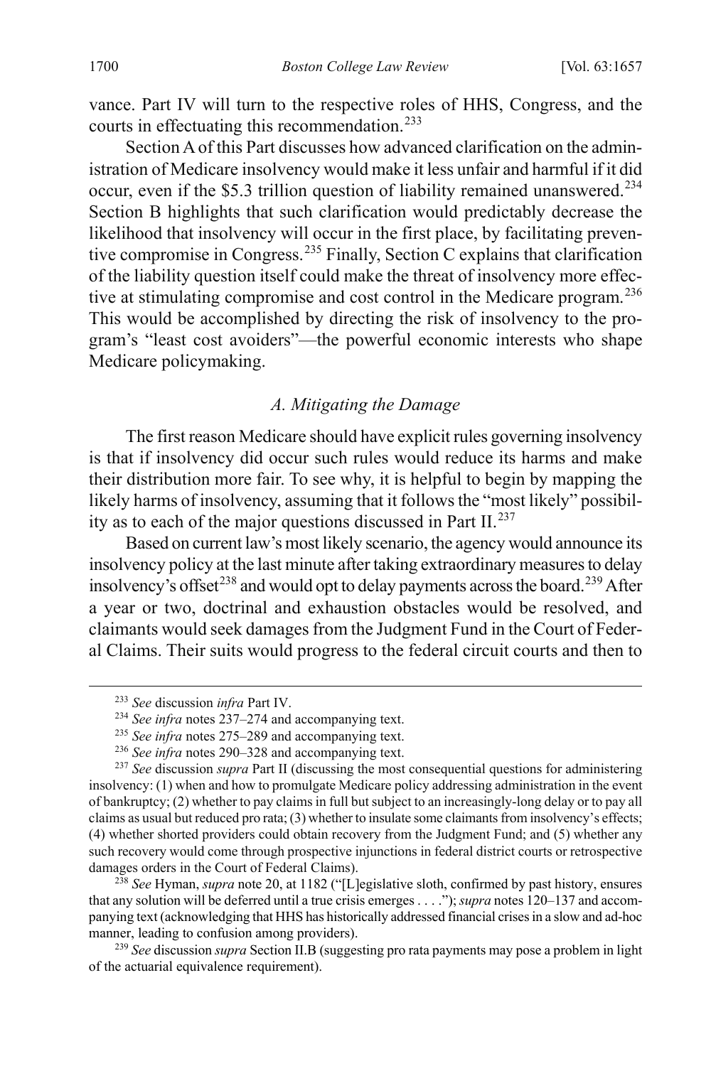vance. Part IV will turn to the respective roles of HHS, Congress, and the courts in effectuating this recommendation.[233]

Section A of this Part discusses how advanced clarification on the administration of Medicare insolvency would make it less unfair and harmful if it did occur, even if the $5.3 trillion question of liability remained unanswered.[234] Section B highlights that such clarification would predictably decrease the likelihood that insolvency will occur in the first place, by facilitating preventive compromise in Congress.[235] Finally, Section C explains that clarification of the liability question itself could make the threat of insolvency more effective at stimulating compromise and cost control in the Medicare program.[236] This would be accomplished by directing the risk of insolvency to the program's "least cost avoiders"—the powerful economic interests who shape Medicare policymaking.

### *A. Mitigating the Damage*

The first reason Medicare should have explicit rules governing insolvency is that if insolvency did occur such rules would reduce its harms and make their distribution more fair. To see why, it is helpful to begin by mapping the likely harms of insolvency, assuming that it follows the "most likely" possibility as to each of the major questions discussed in Part II.[237]

Based on current law's most likely scenario, the agency would announce its insolvency policy at the last minute after taking extraordinary measures to delay insolvency's offset[238] and would opt to delay payments across the board.[239] After a year or two, doctrinal and exhaustion obstacles would be resolved, and claimants would seek damages from the Judgment Fund in the Court of Federal Claims. Their suits would progress to the federal circuit courts and then to

---

[233] *See* discussion *infra* Part IV.

[234] *See infra* notes 237–274 and accompanying text.

[235] *See infra* notes 275–289 and accompanying text.

[236] *See infra* notes 290–328 and accompanying text.

[237] *See* discussion *supra* Part II (discussing the most consequential questions for administering insolvency: (1) when and how to promulgate Medicare policy addressing administration in the event of bankruptcy; (2) whether to pay claims in full but subject to an increasingly-long delay or to pay all claims as usual but reduced pro rata; (3) whether to insulate some claimants from insolvency's effects; (4) whether shorted providers could obtain recovery from the Judgment Fund; and (5) whether any such recovery would come through prospective injunctions in federal district courts or retrospective damages orders in the Court of Federal Claims).

[238] *See* Hyman, *supra* note 20, at 1182 ("[L]egislative sloth, confirmed by past history, ensures that any solution will be deferred until a true crisis emerges . . . ."); *supra* notes 120–137 and accompanying text (acknowledging that HHS has historically addressed financial crises in a slow and ad-hoc manner, leading to confusion among providers).

[239] *See* discussion *supra* Section II.B (suggesting pro rata payments may pose a problem in light of the actuarial equivalence requirement).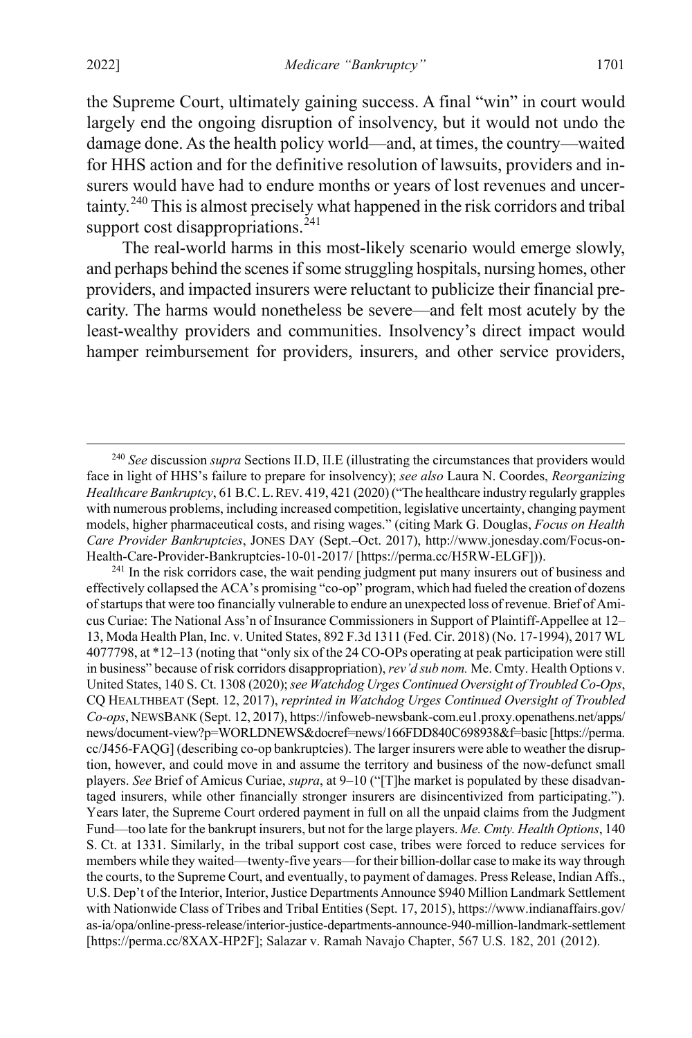the Supreme Court, ultimately gaining success. A final "win" in court would largely end the ongoing disruption of insolvency, but it would not undo the damage done. As the health policy world—and, at times, the country—waited for HHS action and for the definitive resolution of lawsuits, providers and insurers would have had to endure months or years of lost revenues and uncertainty.[240] This is almost precisely what happened in the risk corridors and tribal support cost disappropriations.[241]

The real-world harms in this most-likely scenario would emerge slowly, and perhaps behind the scenes if some struggling hospitals, nursing homes, other providers, and impacted insurers were reluctant to publicize their financial precarity. The harms would nonetheless be severe—and felt most acutely by the least-wealthy providers and communities. Insolvency's direct impact would hamper reimbursement for providers, insurers, and other service providers,

---

[240] *See* discussion *supra* Sections II.D, II.E (illustrating the circumstances that providers would face in light of HHS's failure to prepare for insolvency); *see also* Laura N. Coordes, *Reorganizing Healthcare Bankruptcy*, 61 B.C. L. REV. 419, 421 (2020) ("The healthcare industry regularly grapples with numerous problems, including increased competition, legislative uncertainty, changing payment models, higher pharmaceutical costs, and rising wages." (citing Mark G. Douglas, *Focus on Health Care Provider Bankruptcies*, JONES DAY (Sept.–Oct. 2017), http://www.jonesday.com/Focus-on-Health-Care-Provider-Bankruptcies-10-01-2017/ [https://perma.cc/H5RW-ELGF])).

[241] In the risk corridors case, the wait pending judgment put many insurers out of business and effectively collapsed the ACA's promising "co-op" program, which had fueled the creation of dozens of startups that were too financially vulnerable to endure an unexpected loss of revenue. Brief of Amicus Curiae: The National Ass'n of Insurance Commissioners in Support of Plaintiff-Appellee at 12–13, Moda Health Plan, Inc. v. United States, 892 F.3d 1311 (Fed. Cir. 2018) (No. 17-1994), 2017 WL 4077798, at *12–13 (noting that "only six of the 24 CO-OPs operating at peak participation were still in business" because of risk corridors disappropriation), *rev'd sub nom.* Me. Cmty. Health Options v. United States, 140 S. Ct. 1308 (2020); *see Watchdog Urges Continued Oversight of Troubled Co-Ops*, CQ HEALTHBEAT (Sept. 12, 2017), *reprinted in Watchdog Urges Continued Oversight of Troubled Co-ops*, NEWSBANK (Sept. 12, 2017), https://infoweb-newsbank-com.eu1.proxy.openathens.net/apps/news/document-view?p=WORLDNEWS&docref=news/166FDD840C698938&f=basic [https://perma.cc/J456-FAQG] (describing co-op bankruptcies). The larger insurers were able to weather the disruption, however, and could move in and assume the territory and business of the now-defunct small players. *See* Brief of Amicus Curiae, *supra*, at 9–10 ("[T]he market is populated by these disadvantaged insurers, while other financially stronger insurers are disincentivized from participating."). Years later, the Supreme Court ordered payment in full on all the unpaid claims from the Judgment Fund—too late for the bankrupt insurers, but not for the large players. *Me. Cmty. Health Options*, 140 S. Ct. at 1331. Similarly, in the tribal support cost case, tribes were forced to reduce services for members while they waited—twenty-five years—for their billion-dollar case to make its way through the courts, to the Supreme Court, and eventually, to payment of damages. Press Release, Indian Affs., U.S. Dep't of the Interior, Interior, Justice Departments Announce $940 Million Landmark Settlement with Nationwide Class of Tribes and Tribal Entities (Sept. 17, 2015), https://www.indianaffairs.gov/as-ia/opa/online-press-release/interior-justice-departments-announce-940-million-landmark-settlement [https://perma.cc/8XAX-HP2F]; Salazar v. Ramah Navajo Chapter, 567 U.S. 182, 201 (2012).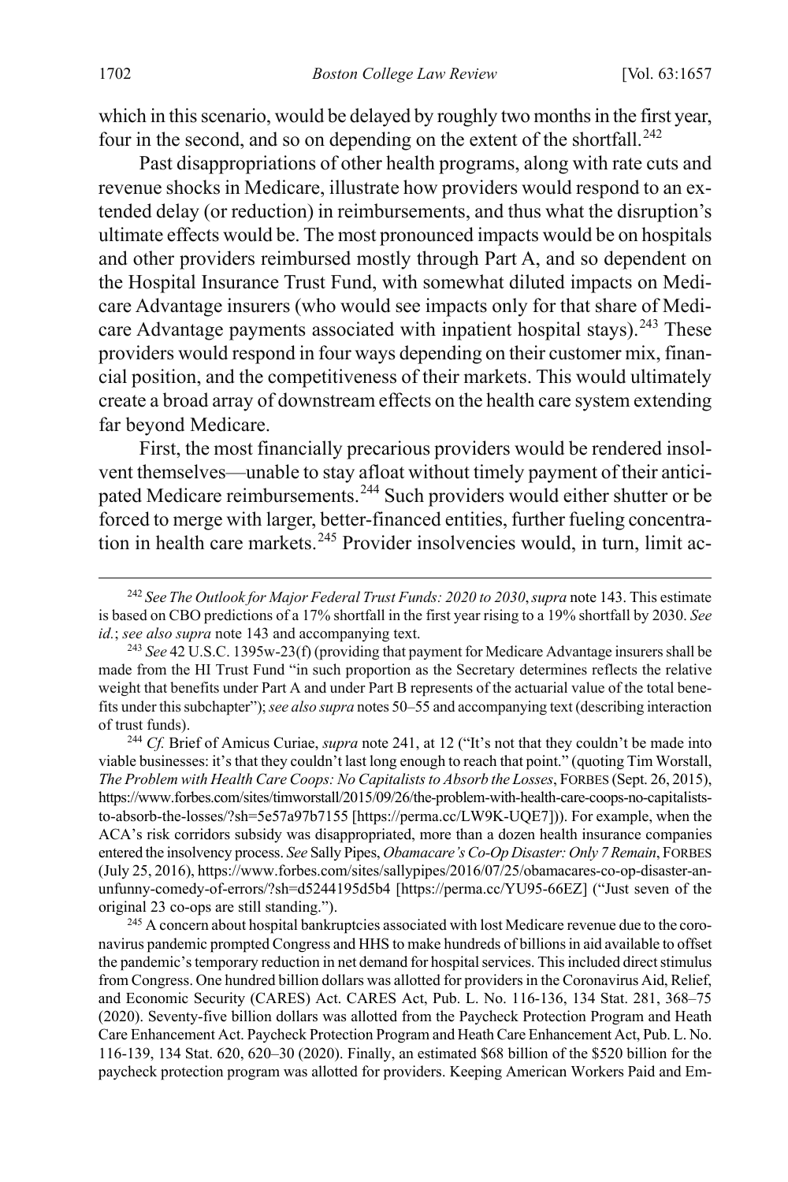which in this scenario, would be delayed by roughly two months in the first year, four in the second, and so on depending on the extent of the shortfall.[242]

Past disappropriations of other health programs, along with rate cuts and revenue shocks in Medicare, illustrate how providers would respond to an extended delay (or reduction) in reimbursements, and thus what the disruption's ultimate effects would be. The most pronounced impacts would be on hospitals and other providers reimbursed mostly through Part A, and so dependent on the Hospital Insurance Trust Fund, with somewhat diluted impacts on Medicare Advantage insurers (who would see impacts only for that share of Medicare Advantage payments associated with inpatient hospital stays).[243] These providers would respond in four ways depending on their customer mix, financial position, and the competitiveness of their markets. This would ultimately create a broad array of downstream effects on the health care system extending far beyond Medicare.

First, the most financially precarious providers would be rendered insolvent themselves—unable to stay afloat without timely payment of their anticipated Medicare reimbursements.[244] Such providers would either shutter or be forced to merge with larger, better-financed entities, further fueling concentration in health care markets.[245] Provider insolvencies would, in turn, limit ac-

[242] *See The Outlook for Major Federal Trust Funds: 2020 to 2030*, *supra* note 143. This estimate is based on CBO predictions of a 17% shortfall in the first year rising to a 19% shortfall by 2030. *See id.*; *see also supra* note 143 and accompanying text.

[243] *See* 42 U.S.C. 1395w-23(f) (providing that payment for Medicare Advantage insurers shall be made from the HI Trust Fund "in such proportion as the Secretary determines reflects the relative weight that benefits under Part A and under Part B represents of the actuarial value of the total benefits under this subchapter"); *see also supra* notes 50–55 and accompanying text (describing interaction of trust funds).

[244] *Cf.* Brief of Amicus Curiae, *supra* note 241, at 12 ("It's not that they couldn't be made into viable businesses: it's that they couldn't last long enough to reach that point." (quoting Tim Worstall, *The Problem with Health Care Coops: No Capitalists to Absorb the Losses*, FORBES (Sept. 26, 2015), https://www.forbes.com/sites/timworstall/2015/09/26/the-problem-with-health-care-coops-no-capitalists-to-absorb-the-losses/?sh=5e57a97b7155 [https://perma.cc/LW9K-UQE7])). For example, when the ACA's risk corridors subsidy was disappropriated, more than a dozen health insurance companies entered the insolvency process. *See* Sally Pipes, *Obamacare's Co-Op Disaster: Only 7 Remain*, FORBES (July 25, 2016), https://www.forbes.com/sites/sallypipes/2016/07/25/obamacares-co-op-disaster-an-unfunny-comedy-of-errors/?sh=d5244195d5b4 [https://perma.cc/YU95-66EZ] ("Just seven of the original 23 co-ops are still standing.").

[245] A concern about hospital bankruptcies associated with lost Medicare revenue due to the coronavirus pandemic prompted Congress and HHS to make hundreds of billions in aid available to offset the pandemic's temporary reduction in net demand for hospital services. This included direct stimulus from Congress. One hundred billion dollars was allotted for providers in the Coronavirus Aid, Relief, and Economic Security (CARES) Act. CARES Act, Pub. L. No. 116-136, 134 Stat. 281, 368–75 (2020). Seventy-five billion dollars was allotted from the Paycheck Protection Program and Heath Care Enhancement Act. Paycheck Protection Program and Heath Care Enhancement Act, Pub. L. No. 116-139, 134 Stat. 620, 620–30 (2020). Finally, an estimated $68 billion of the $520 billion for the paycheck protection program was allotted for providers. Keeping American Workers Paid and Em-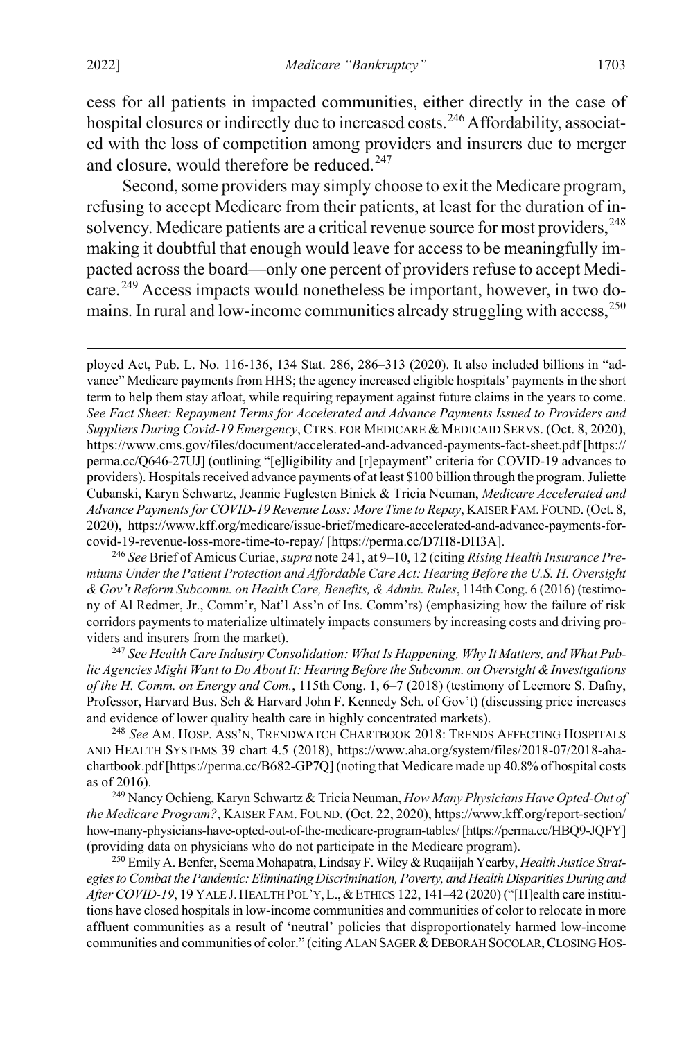cess for all patients in impacted communities, either directly in the case of hospital closures or indirectly due to increased costs.[246] Affordability, associated with the loss of competition among providers and insurers due to merger and closure, would therefore be reduced.[247]

Second, some providers may simply choose to exit the Medicare program, refusing to accept Medicare from their patients, at least for the duration of insolvency. Medicare patients are a critical revenue source for most providers,[248] making it doubtful that enough would leave for access to be meaningfully impacted across the board—only one percent of providers refuse to accept Medicare.[249] Access impacts would nonetheless be important, however, in two domains. In rural and low-income communities already struggling with access,[250]

ployed Act, Pub. L. No. 116-136, 134 Stat. 286, 286–313 (2020). It also included billions in "advance" Medicare payments from HHS; the agency increased eligible hospitals' payments in the short term to help them stay afloat, while requiring repayment against future claims in the years to come. *See Fact Sheet: Repayment Terms for Accelerated and Advance Payments Issued to Providers and Suppliers During Covid-19 Emergency*, CTRS. FOR MEDICARE & MEDICAID SERVS. (Oct. 8, 2020), https://www.cms.gov/files/document/accelerated-and-advanced-payments-fact-sheet.pdf [https://perma.cc/Q646-27UJ] (outlining "[e]ligibility and [r]epayment" criteria for COVID-19 advances to providers). Hospitals received advance payments of at least $100 billion through the program. Juliette Cubanski, Karyn Schwartz, Jeannie Fuglesten Biniek & Tricia Neuman, *Medicare Accelerated and Advance Payments for COVID-19 Revenue Loss: More Time to Repay*, KAISER FAM. FOUND. (Oct. 8, 2020), https://www.kff.org/medicare/issue-brief/medicare-accelerated-and-advance-payments-for-covid-19-revenue-loss-more-time-to-repay/ [https://perma.cc/D7H8-DH3A].

[246] *See* Brief of Amicus Curiae, *supra* note 241, at 9–10, 12 (citing *Rising Health Insurance Premiums Under the Patient Protection and Affordable Care Act: Hearing Before the U.S. H. Oversight & Gov't Reform Subcomm. on Health Care, Benefits, & Admin. Rules*, 114th Cong. 6 (2016) (testimony of Al Redmer, Jr., Comm'r, Nat'l Ass'n of Ins. Comm'rs) (emphasizing how the failure of risk corridors payments to materialize ultimately impacts consumers by increasing costs and driving providers and insurers from the market).

[247] *See Health Care Industry Consolidation: What Is Happening, Why It Matters, and What Public Agencies Might Want to Do About It: Hearing Before the Subcomm. on Oversight & Investigations of the H. Comm. on Energy and Com.*, 115th Cong. 1, 6–7 (2018) (testimony of Leemore S. Dafny, Professor, Harvard Bus. Sch & Harvard John F. Kennedy Sch. of Gov't) (discussing price increases and evidence of lower quality health care in highly concentrated markets).

[248] *See* AM. HOSP. ASS'N, TRENDWATCH CHARTBOOK 2018: TRENDS AFFECTING HOSPITALS AND HEALTH SYSTEMS 39 chart 4.5 (2018), https://www.aha.org/system/files/2018-07/2018-aha-chartbook.pdf [https://perma.cc/B682-GP7Q] (noting that Medicare made up 40.8% of hospital costs as of 2016).

[249] Nancy Ochieng, Karyn Schwartz & Tricia Neuman, *How Many Physicians Have Opted-Out of the Medicare Program?*, KAISER FAM. FOUND. (Oct. 22, 2020), https://www.kff.org/report-section/how-many-physicians-have-opted-out-of-the-medicare-program-tables/ [https://perma.cc/HBQ9-JQFY] (providing data on physicians who do not participate in the Medicare program).

[250] Emily A. Benfer, Seema Mohapatra, Lindsay F. Wiley & Ruqaiijah Yearby, *Health Justice Strategies to Combat the Pandemic: Eliminating Discrimination, Poverty, and Health Disparities During and After COVID-19*, 19 YALE J. HEALTH POL'Y, L., & ETHICS 122, 141–42 (2020) ("[H]ealth care institutions have closed hospitals in low-income communities and communities of color to relocate in more affluent communities as a result of 'neutral' policies that disproportionately harmed low-income communities and communities of color." (citing ALAN SAGER & DEBORAH SOCOLAR, CLOSING HOS-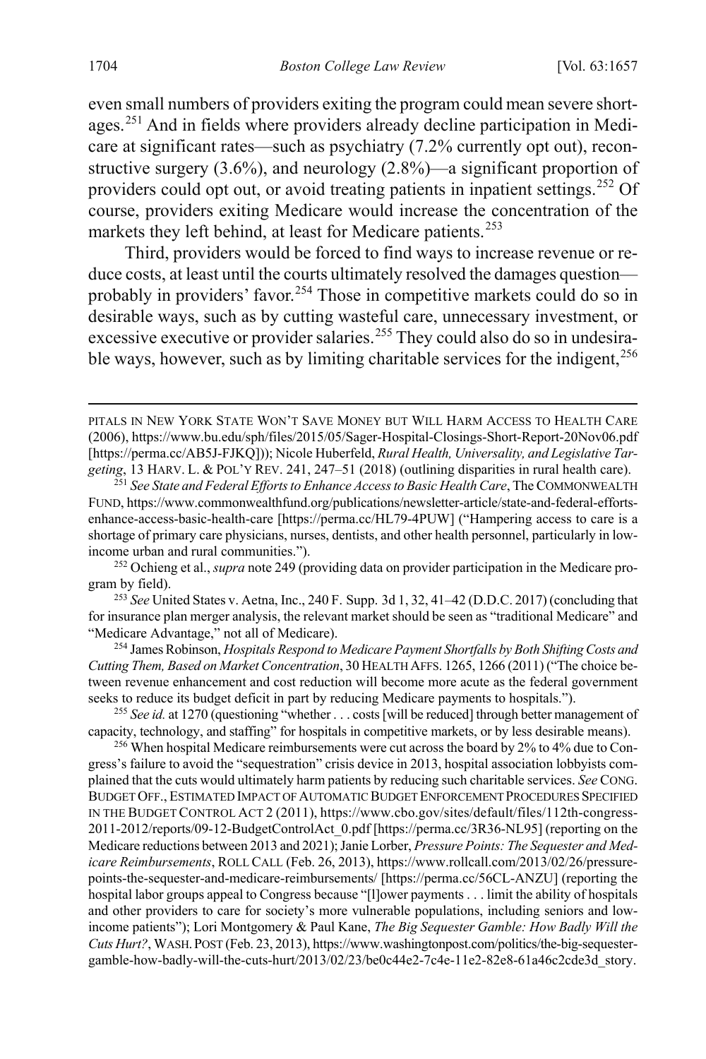even small numbers of providers exiting the program could mean severe shortages.[251] And in fields where providers already decline participation in Medicare at significant rates—such as psychiatry (7.2% currently opt out), reconstructive surgery (3.6%), and neurology (2.8%)—a significant proportion of providers could opt out, or avoid treating patients in inpatient settings.[252] Of course, providers exiting Medicare would increase the concentration of the markets they left behind, at least for Medicare patients.[253]

Third, providers would be forced to find ways to increase revenue or reduce costs, at least until the courts ultimately resolved the damages question—probably in providers' favor.[254] Those in competitive markets could do so in desirable ways, such as by cutting wasteful care, unnecessary investment, or excessive executive or provider salaries.[255] They could also do so in undesirable ways, however, such as by limiting charitable services for the indigent,[256]

---

PITALS IN NEW YORK STATE WON'T SAVE MONEY BUT WILL HARM ACCESS TO HEALTH CARE (2006), https://www.bu.edu/sph/files/2015/05/Sager-Hospital-Closings-Short-Report-20Nov06.pdf [https://perma.cc/AB5J-FJKQ])); Nicole Huberfeld, *Rural Health, Universality, and Legislative Targeting*, 13 HARV. L. & POL'Y REV. 241, 247–51 (2018) (outlining disparities in rural health care).

[251] *See State and Federal Efforts to Enhance Access to Basic Health Care*, The COMMONWEALTH FUND, https://www.commonwealthfund.org/publications/newsletter-article/state-and-federal-efforts-enhance-access-basic-health-care [https://perma.cc/HL79-4PUW] ("Hampering access to care is a shortage of primary care physicians, nurses, dentists, and other health personnel, particularly in low-income urban and rural communities.").

[252] Ochieng et al., *supra* note 249 (providing data on provider participation in the Medicare program by field).

[253] *See* United States v. Aetna, Inc., 240 F. Supp. 3d 1, 32, 41–42 (D.D.C. 2017) (concluding that for insurance plan merger analysis, the relevant market should be seen as "traditional Medicare" and "Medicare Advantage," not all of Medicare).

[254] James Robinson, *Hospitals Respond to Medicare Payment Shortfalls by Both Shifting Costs and Cutting Them, Based on Market Concentration*, 30 HEALTH AFFS. 1265, 1266 (2011) ("The choice between revenue enhancement and cost reduction will become more acute as the federal government seeks to reduce its budget deficit in part by reducing Medicare payments to hospitals.").

[255] *See id.* at 1270 (questioning "whether . . . costs [will be reduced] through better management of capacity, technology, and staffing" for hospitals in competitive markets, or by less desirable means).

[256] When hospital Medicare reimbursements were cut across the board by 2% to 4% due to Congress's failure to avoid the "sequestration" crisis device in 2013, hospital association lobbyists complained that the cuts would ultimately harm patients by reducing such charitable services. *See* CONG. BUDGET OFF., ESTIMATED IMPACT OF AUTOMATIC BUDGET ENFORCEMENT PROCEDURES SPECIFIED IN THE BUDGET CONTROL ACT 2 (2011), https://www.cbo.gov/sites/default/files/112th-congress-2011-2012/reports/09-12-BudgetControlAct_0.pdf [https://perma.cc/3R36-NL95] (reporting on the Medicare reductions between 2013 and 2021); Janie Lorber, *Pressure Points: The Sequester and Medicare Reimbursements*, ROLL CALL (Feb. 26, 2013), https://www.rollcall.com/2013/02/26/pressure-points-the-sequester-and-medicare-reimbursements/ [https://perma.cc/56CL-ANZU] (reporting the hospital labor groups appeal to Congress because "[l]ower payments . . . limit the ability of hospitals and other providers to care for society's more vulnerable populations, including seniors and low-income patients"); Lori Montgomery & Paul Kane, *The Big Sequester Gamble: How Badly Will the Cuts Hurt?*, WASH. POST (Feb. 23, 2013), https://www.washingtonpost.com/politics/the-big-sequester-gamble-how-badly-will-the-cuts-hurt/2013/02/23/be0c44e2-7c4e-11e2-82e8-61a46c2cde3d_story.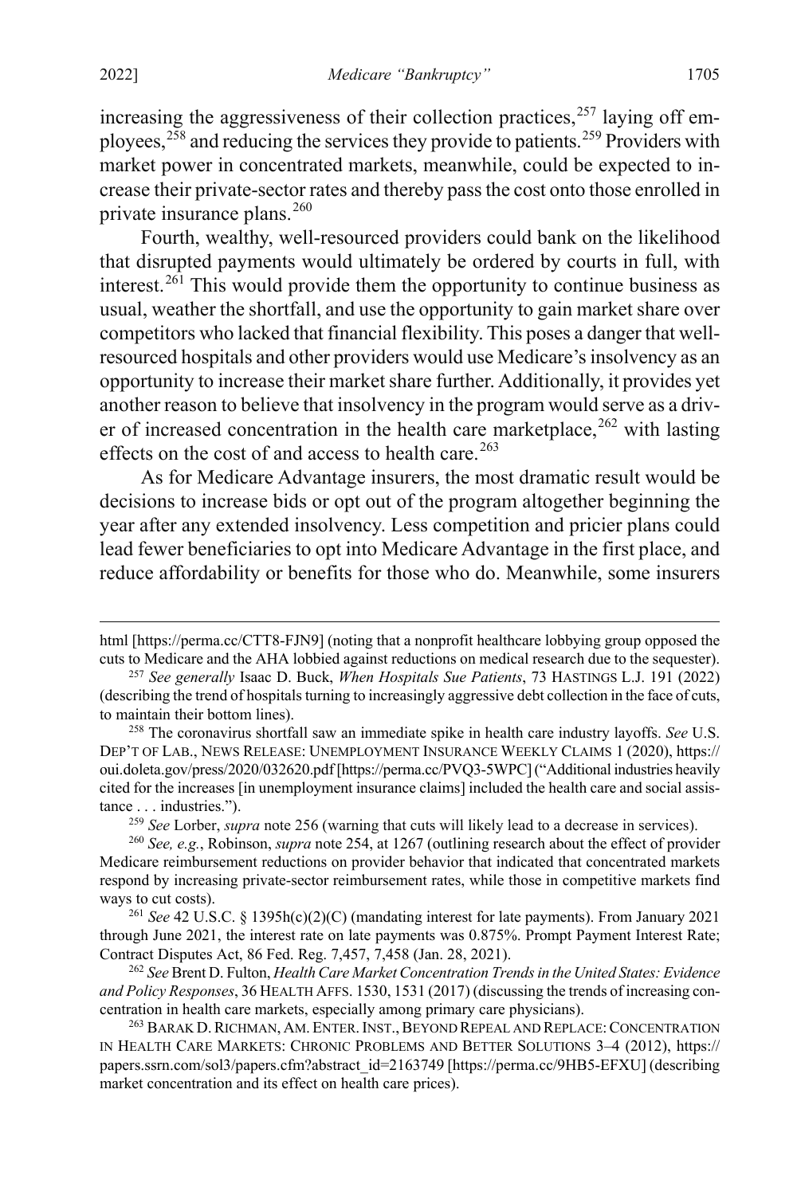increasing the aggressiveness of their collection practices,[257] laying off employees,[258] and reducing the services they provide to patients.[259] Providers with market power in concentrated markets, meanwhile, could be expected to increase their private-sector rates and thereby pass the cost onto those enrolled in private insurance plans.[260]

Fourth, wealthy, well-resourced providers could bank on the likelihood that disrupted payments would ultimately be ordered by courts in full, with interest.[261] This would provide them the opportunity to continue business as usual, weather the shortfall, and use the opportunity to gain market share over competitors who lacked that financial flexibility. This poses a danger that well-resourced hospitals and other providers would use Medicare's insolvency as an opportunity to increase their market share further. Additionally, it provides yet another reason to believe that insolvency in the program would serve as a driver of increased concentration in the health care marketplace,[262] with lasting effects on the cost of and access to health care.[263]

As for Medicare Advantage insurers, the most dramatic result would be decisions to increase bids or opt out of the program altogether beginning the year after any extended insolvency. Less competition and pricier plans could lead fewer beneficiaries to opt into Medicare Advantage in the first place, and reduce affordability or benefits for those who do. Meanwhile, some insurers

---

html [https://perma.cc/CTT8-FJN9] (noting that a nonprofit healthcare lobbying group opposed the cuts to Medicare and the AHA lobbied against reductions on medical research due to the sequester).

[257] *See generally* Isaac D. Buck, *When Hospitals Sue Patients*, 73 HASTINGS L.J. 191 (2022) (describing the trend of hospitals turning to increasingly aggressive debt collection in the face of cuts, to maintain their bottom lines).

[258] The coronavirus shortfall saw an immediate spike in health care industry layoffs. *See* U.S. DEP'T OF LAB., NEWS RELEASE: UNEMPLOYMENT INSURANCE WEEKLY CLAIMS 1 (2020), https://oui.doleta.gov/press/2020/032620.pdf [https://perma.cc/PVQ3-5WPC] ("Additional industries heavily cited for the increases [in unemployment insurance claims] included the health care and social assistance . . . industries.").

[259] *See* Lorber, *supra* note 256 (warning that cuts will likely lead to a decrease in services).

[260] *See, e.g.*, Robinson, *supra* note 254, at 1267 (outlining research about the effect of provider Medicare reimbursement reductions on provider behavior that indicated that concentrated markets respond by increasing private-sector reimbursement rates, while those in competitive markets find ways to cut costs).

[261] *See* 42 U.S.C. § 1395h(c)(2)(C) (mandating interest for late payments). From January 2021 through June 2021, the interest rate on late payments was 0.875%. Prompt Payment Interest Rate; Contract Disputes Act, 86 Fed. Reg. 7,457, 7,458 (Jan. 28, 2021).

[262] *See* Brent D. Fulton, *Health Care Market Concentration Trends in the United States: Evidence and Policy Responses*, 36 HEALTH AFFS. 1530, 1531 (2017) (discussing the trends of increasing concentration in health care markets, especially among primary care physicians).

[263] BARAK D. RICHMAN, AM. ENTER. INST., BEYOND REPEAL AND REPLACE: CONCENTRATION IN HEALTH CARE MARKETS: CHRONIC PROBLEMS AND BETTER SOLUTIONS 3–4 (2012), https://papers.ssrn.com/sol3/papers.cfm?abstract_id=2163749 [https://perma.cc/9HB5-EFXU] (describing market concentration and its effect on health care prices).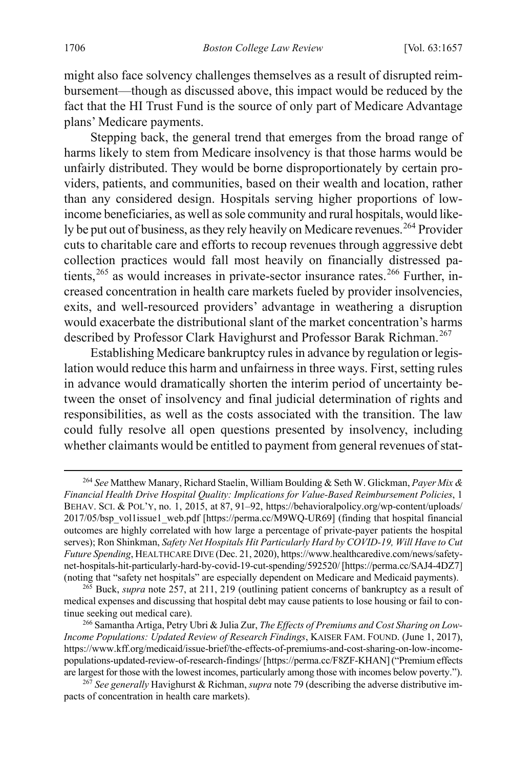might also face solvency challenges themselves as a result of disrupted reimbursement—though as discussed above, this impact would be reduced by the fact that the HI Trust Fund is the source of only part of Medicare Advantage plans' Medicare payments.

Stepping back, the general trend that emerges from the broad range of harms likely to stem from Medicare insolvency is that those harms would be unfairly distributed. They would be borne disproportionately by certain providers, patients, and communities, based on their wealth and location, rather than any considered design. Hospitals serving higher proportions of low-income beneficiaries, as well as sole community and rural hospitals, would likely be put out of business, as they rely heavily on Medicare revenues.[264] Provider cuts to charitable care and efforts to recoup revenues through aggressive debt collection practices would fall most heavily on financially distressed patients,[265] as would increases in private-sector insurance rates.[266] Further, increased concentration in health care markets fueled by provider insolvencies, exits, and well-resourced providers' advantage in weathering a disruption would exacerbate the distributional slant of the market concentration's harms described by Professor Clark Havighurst and Professor Barak Richman.[267]

Establishing Medicare bankruptcy rules in advance by regulation or legislation would reduce this harm and unfairness in three ways. First, setting rules in advance would dramatically shorten the interim period of uncertainty between the onset of insolvency and final judicial determination of rights and responsibilities, as well as the costs associated with the transition. The law could fully resolve all open questions presented by insolvency, including whether claimants would be entitled to payment from general revenues of stat-

---

[264] *See* Matthew Manary, Richard Staelin, William Boulding & Seth W. Glickman, *Payer Mix & Financial Health Drive Hospital Quality: Implications for Value-Based Reimbursement Policies*, 1 BEHAV. SCI. & POL'Y, no. 1, 2015, at 87, 91–92, https://behavioralpolicy.org/wp-content/uploads/2017/05/bsp_vol1issue1_web.pdf [https://perma.cc/M9WQ-UR69] (finding that hospital financial outcomes are highly correlated with how large a percentage of private-payer patients the hospital serves); Ron Shinkman, *Safety Net Hospitals Hit Particularly Hard by COVID-19, Will Have to Cut Future Spending*, HEALTHCARE DIVE (Dec. 21, 2020), https://www.healthcaredive.com/news/safety-net-hospitals-hit-particularly-hard-by-covid-19-cut-spending/592520/ [https://perma.cc/SAJ4-4DZ7] (noting that "safety net hospitals" are especially dependent on Medicare and Medicaid payments).

[265] Buck, *supra* note 257, at 211, 219 (outlining patient concerns of bankruptcy as a result of medical expenses and discussing that hospital debt may cause patients to lose housing or fail to continue seeking out medical care).

[266] Samantha Artiga, Petry Ubri & Julia Zur, *The Effects of Premiums and Cost Sharing on Low-Income Populations: Updated Review of Research Findings*, KAISER FAM. FOUND. (June 1, 2017), https://www.kff.org/medicaid/issue-brief/the-effects-of-premiums-and-cost-sharing-on-low-income-populations-updated-review-of-research-findings/ [https://perma.cc/F8ZF-KHAN] ("Premium effects are largest for those with the lowest incomes, particularly among those with incomes below poverty.").

[267] *See generally* Havighurst & Richman, *supra* note 79 (describing the adverse distributive impacts of concentration in health care markets).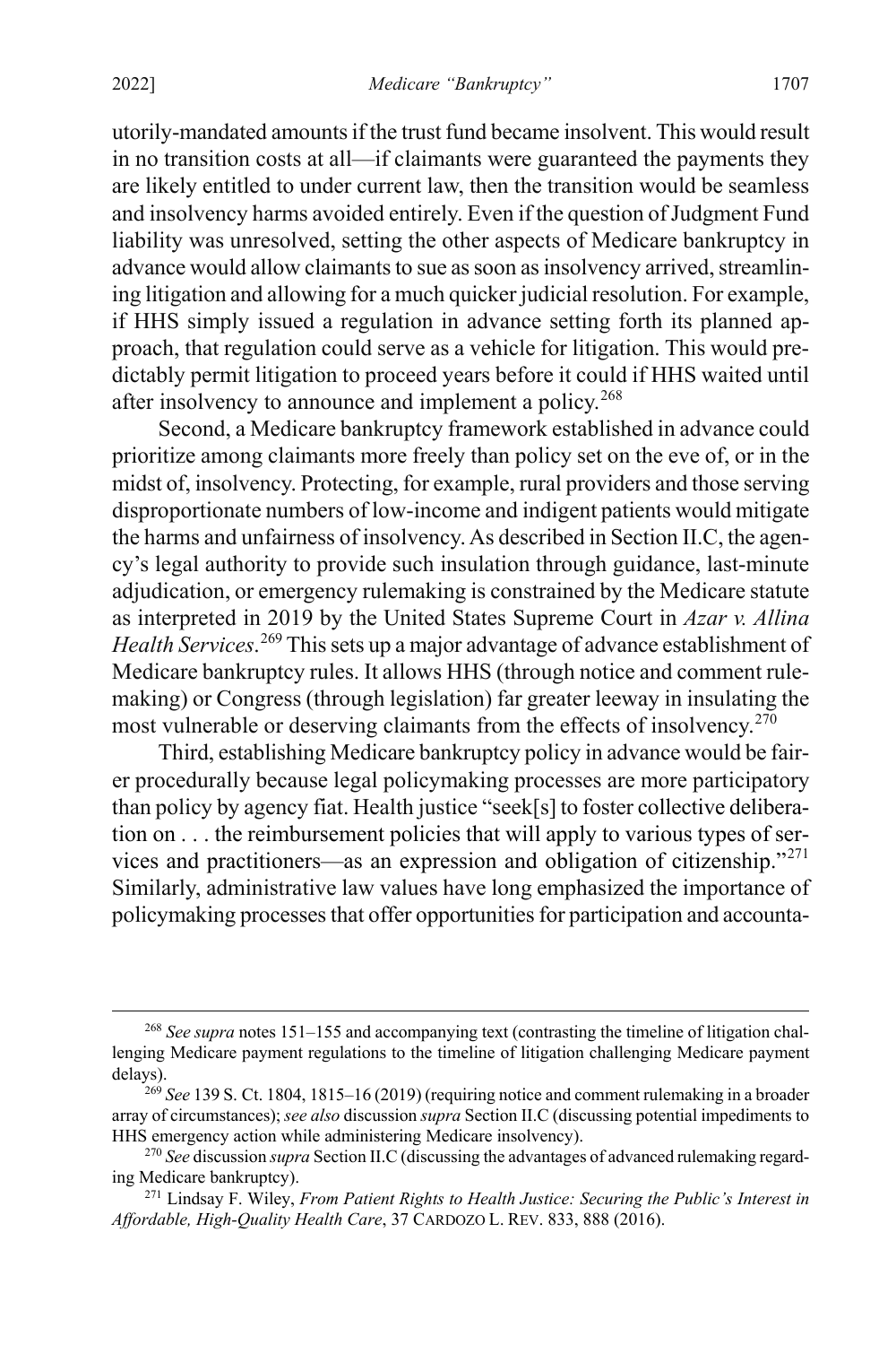utorily-mandated amounts if the trust fund became insolvent. This would result in no transition costs at all—if claimants were guaranteed the payments they are likely entitled to under current law, then the transition would be seamless and insolvency harms avoided entirely. Even if the question of Judgment Fund liability was unresolved, setting the other aspects of Medicare bankruptcy in advance would allow claimants to sue as soon as insolvency arrived, streamlining litigation and allowing for a much quicker judicial resolution. For example, if HHS simply issued a regulation in advance setting forth its planned approach, that regulation could serve as a vehicle for litigation. This would predictably permit litigation to proceed years before it could if HHS waited until after insolvency to announce and implement a policy.[268]

Second, a Medicare bankruptcy framework established in advance could prioritize among claimants more freely than policy set on the eve of, or in the midst of, insolvency. Protecting, for example, rural providers and those serving disproportionate numbers of low-income and indigent patients would mitigate the harms and unfairness of insolvency. As described in Section II.C, the agency's legal authority to provide such insulation through guidance, last-minute adjudication, or emergency rulemaking is constrained by the Medicare statute as interpreted in 2019 by the United States Supreme Court in *Azar v. Allina Health Services*.[269] This sets up a major advantage of advance establishment of Medicare bankruptcy rules. It allows HHS (through notice and comment rulemaking) or Congress (through legislation) far greater leeway in insulating the most vulnerable or deserving claimants from the effects of insolvency.[270]

Third, establishing Medicare bankruptcy policy in advance would be fairer procedurally because legal policymaking processes are more participatory than policy by agency fiat. Health justice "seek[s] to foster collective deliberation on . . . the reimbursement policies that will apply to various types of services and practitioners—as an expression and obligation of citizenship."[271] Similarly, administrative law values have long emphasized the importance of policymaking processes that offer opportunities for participation and accounta-

[268] *See supra* notes 151–155 and accompanying text (contrasting the timeline of litigation challenging Medicare payment regulations to the timeline of litigation challenging Medicare payment delays).

[269] *See* 139 S. Ct. 1804, 1815–16 (2019) (requiring notice and comment rulemaking in a broader array of circumstances); *see also* discussion *supra* Section II.C (discussing potential impediments to HHS emergency action while administering Medicare insolvency).

[270] *See* discussion *supra* Section II.C (discussing the advantages of advanced rulemaking regarding Medicare bankruptcy).

[271] Lindsay F. Wiley, *From Patient Rights to Health Justice: Securing the Public's Interest in Affordable, High-Quality Health Care*, 37 CARDOZO L. REV. 833, 888 (2016).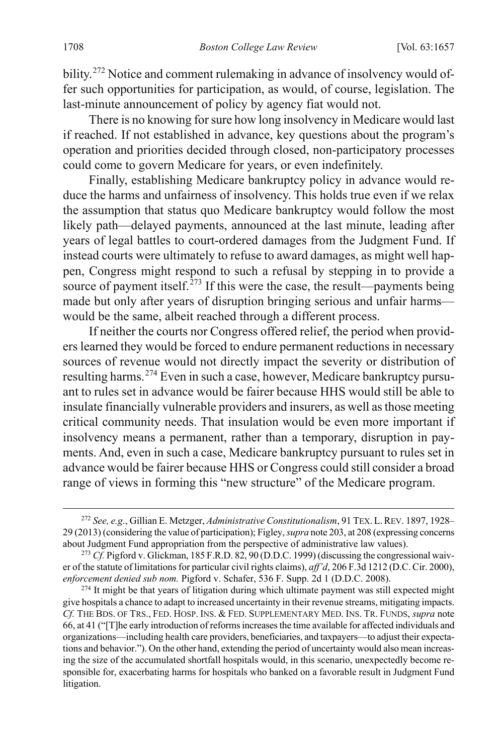bility.[272] Notice and comment rulemaking in advance of insolvency would offer such opportunities for participation, as would, of course, legislation. The last-minute announcement of policy by agency fiat would not.

There is no knowing for sure how long insolvency in Medicare would last if reached. If not established in advance, key questions about the program's operation and priorities decided through closed, non-participatory processes could come to govern Medicare for years, or even indefinitely.

Finally, establishing Medicare bankruptcy policy in advance would reduce the harms and unfairness of insolvency. This holds true even if we relax the assumption that status quo Medicare bankruptcy would follow the most likely path—delayed payments, announced at the last minute, leading after years of legal battles to court-ordered damages from the Judgment Fund. If instead courts were ultimately to refuse to award damages, as might well happen, Congress might respond to such a refusal by stepping in to provide a source of payment itself.[273] If this were the case, the result—payments being made but only after years of disruption bringing serious and unfair harms—would be the same, albeit reached through a different process.

If neither the courts nor Congress offered relief, the period when providers learned they would be forced to endure permanent reductions in necessary sources of revenue would not directly impact the severity or distribution of resulting harms.[274] Even in such a case, however, Medicare bankruptcy pursuant to rules set in advance would be fairer because HHS would still be able to insulate financially vulnerable providers and insurers, as well as those meeting critical community needs. That insulation would be even more important if insolvency means a permanent, rather than a temporary, disruption in payments. And, even in such a case, Medicare bankruptcy pursuant to rules set in advance would be fairer because HHS or Congress could still consider a broad range of views in forming this "new structure" of the Medicare program.

---

[272] *See, e.g.*, Gillian E. Metzger, *Administrative Constitutionalism*, 91 TEX. L. REV. 1897, 1928–29 (2013) (considering the value of participation); Figley, *supra* note 203, at 208 (expressing concerns about Judgment Fund appropriation from the perspective of administrative law values).

[273] *Cf.* Pigford v. Glickman, 185 F.R.D. 82, 90 (D.D.C. 1999) (discussing the congressional waiver of the statute of limitations for particular civil rights claims), *aff'd*, 206 F.3d 1212 (D.C. Cir. 2000), *enforcement denied sub nom.* Pigford v. Schafer, 536 F. Supp. 2d 1 (D.D.C. 2008).

[274] It might be that years of litigation during which ultimate payment was still expected might give hospitals a chance to adapt to increased uncertainty in their revenue streams, mitigating impacts. *Cf.* THE BDS. OF TRS., FED. HOSP. INS. & FED. SUPPLEMENTARY MED. INS. TR. FUNDS, *supra* note 66, at 41 ("[T]he early introduction of reforms increases the time available for affected individuals and organizations—including health care providers, beneficiaries, and taxpayers—to adjust their expectations and behavior."). On the other hand, extending the period of uncertainty would also mean increasing the size of the accumulated shortfall hospitals would, in this scenario, unexpectedly become responsible for, exacerbating harms for hospitals who banked on a favorable result in Judgment Fund litigation.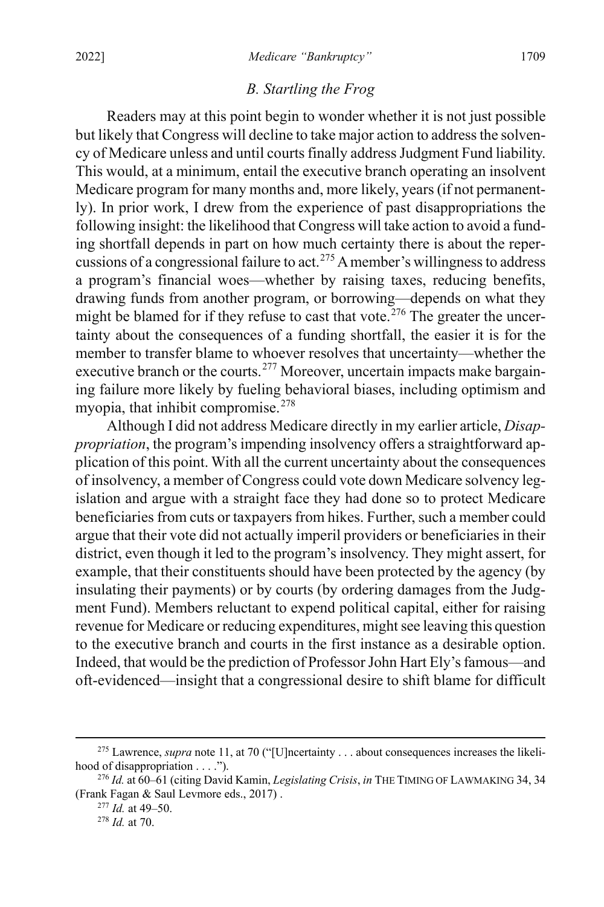### *B. Startling the Frog*

Readers may at this point begin to wonder whether it is not just possible but likely that Congress will decline to take major action to address the solvency of Medicare unless and until courts finally address Judgment Fund liability. This would, at a minimum, entail the executive branch operating an insolvent Medicare program for many months and, more likely, years (if not permanently). In prior work, I drew from the experience of past disappropriations the following insight: the likelihood that Congress will take action to avoid a funding shortfall depends in part on how much certainty there is about the repercussions of a congressional failure to act.[275] A member's willingness to address a program's financial woes—whether by raising taxes, reducing benefits, drawing funds from another program, or borrowing—depends on what they might be blamed for if they refuse to cast that vote.[276] The greater the uncertainty about the consequences of a funding shortfall, the easier it is for the member to transfer blame to whoever resolves that uncertainty—whether the executive branch or the courts.[277] Moreover, uncertain impacts make bargaining failure more likely by fueling behavioral biases, including optimism and myopia, that inhibit compromise.[278]

Although I did not address Medicare directly in my earlier article, *Disappropriation*, the program's impending insolvency offers a straightforward application of this point. With all the current uncertainty about the consequences of insolvency, a member of Congress could vote down Medicare solvency legislation and argue with a straight face they had done so to protect Medicare beneficiaries from cuts or taxpayers from hikes. Further, such a member could argue that their vote did not actually imperil providers or beneficiaries in their district, even though it led to the program's insolvency. They might assert, for example, that their constituents should have been protected by the agency (by insulating their payments) or by courts (by ordering damages from the Judgment Fund). Members reluctant to expend political capital, either for raising revenue for Medicare or reducing expenditures, might see leaving this question to the executive branch and courts in the first instance as a desirable option. Indeed, that would be the prediction of Professor John Hart Ely's famous—and oft-evidenced—insight that a congressional desire to shift blame for difficult

---

[275] Lawrence, *supra* note 11, at 70 ("[U]ncertainty . . . about consequences increases the likelihood of disappropriation . . . .").

[276] *Id.* at 60–61 (citing David Kamin, *Legislating Crisis*, *in* THE TIMING OF LAWMAKING 34, 34 (Frank Fagan & Saul Levmore eds., 2017) .

[277] *Id.* at 49–50.

[278] *Id.* at 70.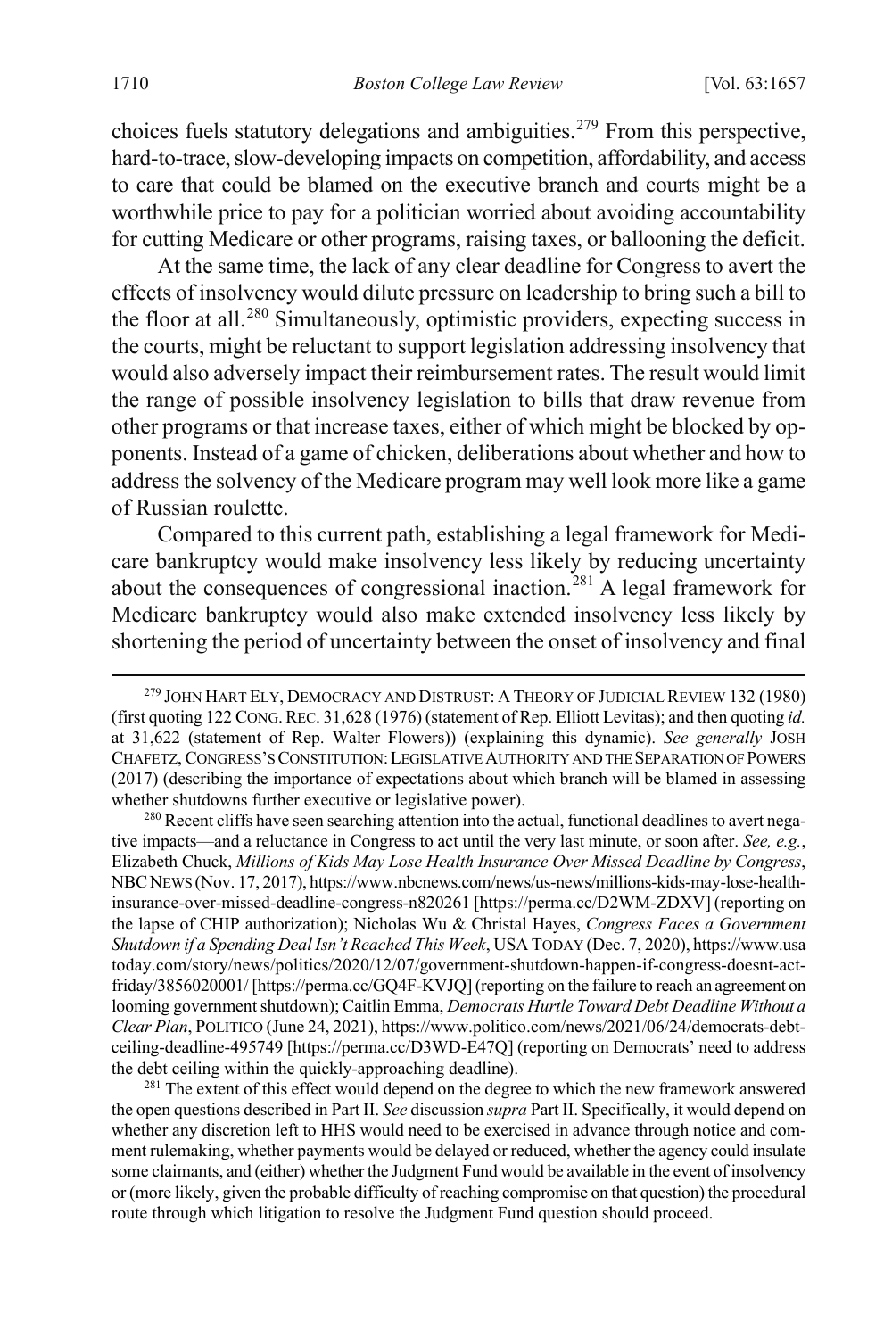choices fuels statutory delegations and ambiguities.[279] From this perspective, hard-to-trace, slow-developing impacts on competition, affordability, and access to care that could be blamed on the executive branch and courts might be a worthwhile price to pay for a politician worried about avoiding accountability for cutting Medicare or other programs, raising taxes, or ballooning the deficit.

At the same time, the lack of any clear deadline for Congress to avert the effects of insolvency would dilute pressure on leadership to bring such a bill to the floor at all.[280] Simultaneously, optimistic providers, expecting success in the courts, might be reluctant to support legislation addressing insolvency that would also adversely impact their reimbursement rates. The result would limit the range of possible insolvency legislation to bills that draw revenue from other programs or that increase taxes, either of which might be blocked by opponents. Instead of a game of chicken, deliberations about whether and how to address the solvency of the Medicare program may well look more like a game of Russian roulette.

Compared to this current path, establishing a legal framework for Medicare bankruptcy would make insolvency less likely by reducing uncertainty about the consequences of congressional inaction.[281] A legal framework for Medicare bankruptcy would also make extended insolvency less likely by shortening the period of uncertainty between the onset of insolvency and final

---

[279] JOHN HART ELY, DEMOCRACY AND DISTRUST: A THEORY OF JUDICIAL REVIEW 132 (1980) (first quoting 122 CONG. REC. 31,628 (1976) (statement of Rep. Elliott Levitas); and then quoting *id.* at 31,622 (statement of Rep. Walter Flowers)) (explaining this dynamic). *See generally* JOSH CHAFETZ, CONGRESS'S CONSTITUTION: LEGISLATIVE AUTHORITY AND THE SEPARATION OF POWERS (2017) (describing the importance of expectations about which branch will be blamed in assessing whether shutdowns further executive or legislative power).

[280] Recent cliffs have seen searching attention into the actual, functional deadlines to avert negative impacts—and a reluctance in Congress to act until the very last minute, or soon after. *See, e.g.*, Elizabeth Chuck, *Millions of Kids May Lose Health Insurance Over Missed Deadline by Congress*, NBC NEWS (Nov. 17, 2017), https://www.nbcnews.com/news/us-news/millions-kids-may-lose-health-insurance-over-missed-deadline-congress-n820261 [https://perma.cc/D2WM-ZDXV] (reporting on the lapse of CHIP authorization); Nicholas Wu & Christal Hayes, *Congress Faces a Government Shutdown if a Spending Deal Isn't Reached This Week*, USA TODAY (Dec. 7, 2020), https://www.usatoday.com/story/news/politics/2020/12/07/government-shutdown-happen-if-congress-doesnt-act-friday/3856020001/ [https://perma.cc/GQ4F-KVJQ] (reporting on the failure to reach an agreement on looming government shutdown); Caitlin Emma, *Democrats Hurtle Toward Debt Deadline Without a Clear Plan*, POLITICO (June 24, 2021), https://www.politico.com/news/2021/06/24/democrats-debt-ceiling-deadline-495749 [https://perma.cc/D3WD-E47Q] (reporting on Democrats' need to address the debt ceiling within the quickly-approaching deadline).

[281] The extent of this effect would depend on the degree to which the new framework answered the open questions described in Part II. *See* discussion *supra* Part II. Specifically, it would depend on whether any discretion left to HHS would need to be exercised in advance through notice and comment rulemaking, whether payments would be delayed or reduced, whether the agency could insulate some claimants, and (either) whether the Judgment Fund would be available in the event of insolvency or (more likely, given the probable difficulty of reaching compromise on that question) the procedural route through which litigation to resolve the Judgment Fund question should proceed.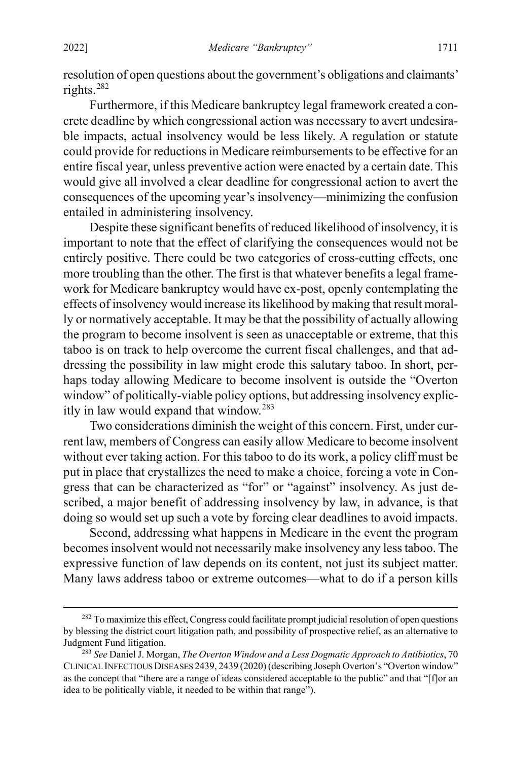resolution of open questions about the government's obligations and claimants' rights.[282]

Furthermore, if this Medicare bankruptcy legal framework created a concrete deadline by which congressional action was necessary to avert undesirable impacts, actual insolvency would be less likely. A regulation or statute could provide for reductions in Medicare reimbursements to be effective for an entire fiscal year, unless preventive action were enacted by a certain date. This would give all involved a clear deadline for congressional action to avert the consequences of the upcoming year's insolvency—minimizing the confusion entailed in administering insolvency.

Despite these significant benefits of reduced likelihood of insolvency, it is important to note that the effect of clarifying the consequences would not be entirely positive. There could be two categories of cross-cutting effects, one more troubling than the other. The first is that whatever benefits a legal framework for Medicare bankruptcy would have ex-post, openly contemplating the effects of insolvency would increase its likelihood by making that result morally or normatively acceptable. It may be that the possibility of actually allowing the program to become insolvent is seen as unacceptable or extreme, that this taboo is on track to help overcome the current fiscal challenges, and that addressing the possibility in law might erode this salutary taboo. In short, perhaps today allowing Medicare to become insolvent is outside the "Overton window" of politically-viable policy options, but addressing insolvency explicitly in law would expand that window.[283]

Two considerations diminish the weight of this concern. First, under current law, members of Congress can easily allow Medicare to become insolvent without ever taking action. For this taboo to do its work, a policy cliff must be put in place that crystallizes the need to make a choice, forcing a vote in Congress that can be characterized as "for" or "against" insolvency. As just described, a major benefit of addressing insolvency by law, in advance, is that doing so would set up such a vote by forcing clear deadlines to avoid impacts.

Second, addressing what happens in Medicare in the event the program becomes insolvent would not necessarily make insolvency any less taboo. The expressive function of law depends on its content, not just its subject matter. Many laws address taboo or extreme outcomes—what to do if a person kills

---

[282] To maximize this effect, Congress could facilitate prompt judicial resolution of open questions by blessing the district court litigation path, and possibility of prospective relief, as an alternative to Judgment Fund litigation.

[283] *See* Daniel J. Morgan, *The Overton Window and a Less Dogmatic Approach to Antibiotics*, 70 CLINICAL INFECTIOUS DISEASES 2439, 2439 (2020) (describing Joseph Overton's "Overton window" as the concept that "there are a range of ideas considered acceptable to the public" and that "[f]or an idea to be politically viable, it needed to be within that range").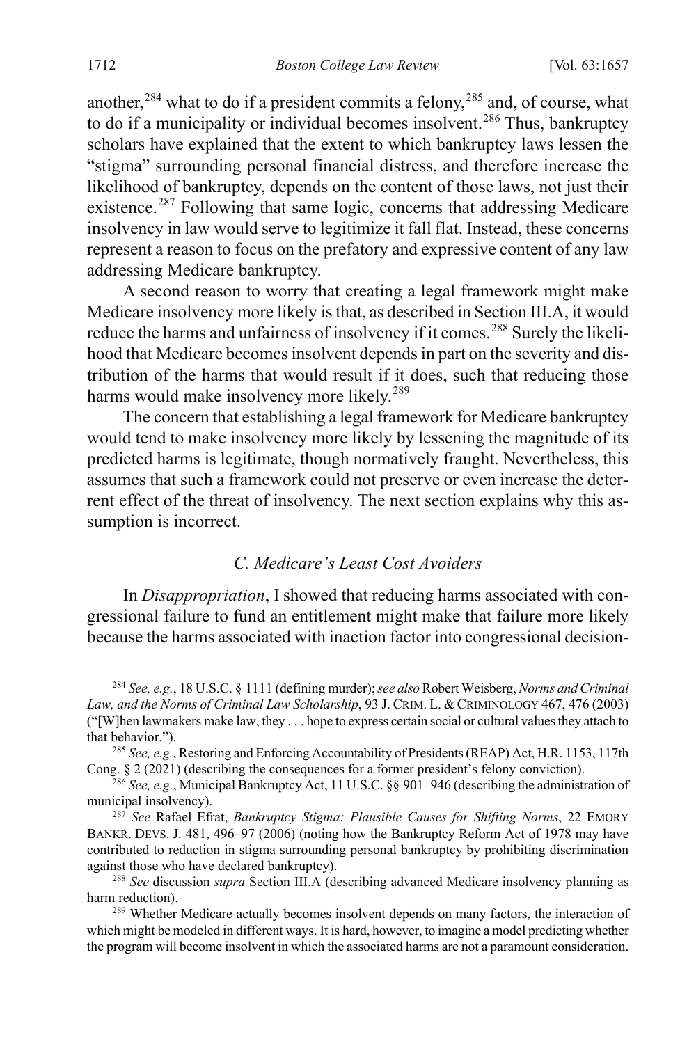another,[284] what to do if a president commits a felony,[285] and, of course, what to do if a municipality or individual becomes insolvent.[286] Thus, bankruptcy scholars have explained that the extent to which bankruptcy laws lessen the "stigma" surrounding personal financial distress, and therefore increase the likelihood of bankruptcy, depends on the content of those laws, not just their existence.[287] Following that same logic, concerns that addressing Medicare insolvency in law would serve to legitimize it fall flat. Instead, these concerns represent a reason to focus on the prefatory and expressive content of any law addressing Medicare bankruptcy.

A second reason to worry that creating a legal framework might make Medicare insolvency more likely is that, as described in Section III.A, it would reduce the harms and unfairness of insolvency if it comes.[288] Surely the likelihood that Medicare becomes insolvent depends in part on the severity and distribution of the harms that would result if it does, such that reducing those harms would make insolvency more likely.[289]

The concern that establishing a legal framework for Medicare bankruptcy would tend to make insolvency more likely by lessening the magnitude of its predicted harms is legitimate, though normatively fraught. Nevertheless, this assumes that such a framework could not preserve or even increase the deterrent effect of the threat of insolvency. The next section explains why this assumption is incorrect.

### *C. Medicare's Least Cost Avoiders*

In *Disappropriation*, I showed that reducing harms associated with congressional failure to fund an entitlement might make that failure more likely because the harms associated with inaction factor into congressional decision-

---

[284] *See, e.g.*, 18 U.S.C. § 1111 (defining murder); *see also* Robert Weisberg, *Norms and Criminal Law, and the Norms of Criminal Law Scholarship*, 93 J. CRIM. L. & CRIMINOLOGY 467, 476 (2003) ("[W]hen lawmakers make law, they . . . hope to express certain social or cultural values they attach to that behavior.").

[285] *See, e.g.*, Restoring and Enforcing Accountability of Presidents (REAP) Act, H.R. 1153, 117th Cong. § 2 (2021) (describing the consequences for a former president's felony conviction).

[286] *See, e.g.*, Municipal Bankruptcy Act, 11 U.S.C. §§ 901–946 (describing the administration of municipal insolvency).

[287] *See* Rafael Efrat, *Bankruptcy Stigma: Plausible Causes for Shifting Norms*, 22 EMORY BANKR. DEVS. J. 481, 496–97 (2006) (noting how the Bankruptcy Reform Act of 1978 may have contributed to reduction in stigma surrounding personal bankruptcy by prohibiting discrimination against those who have declared bankruptcy).

[288] *See* discussion *supra* Section III.A (describing advanced Medicare insolvency planning as harm reduction).

[289] Whether Medicare actually becomes insolvent depends on many factors, the interaction of which might be modeled in different ways. It is hard, however, to imagine a model predicting whether the program will become insolvent in which the associated harms are not a paramount consideration.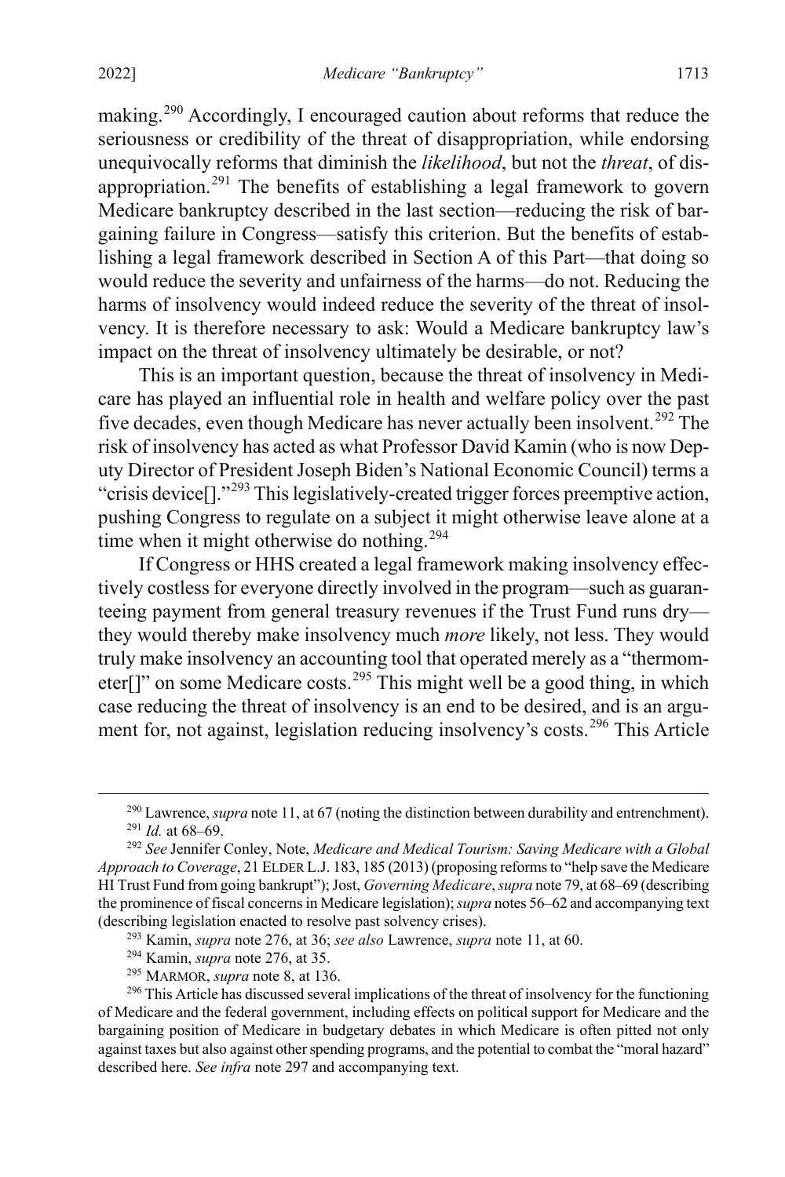making.[290] Accordingly, I encouraged caution about reforms that reduce the seriousness or credibility of the threat of disappropriation, while endorsing unequivocally reforms that diminish the *likelihood*, but not the *threat*, of disappropriation.[291] The benefits of establishing a legal framework to govern Medicare bankruptcy described in the last section—reducing the risk of bargaining failure in Congress—satisfy this criterion. But the benefits of establishing a legal framework described in Section A of this Part—that doing so would reduce the severity and unfairness of the harms—do not. Reducing the harms of insolvency would indeed reduce the severity of the threat of insolvency. It is therefore necessary to ask: Would a Medicare bankruptcy law's impact on the threat of insolvency ultimately be desirable, or not?

This is an important question, because the threat of insolvency in Medicare has played an influential role in health and welfare policy over the past five decades, even though Medicare has never actually been insolvent.[292] The risk of insolvency has acted as what Professor David Kamin (who is now Deputy Director of President Joseph Biden's National Economic Council) terms a "crisis device[]."[293] This legislatively-created trigger forces preemptive action, pushing Congress to regulate on a subject it might otherwise leave alone at a time when it might otherwise do nothing.[294]

If Congress or HHS created a legal framework making insolvency effectively costless for everyone directly involved in the program—such as guaranteeing payment from general treasury revenues if the Trust Fund runs dry—they would thereby make insolvency much *more* likely, not less. They would truly make insolvency an accounting tool that operated merely as a "thermometer[]" on some Medicare costs.[295] This might well be a good thing, in which case reducing the threat of insolvency is an end to be desired, and is an argument for, not against, legislation reducing insolvency's costs.[296] This Article

---

[290] Lawrence, *supra* note 11, at 67 (noting the distinction between durability and entrenchment).

[291] *Id.* at 68–69.

[292] *See* Jennifer Conley, Note, *Medicare and Medical Tourism: Saving Medicare with a Global Approach to Coverage*, 21 ELDER L.J. 183, 185 (2013) (proposing reforms to "help save the Medicare HI Trust Fund from going bankrupt"); Jost, *Governing Medicare*, *supra* note 79, at 68–69 (describing the prominence of fiscal concerns in Medicare legislation); *supra* notes 56–62 and accompanying text (describing legislation enacted to resolve past solvency crises).

[293] Kamin, *supra* note 276, at 36; *see also* Lawrence, *supra* note 11, at 60.

[294] Kamin, *supra* note 276, at 35.

[295] MARMOR, *supra* note 8, at 136.

[296] This Article has discussed several implications of the threat of insolvency for the functioning of Medicare and the federal government, including effects on political support for Medicare and the bargaining position of Medicare in budgetary debates in which Medicare is often pitted not only against taxes but also against other spending programs, and the potential to combat the "moral hazard" described here. *See infra* note 297 and accompanying text.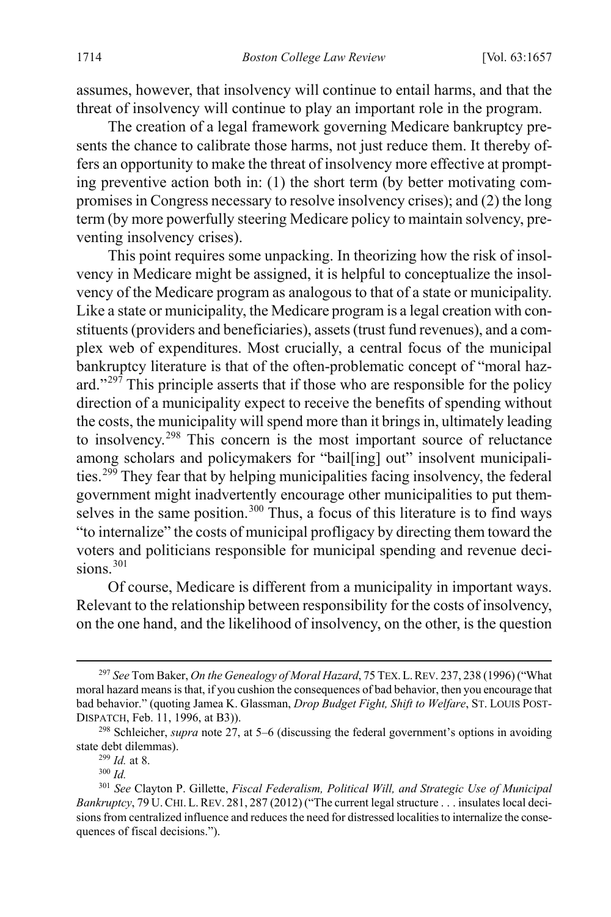assumes, however, that insolvency will continue to entail harms, and that the threat of insolvency will continue to play an important role in the program.

The creation of a legal framework governing Medicare bankruptcy presents the chance to calibrate those harms, not just reduce them. It thereby offers an opportunity to make the threat of insolvency more effective at prompting preventive action both in: (1) the short term (by better motivating compromises in Congress necessary to resolve insolvency crises); and (2) the long term (by more powerfully steering Medicare policy to maintain solvency, preventing insolvency crises).

This point requires some unpacking. In theorizing how the risk of insolvency in Medicare might be assigned, it is helpful to conceptualize the insolvency of the Medicare program as analogous to that of a state or municipality. Like a state or municipality, the Medicare program is a legal creation with constituents (providers and beneficiaries), assets (trust fund revenues), and a complex web of expenditures. Most crucially, a central focus of the municipal bankruptcy literature is that of the often-problematic concept of "moral hazard."[297] This principle asserts that if those who are responsible for the policy direction of a municipality expect to receive the benefits of spending without the costs, the municipality will spend more than it brings in, ultimately leading to insolvency.[298] This concern is the most important source of reluctance among scholars and policymakers for "bail[ing] out" insolvent municipalities.[299] They fear that by helping municipalities facing insolvency, the federal government might inadvertently encourage other municipalities to put themselves in the same position.[300] Thus, a focus of this literature is to find ways "to internalize" the costs of municipal profligacy by directing them toward the voters and politicians responsible for municipal spending and revenue decisions.[301]

Of course, Medicare is different from a municipality in important ways. Relevant to the relationship between responsibility for the costs of insolvency, on the one hand, and the likelihood of insolvency, on the other, is the question

---

[297] *See* Tom Baker, *On the Genealogy of Moral Hazard*, 75 TEX. L. REV. 237, 238 (1996) ("What moral hazard means is that, if you cushion the consequences of bad behavior, then you encourage that bad behavior." (quoting Jamea K. Glassman, *Drop Budget Fight, Shift to Welfare*, ST. LOUIS POST-DISPATCH, Feb. 11, 1996, at B3)).

[298] Schleicher, *supra* note 27, at 5–6 (discussing the federal government's options in avoiding state debt dilemmas).

[299] *Id.* at 8.

[300] *Id.*

[301] *See* Clayton P. Gillette, *Fiscal Federalism, Political Will, and Strategic Use of Municipal Bankruptcy*, 79 U. CHI. L. REV. 281, 287 (2012) ("The current legal structure . . . insulates local decisions from centralized influence and reduces the need for distressed localities to internalize the consequences of fiscal decisions.").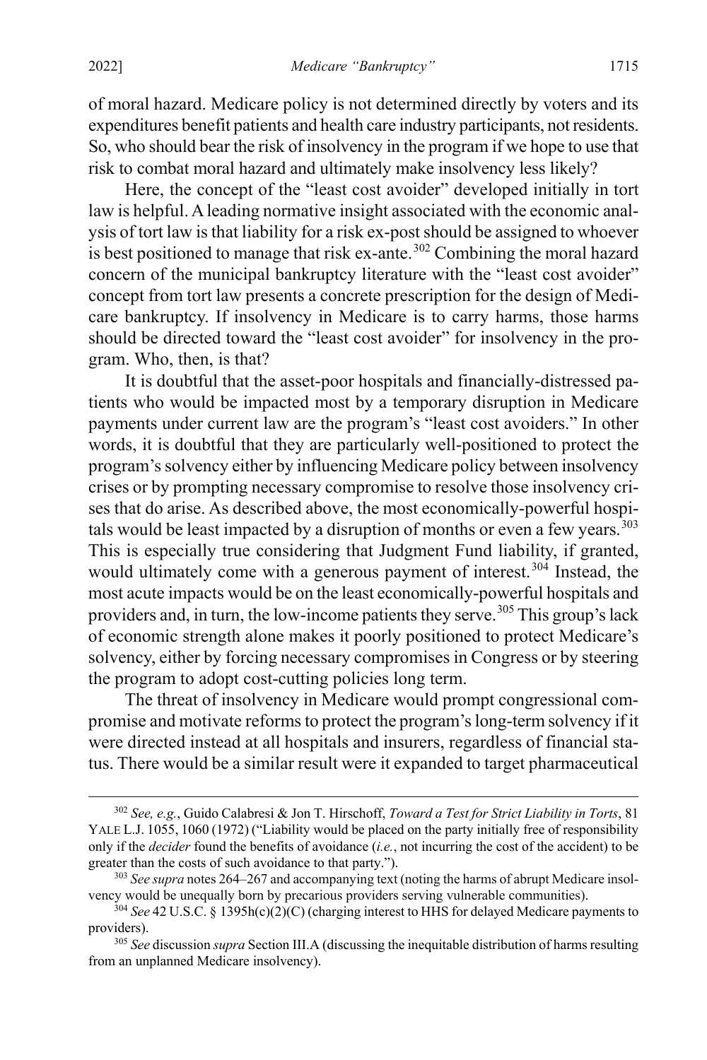of moral hazard. Medicare policy is not determined directly by voters and its expenditures benefit patients and health care industry participants, not residents. So, who should bear the risk of insolvency in the program if we hope to use that risk to combat moral hazard and ultimately make insolvency less likely?

Here, the concept of the "least cost avoider" developed initially in tort law is helpful. A leading normative insight associated with the economic analysis of tort law is that liability for a risk ex-post should be assigned to whoever is best positioned to manage that risk ex-ante.[302] Combining the moral hazard concern of the municipal bankruptcy literature with the "least cost avoider" concept from tort law presents a concrete prescription for the design of Medicare bankruptcy. If insolvency in Medicare is to carry harms, those harms should be directed toward the "least cost avoider" for insolvency in the program. Who, then, is that?

It is doubtful that the asset-poor hospitals and financially-distressed patients who would be impacted most by a temporary disruption in Medicare payments under current law are the program's "least cost avoiders." In other words, it is doubtful that they are particularly well-positioned to protect the program's solvency either by influencing Medicare policy between insolvency crises or by prompting necessary compromise to resolve those insolvency crises that do arise. As described above, the most economically-powerful hospitals would be least impacted by a disruption of months or even a few years.[303] This is especially true considering that Judgment Fund liability, if granted, would ultimately come with a generous payment of interest.[304] Instead, the most acute impacts would be on the least economically-powerful hospitals and providers and, in turn, the low-income patients they serve.[305] This group's lack of economic strength alone makes it poorly positioned to protect Medicare's solvency, either by forcing necessary compromises in Congress or by steering the program to adopt cost-cutting policies long term.

The threat of insolvency in Medicare would prompt congressional compromise and motivate reforms to protect the program's long-term solvency if it were directed instead at all hospitals and insurers, regardless of financial status. There would be a similar result were it expanded to target pharmaceutical

---

[302] *See, e.g.*, Guido Calabresi & Jon T. Hirschoff, *Toward a Test for Strict Liability in Torts*, 81 YALE L.J. 1055, 1060 (1972) ("Liability would be placed on the party initially free of responsibility only if the *decider* found the benefits of avoidance (*i.e.*, not incurring the cost of the accident) to be greater than the costs of such avoidance to that party.").

[303] *See supra* notes 264–267 and accompanying text (noting the harms of abrupt Medicare insolvency would be unequally born by precarious providers serving vulnerable communities).

[304] *See* 42 U.S.C. § 1395h(c)(2)(C) (charging interest to HHS for delayed Medicare payments to providers).

[305] *See* discussion *supra* Section III.A (discussing the inequitable distribution of harms resulting from an unplanned Medicare insolvency).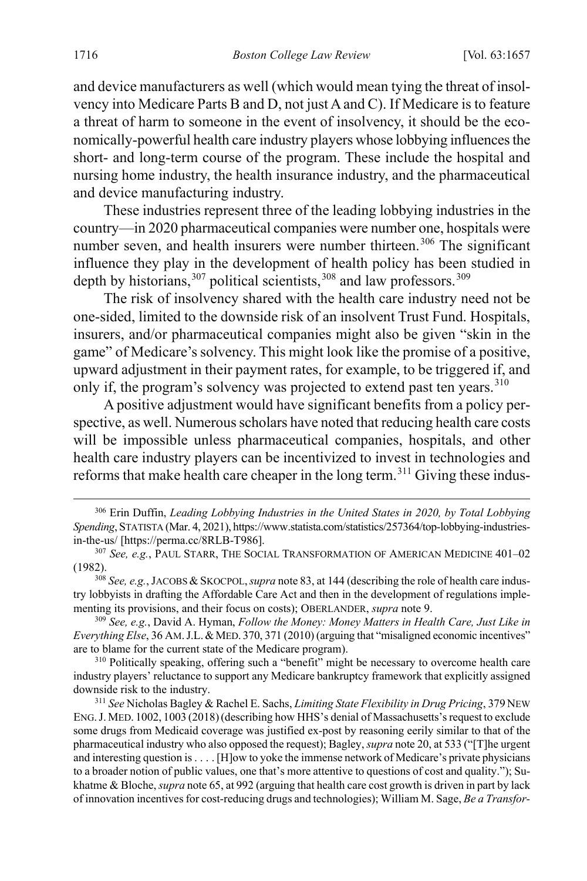and device manufacturers as well (which would mean tying the threat of insolvency into Medicare Parts B and D, not just A and C). If Medicare is to feature a threat of harm to someone in the event of insolvency, it should be the economically-powerful health care industry players whose lobbying influences the short- and long-term course of the program. These include the hospital and nursing home industry, the health insurance industry, and the pharmaceutical and device manufacturing industry.

These industries represent three of the leading lobbying industries in the country—in 2020 pharmaceutical companies were number one, hospitals were number seven, and health insurers were number thirteen.[306] The significant influence they play in the development of health policy has been studied in depth by historians,[307] political scientists,[308] and law professors.[309]

The risk of insolvency shared with the health care industry need not be one-sided, limited to the downside risk of an insolvent Trust Fund. Hospitals, insurers, and/or pharmaceutical companies might also be given "skin in the game" of Medicare's solvency. This might look like the promise of a positive, upward adjustment in their payment rates, for example, to be triggered if, and only if, the program's solvency was projected to extend past ten years.[310]

A positive adjustment would have significant benefits from a policy perspective, as well. Numerous scholars have noted that reducing health care costs will be impossible unless pharmaceutical companies, hospitals, and other health care industry players can be incentivized to invest in technologies and reforms that make health care cheaper in the long term.[311] Giving these indus-

---

[306] Erin Duffin, *Leading Lobbying Industries in the United States in 2020, by Total Lobbying Spending*, STATISTA (Mar. 4, 2021), https://www.statista.com/statistics/257364/top-lobbying-industries-in-the-us/ [https://perma.cc/8RLB-T986].

[307] *See, e.g.*, PAUL STARR, THE SOCIAL TRANSFORMATION OF AMERICAN MEDICINE 401–02 (1982).

[308] *See, e.g.*, JACOBS & SKOCPOL, *supra* note 83, at 144 (describing the role of health care industry lobbyists in drafting the Affordable Care Act and then in the development of regulations implementing its provisions, and their focus on costs); OBERLANDER, *supra* note 9.

[309] *See, e.g.*, David A. Hyman, *Follow the Money: Money Matters in Health Care, Just Like in Everything Else*, 36 AM. J.L. & MED. 370, 371 (2010) (arguing that "misaligned economic incentives" are to blame for the current state of the Medicare program).

[310] Politically speaking, offering such a "benefit" might be necessary to overcome health care industry players' reluctance to support any Medicare bankruptcy framework that explicitly assigned downside risk to the industry.

[311] *See* Nicholas Bagley & Rachel E. Sachs, *Limiting State Flexibility in Drug Pricing*, 379 NEW ENG. J. MED. 1002, 1003 (2018) (describing how HHS's denial of Massachusetts's request to exclude some drugs from Medicaid coverage was justified ex-post by reasoning eerily similar to that of the pharmaceutical industry who also opposed the request); Bagley, *supra* note 20, at 533 ("[T]he urgent and interesting question is . . . . [H]ow to yoke the immense network of Medicare's private physicians to a broader notion of public values, one that's more attentive to questions of cost and quality."); Sukhatme & Bloche, *supra* note 65, at 992 (arguing that health care cost growth is driven in part by lack of innovation incentives for cost-reducing drugs and technologies); William M. Sage, *Be a Transfor-*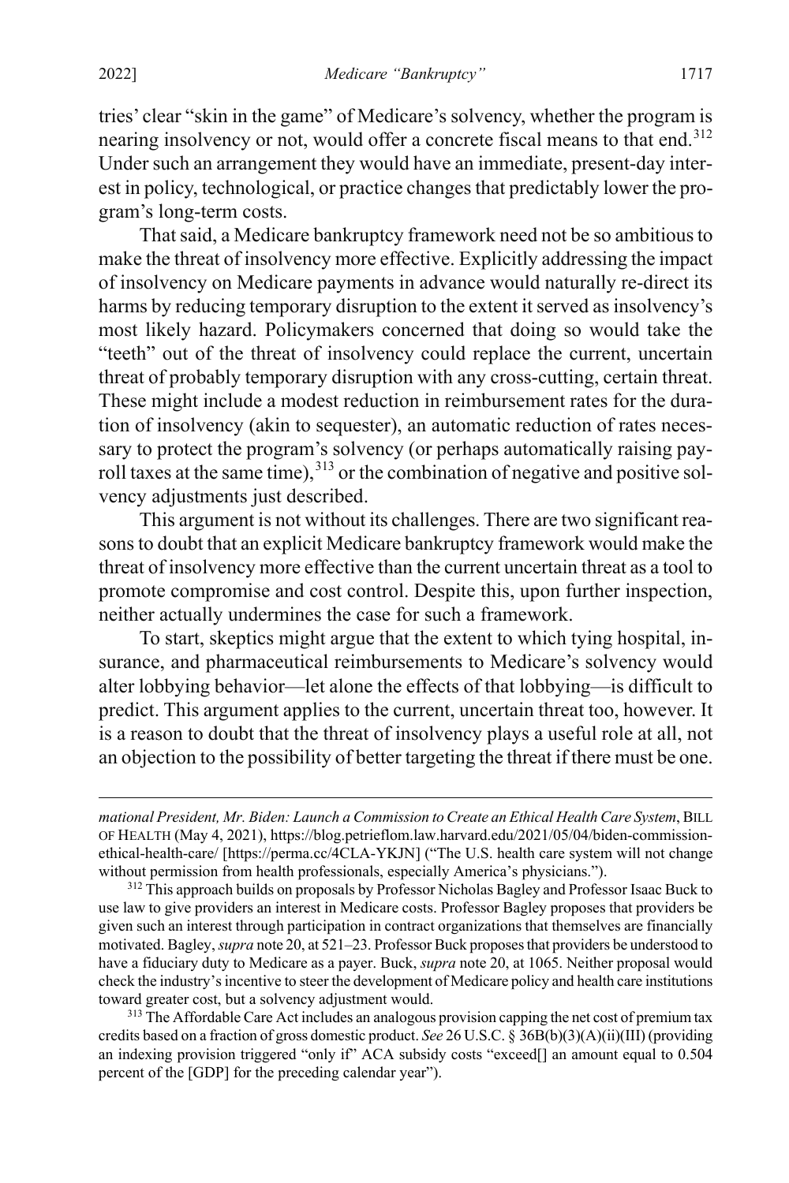tries' clear "skin in the game" of Medicare's solvency, whether the program is nearing insolvency or not, would offer a concrete fiscal means to that end.[312] Under such an arrangement they would have an immediate, present-day interest in policy, technological, or practice changes that predictably lower the program's long-term costs.

That said, a Medicare bankruptcy framework need not be so ambitious to make the threat of insolvency more effective. Explicitly addressing the impact of insolvency on Medicare payments in advance would naturally re-direct its harms by reducing temporary disruption to the extent it served as insolvency's most likely hazard. Policymakers concerned that doing so would take the "teeth" out of the threat of insolvency could replace the current, uncertain threat of probably temporary disruption with any cross-cutting, certain threat. These might include a modest reduction in reimbursement rates for the duration of insolvency (akin to sequester), an automatic reduction of rates necessary to protect the program's solvency (or perhaps automatically raising payroll taxes at the same time),[313] or the combination of negative and positive solvency adjustments just described.

This argument is not without its challenges. There are two significant reasons to doubt that an explicit Medicare bankruptcy framework would make the threat of insolvency more effective than the current uncertain threat as a tool to promote compromise and cost control. Despite this, upon further inspection, neither actually undermines the case for such a framework.

To start, skeptics might argue that the extent to which tying hospital, insurance, and pharmaceutical reimbursements to Medicare's solvency would alter lobbying behavior—let alone the effects of that lobbying—is difficult to predict. This argument applies to the current, uncertain threat too, however. It is a reason to doubt that the threat of insolvency plays a useful role at all, not an objection to the possibility of better targeting the threat if there must be one.

---

*mational President, Mr. Biden: Launch a Commission to Create an Ethical Health Care System*, BILL OF HEALTH (May 4, 2021), https://blog.petrieflom.law.harvard.edu/2021/05/04/biden-commission-ethical-health-care/ [https://perma.cc/4CLA-YKJN] ("The U.S. health care system will not change without permission from health professionals, especially America's physicians.").

[312] This approach builds on proposals by Professor Nicholas Bagley and Professor Isaac Buck to use law to give providers an interest in Medicare costs. Professor Bagley proposes that providers be given such an interest through participation in contract organizations that themselves are financially motivated. Bagley, *supra* note 20, at 521–23. Professor Buck proposes that providers be understood to have a fiduciary duty to Medicare as a payer. Buck, *supra* note 20, at 1065. Neither proposal would check the industry's incentive to steer the development of Medicare policy and health care institutions toward greater cost, but a solvency adjustment would.

[313] The Affordable Care Act includes an analogous provision capping the net cost of premium tax credits based on a fraction of gross domestic product. *See* 26 U.S.C. § 36B(b)(3)(A)(ii)(III) (providing an indexing provision triggered "only if" ACA subsidy costs "exceed[] an amount equal to 0.504 percent of the [GDP] for the preceding calendar year").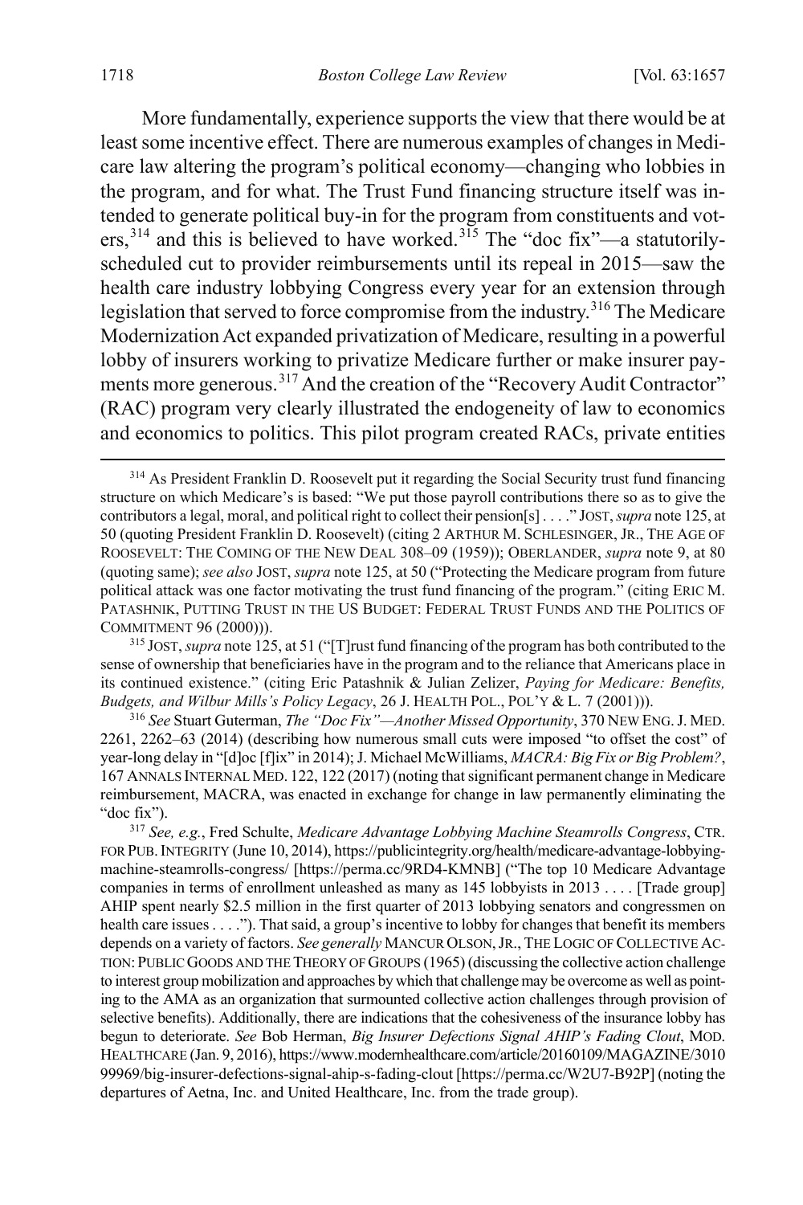More fundamentally, experience supports the view that there would be at least some incentive effect. There are numerous examples of changes in Medicare law altering the program's political economy—changing who lobbies in the program, and for what. The Trust Fund financing structure itself was intended to generate political buy-in for the program from constituents and voters,[314] and this is believed to have worked.[315] The "doc fix"—a statutorily-scheduled cut to provider reimbursements until its repeal in 2015—saw the health care industry lobbying Congress every year for an extension through legislation that served to force compromise from the industry.[316] The Medicare Modernization Act expanded privatization of Medicare, resulting in a powerful lobby of insurers working to privatize Medicare further or make insurer payments more generous.[317] And the creation of the "Recovery Audit Contractor" (RAC) program very clearly illustrated the endogeneity of law to economics and economics to politics. This pilot program created RACs, private entities

---

[314] As President Franklin D. Roosevelt put it regarding the Social Security trust fund financing structure on which Medicare's is based: "We put those payroll contributions there so as to give the contributors a legal, moral, and political right to collect their pension[s] . . . ." JOST, *supra* note 125, at 50 (quoting President Franklin D. Roosevelt) (citing 2 ARTHUR M. SCHLESINGER, JR., THE AGE OF ROOSEVELT: THE COMING OF THE NEW DEAL 308–09 (1959)); OBERLANDER, *supra* note 9, at 80 (quoting same); *see also* JOST, *supra* note 125, at 50 ("Protecting the Medicare program from future political attack was one factor motivating the trust fund financing of the program." (citing ERIC M. PATASHNIK, PUTTING TRUST IN THE US BUDGET: FEDERAL TRUST FUNDS AND THE POLITICS OF COMMITMENT 96 (2000))).

[315] JOST, *supra* note 125, at 51 ("[T]rust fund financing of the program has both contributed to the sense of ownership that beneficiaries have in the program and to the reliance that Americans place in its continued existence." (citing Eric Patashnik & Julian Zelizer, *Paying for Medicare: Benefits, Budgets, and Wilbur Mills's Policy Legacy*, 26 J. HEALTH POL., POL'Y & L. 7 (2001))).

[316] *See* Stuart Guterman, *The "Doc Fix"—Another Missed Opportunity*, 370 NEW ENG. J. MED. 2261, 2262–63 (2014) (describing how numerous small cuts were imposed "to offset the cost" of year-long delay in "[d]oc [f]ix" in 2014); J. Michael McWilliams, *MACRA: Big Fix or Big Problem?*, 167 ANNALS INTERNAL MED. 122, 122 (2017) (noting that significant permanent change in Medicare reimbursement, MACRA, was enacted in exchange for change in law permanently eliminating the "doc fix").

[317] *See, e.g.*, Fred Schulte, *Medicare Advantage Lobbying Machine Steamrolls Congress*, CTR. FOR PUB. INTEGRITY (June 10, 2014), https://publicintegrity.org/health/medicare-advantage-lobbying-machine-steamrolls-congress/ [https://perma.cc/9RD4-KMNB] ("The top 10 Medicare Advantage companies in terms of enrollment unleashed as many as 145 lobbyists in 2013 . . . . [Trade group] AHIP spent nearly $2.5 million in the first quarter of 2013 lobbying senators and congressmen on health care issues . . . ."). That said, a group's incentive to lobby for changes that benefit its members depends on a variety of factors. *See generally* MANCUR OLSON, JR., THE LOGIC OF COLLECTIVE ACTION: PUBLIC GOODS AND THE THEORY OF GROUPS (1965) (discussing the collective action challenge to interest group mobilization and approaches by which that challenge may be overcome as well as pointing to the AMA as an organization that surmounted collective action challenges through provision of selective benefits). Additionally, there are indications that the cohesiveness of the insurance lobby has begun to deteriorate. *See* Bob Herman, *Big Insurer Defections Signal AHIP's Fading Clout*, MOD. HEALTHCARE (Jan. 9, 2016), https://www.modernhealthcare.com/article/20160109/MAGAZINE/301099969/big-insurer-defections-signal-ahip-s-fading-clout [https://perma.cc/W2U7-B92P] (noting the departures of Aetna, Inc. and United Healthcare, Inc. from the trade group).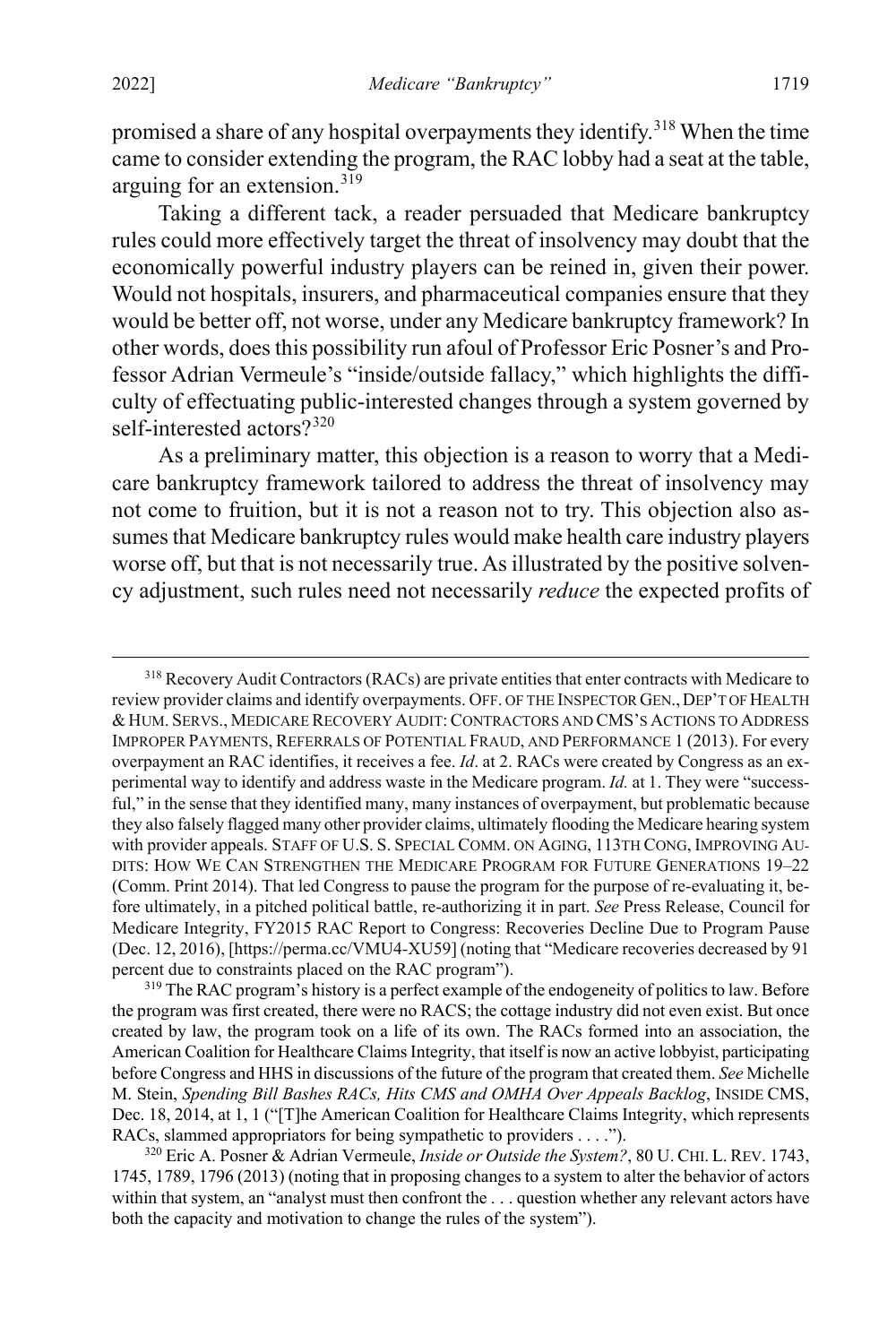promised a share of any hospital overpayments they identify.[318] When the time came to consider extending the program, the RAC lobby had a seat at the table, arguing for an extension.[319]

Taking a different tack, a reader persuaded that Medicare bankruptcy rules could more effectively target the threat of insolvency may doubt that the economically powerful industry players can be reined in, given their power. Would not hospitals, insurers, and pharmaceutical companies ensure that they would be better off, not worse, under any Medicare bankruptcy framework? In other words, does this possibility run afoul of Professor Eric Posner's and Professor Adrian Vermeule's "inside/outside fallacy," which highlights the difficulty of effectuating public-interested changes through a system governed by self-interested actors?[320]

As a preliminary matter, this objection is a reason to worry that a Medicare bankruptcy framework tailored to address the threat of insolvency may not come to fruition, but it is not a reason not to try. This objection also assumes that Medicare bankruptcy rules would make health care industry players worse off, but that is not necessarily true. As illustrated by the positive solvency adjustment, such rules need not necessarily *reduce* the expected profits of

---

[318] Recovery Audit Contractors (RACs) are private entities that enter contracts with Medicare to review provider claims and identify overpayments. OFF. OF THE INSPECTOR GEN., DEP'T OF HEALTH & HUM. SERVS., MEDICARE RECOVERY AUDIT: CONTRACTORS AND CMS'S ACTIONS TO ADDRESS IMPROPER PAYMENTS, REFERRALS OF POTENTIAL FRAUD, AND PERFORMANCE 1 (2013). For every overpayment an RAC identifies, it receives a fee. *Id*. at 2. RACs were created by Congress as an experimental way to identify and address waste in the Medicare program. *Id.* at 1. They were "successful," in the sense that they identified many, many instances of overpayment, but problematic because they also falsely flagged many other provider claims, ultimately flooding the Medicare hearing system with provider appeals. STAFF OF U.S. S. SPECIAL COMM. ON AGING, 113TH CONG, IMPROVING AUDITS: HOW WE CAN STRENGTHEN THE MEDICARE PROGRAM FOR FUTURE GENERATIONS 19–22 (Comm. Print 2014). That led Congress to pause the program for the purpose of re-evaluating it, before ultimately, in a pitched political battle, re-authorizing it in part. *See* Press Release, Council for Medicare Integrity, FY2015 RAC Report to Congress: Recoveries Decline Due to Program Pause (Dec. 12, 2016), [https://perma.cc/VMU4-XU59] (noting that "Medicare recoveries decreased by 91 percent due to constraints placed on the RAC program").

[319] The RAC program's history is a perfect example of the endogeneity of politics to law. Before the program was first created, there were no RACS; the cottage industry did not even exist. But once created by law, the program took on a life of its own. The RACs formed into an association, the American Coalition for Healthcare Claims Integrity, that itself is now an active lobbyist, participating before Congress and HHS in discussions of the future of the program that created them. *See* Michelle M. Stein, *Spending Bill Bashes RACs, Hits CMS and OMHA Over Appeals Backlog*, INSIDE CMS, Dec. 18, 2014, at 1, 1 ("[T]he American Coalition for Healthcare Claims Integrity, which represents RACs, slammed appropriators for being sympathetic to providers . . . .").

[320] Eric A. Posner & Adrian Vermeule, *Inside or Outside the System?*, 80 U. CHI. L. REV. 1743, 1745, 1789, 1796 (2013) (noting that in proposing changes to a system to alter the behavior of actors within that system, an "analyst must then confront the . . . question whether any relevant actors have both the capacity and motivation to change the rules of the system").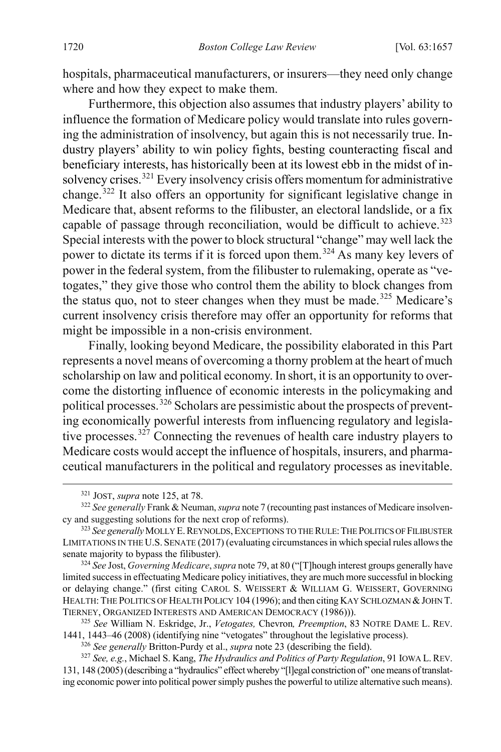hospitals, pharmaceutical manufacturers, or insurers—they need only change where and how they expect to make them.

Furthermore, this objection also assumes that industry players' ability to influence the formation of Medicare policy would translate into rules governing the administration of insolvency, but again this is not necessarily true. Industry players' ability to win policy fights, besting counteracting fiscal and beneficiary interests, has historically been at its lowest ebb in the midst of insolvency crises.[321] Every insolvency crisis offers momentum for administrative change.[322] It also offers an opportunity for significant legislative change in Medicare that, absent reforms to the filibuster, an electoral landslide, or a fix capable of passage through reconciliation, would be difficult to achieve.[323] Special interests with the power to block structural "change" may well lack the power to dictate its terms if it is forced upon them.[324] As many key levers of power in the federal system, from the filibuster to rulemaking, operate as "vetogates," they give those who control them the ability to block changes from the status quo, not to steer changes when they must be made.[325] Medicare's current insolvency crisis therefore may offer an opportunity for reforms that might be impossible in a non-crisis environment.

Finally, looking beyond Medicare, the possibility elaborated in this Part represents a novel means of overcoming a thorny problem at the heart of much scholarship on law and political economy. In short, it is an opportunity to overcome the distorting influence of economic interests in the policymaking and political processes.[326] Scholars are pessimistic about the prospects of preventing economically powerful interests from influencing regulatory and legislative processes.[327] Connecting the revenues of health care industry players to Medicare costs would accept the influence of hospitals, insurers, and pharmaceutical manufacturers in the political and regulatory processes as inevitable.

---

[321] JOST, *supra* note 125, at 78.

[322] *See generally* Frank & Neuman, *supra* note 7 (recounting past instances of Medicare insolvency and suggesting solutions for the next crop of reforms).

[323] *See generally* MOLLY E. REYNOLDS, EXCEPTIONS TO THE RULE: THE POLITICS OF FILIBUSTER LIMITATIONS IN THE U.S. SENATE (2017) (evaluating circumstances in which special rules allows the senate majority to bypass the filibuster).

[324] *See* Jost, *Governing Medicare*, *supra* note 79, at 80 ("[T]hough interest groups generally have limited success in effectuating Medicare policy initiatives, they are much more successful in blocking or delaying change." (first citing CAROL S. WEISSERT & WILLIAM G. WEISSERT, GOVERNING HEALTH: THE POLITICS OF HEALTH POLICY 104 (1996); and then citing KAY SCHLOZMAN & JOHN T. TIERNEY, ORGANIZED INTERESTS AND AMERICAN DEMOCRACY (1986))).

[325] *See* William N. Eskridge, Jr., *Vetogates,* Chevron*, Preemption*, 83 NOTRE DAME L. REV. 1441, 1443–46 (2008) (identifying nine "vetogates" throughout the legislative process).

[326] *See generally* Britton-Purdy et al., *supra* note 23 (describing the field).

[327] *See, e.g.*, Michael S. Kang, *The Hydraulics and Politics of Party Regulation*, 91 IOWA L. REV. 131, 148 (2005) (describing a "hydraulics" effect whereby "[l]egal constriction of" one means of translating economic power into political power simply pushes the powerful to utilize alternative such means).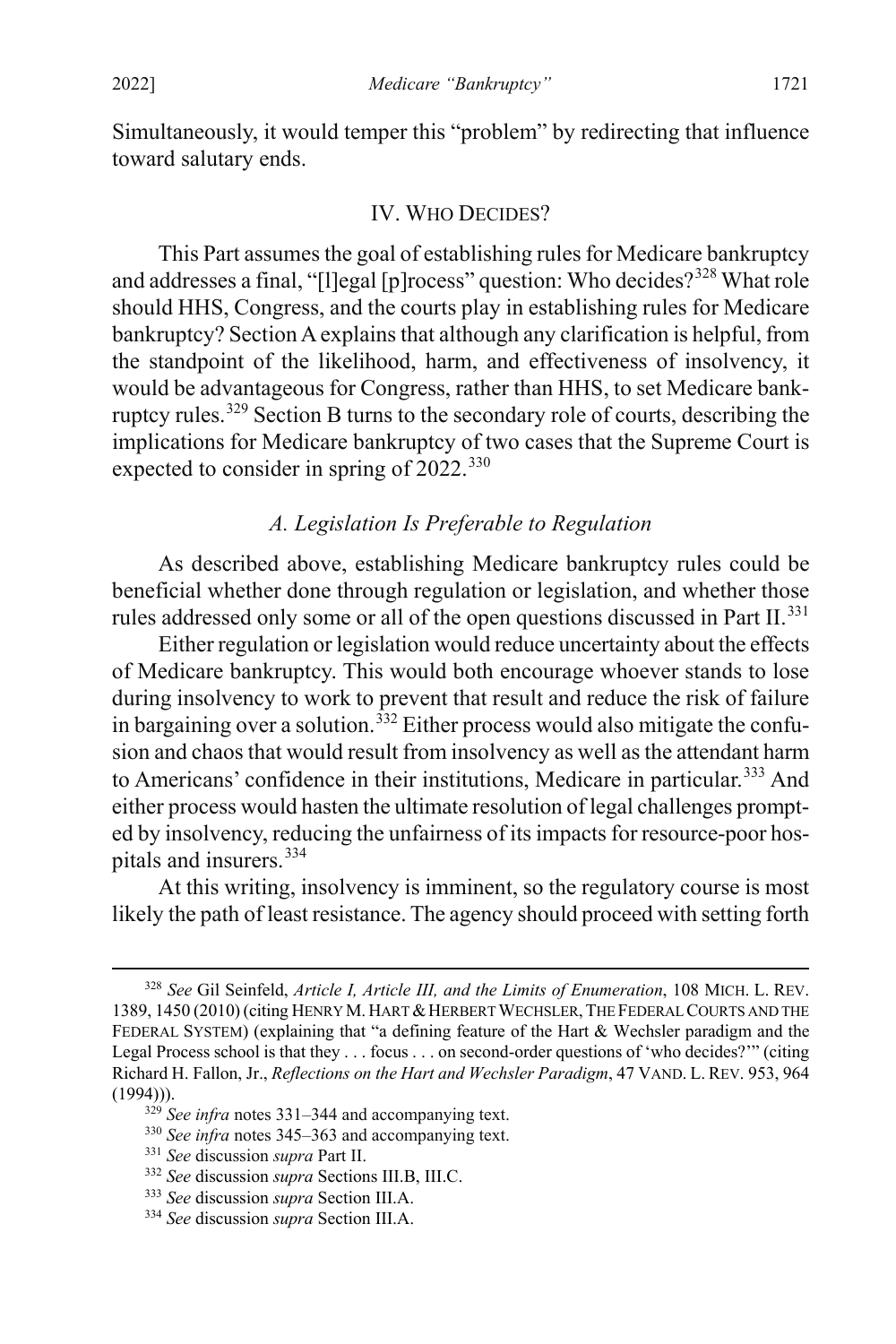Simultaneously, it would temper this "problem" by redirecting that influence toward salutary ends.

## IV. WHO DECIDES?

This Part assumes the goal of establishing rules for Medicare bankruptcy and addresses a final, "[l]egal [p]rocess" question: Who decides?[328] What role should HHS, Congress, and the courts play in establishing rules for Medicare bankruptcy? Section A explains that although any clarification is helpful, from the standpoint of the likelihood, harm, and effectiveness of insolvency, it would be advantageous for Congress, rather than HHS, to set Medicare bankruptcy rules.[329] Section B turns to the secondary role of courts, describing the implications for Medicare bankruptcy of two cases that the Supreme Court is expected to consider in spring of 2022.[330]

### *A. Legislation Is Preferable to Regulation*

As described above, establishing Medicare bankruptcy rules could be beneficial whether done through regulation or legislation, and whether those rules addressed only some or all of the open questions discussed in Part II.[331]

Either regulation or legislation would reduce uncertainty about the effects of Medicare bankruptcy. This would both encourage whoever stands to lose during insolvency to work to prevent that result and reduce the risk of failure in bargaining over a solution.[332] Either process would also mitigate the confusion and chaos that would result from insolvency as well as the attendant harm to Americans' confidence in their institutions, Medicare in particular.[333] And either process would hasten the ultimate resolution of legal challenges prompted by insolvency, reducing the unfairness of its impacts for resource-poor hospitals and insurers.[334]

At this writing, insolvency is imminent, so the regulatory course is most likely the path of least resistance. The agency should proceed with setting forth

---

[328] *See* Gil Seinfeld, *Article I, Article III, and the Limits of Enumeration*, 108 MICH. L. REV. 1389, 1450 (2010) (citing HENRY M. HART & HERBERT WECHSLER, THE FEDERAL COURTS AND THE FEDERAL SYSTEM) (explaining that "a defining feature of the Hart & Wechsler paradigm and the Legal Process school is that they . . . focus . . . on second-order questions of 'who decides?'" (citing Richard H. Fallon, Jr., *Reflections on the Hart and Wechsler Paradigm*, 47 VAND. L. REV. 953, 964 (1994))).

[329] *See infra* notes 331–344 and accompanying text.

[330] *See infra* notes 345–363 and accompanying text.

[331] *See* discussion *supra* Part II.

[332] *See* discussion *supra* Sections III.B, III.C.

[333] *See* discussion *supra* Section III.A.

[334] *See* discussion *supra* Section III.A.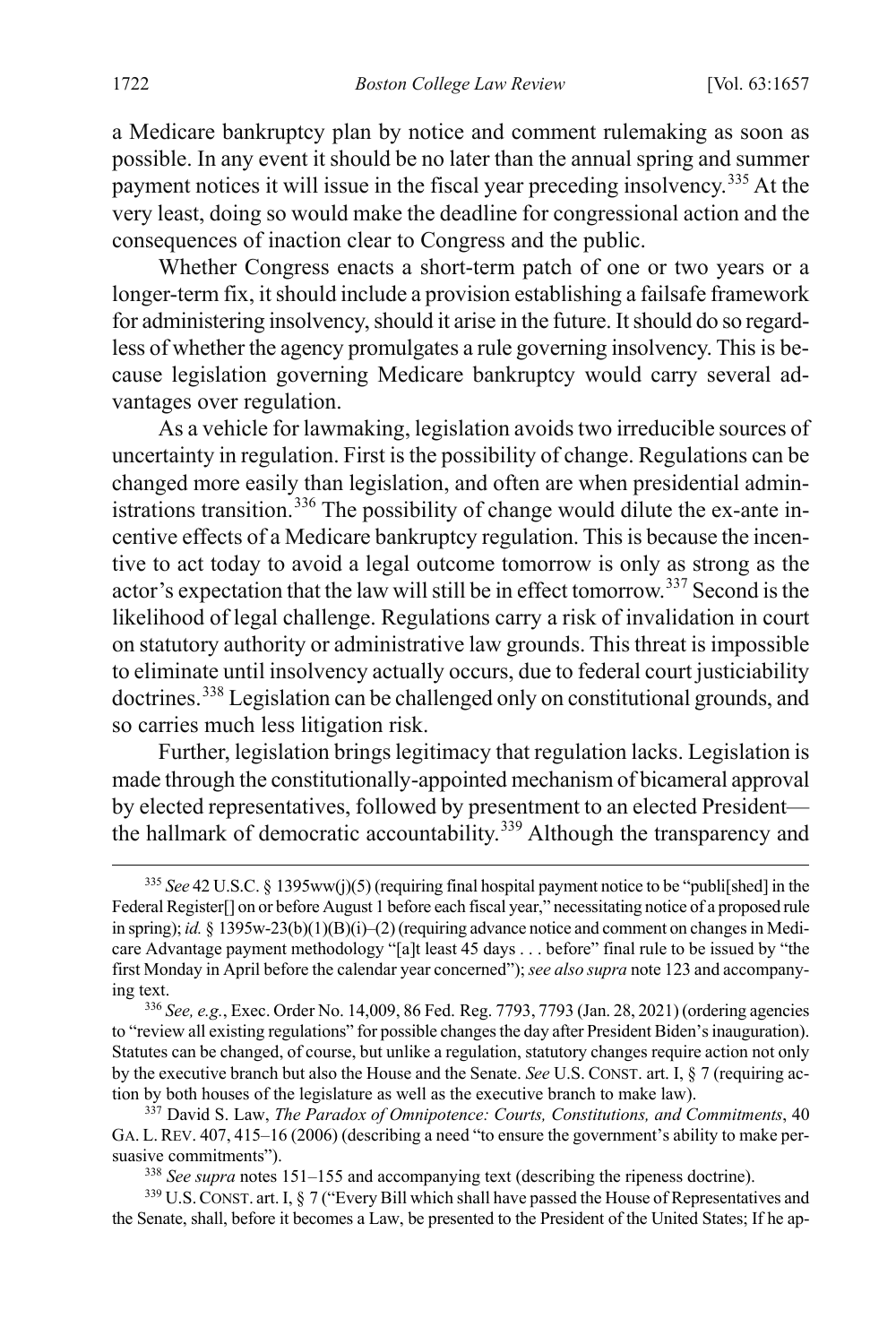a Medicare bankruptcy plan by notice and comment rulemaking as soon as possible. In any event it should be no later than the annual spring and summer payment notices it will issue in the fiscal year preceding insolvency.[335] At the very least, doing so would make the deadline for congressional action and the consequences of inaction clear to Congress and the public.

Whether Congress enacts a short-term patch of one or two years or a longer-term fix, it should include a provision establishing a failsafe framework for administering insolvency, should it arise in the future. It should do so regardless of whether the agency promulgates a rule governing insolvency. This is because legislation governing Medicare bankruptcy would carry several advantages over regulation.

As a vehicle for lawmaking, legislation avoids two irreducible sources of uncertainty in regulation. First is the possibility of change. Regulations can be changed more easily than legislation, and often are when presidential administrations transition.[336] The possibility of change would dilute the ex-ante incentive effects of a Medicare bankruptcy regulation. This is because the incentive to act today to avoid a legal outcome tomorrow is only as strong as the actor's expectation that the law will still be in effect tomorrow.[337] Second is the likelihood of legal challenge. Regulations carry a risk of invalidation in court on statutory authority or administrative law grounds. This threat is impossible to eliminate until insolvency actually occurs, due to federal court justiciability doctrines.[338] Legislation can be challenged only on constitutional grounds, and so carries much less litigation risk.

Further, legislation brings legitimacy that regulation lacks. Legislation is made through the constitutionally-appointed mechanism of bicameral approval by elected representatives, followed by presentment to an elected President—the hallmark of democratic accountability.[339] Although the transparency and

[335] *See* 42 U.S.C. § 1395ww(j)(5) (requiring final hospital payment notice to be "publi[shed] in the Federal Register[] on or before August 1 before each fiscal year," necessitating notice of a proposed rule in spring); *id.* § 1395w-23(b)(1)(B)(i)–(2) (requiring advance notice and comment on changes in Medicare Advantage payment methodology "[a]t least 45 days . . . before" final rule to be issued by "the first Monday in April before the calendar year concerned"); *see also supra* note 123 and accompanying text.

[336] *See, e.g.*, Exec. Order No. 14,009, 86 Fed. Reg. 7793, 7793 (Jan. 28, 2021) (ordering agencies to "review all existing regulations" for possible changes the day after President Biden's inauguration). Statutes can be changed, of course, but unlike a regulation, statutory changes require action not only by the executive branch but also the House and the Senate. *See* U.S. CONST. art. I, § 7 (requiring action by both houses of the legislature as well as the executive branch to make law).

[337] David S. Law, *The Paradox of Omnipotence: Courts, Constitutions, and Commitments*, 40 GA. L. REV. 407, 415–16 (2006) (describing a need "to ensure the government's ability to make persuasive commitments").

[338] *See supra* notes 151–155 and accompanying text (describing the ripeness doctrine).

[339] U.S. CONST. art. I, § 7 ("Every Bill which shall have passed the House of Representatives and the Senate, shall, before it becomes a Law, be presented to the President of the United States; If he ap-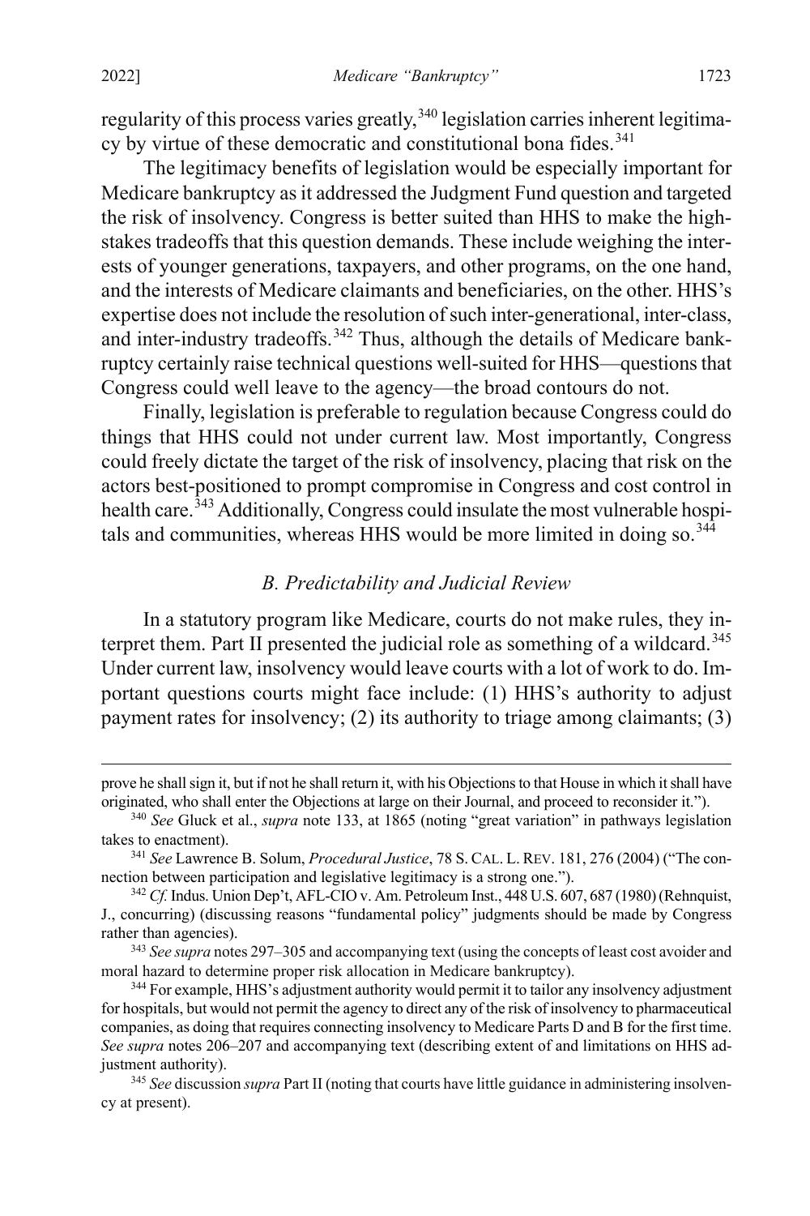regularity of this process varies greatly,[340] legislation carries inherent legitimacy by virtue of these democratic and constitutional bona fides.[341]

The legitimacy benefits of legislation would be especially important for Medicare bankruptcy as it addressed the Judgment Fund question and targeted the risk of insolvency. Congress is better suited than HHS to make the high-stakes tradeoffs that this question demands. These include weighing the interests of younger generations, taxpayers, and other programs, on the one hand, and the interests of Medicare claimants and beneficiaries, on the other. HHS's expertise does not include the resolution of such inter-generational, inter-class, and inter-industry tradeoffs.[342] Thus, although the details of Medicare bankruptcy certainly raise technical questions well-suited for HHS—questions that Congress could well leave to the agency—the broad contours do not.

Finally, legislation is preferable to regulation because Congress could do things that HHS could not under current law. Most importantly, Congress could freely dictate the target of the risk of insolvency, placing that risk on the actors best-positioned to prompt compromise in Congress and cost control in health care.[343] Additionally, Congress could insulate the most vulnerable hospitals and communities, whereas HHS would be more limited in doing so.[344]

### *B. Predictability and Judicial Review*

In a statutory program like Medicare, courts do not make rules, they interpret them. Part II presented the judicial role as something of a wildcard.[345] Under current law, insolvency would leave courts with a lot of work to do. Important questions courts might face include: (1) HHS's authority to adjust payment rates for insolvency; (2) its authority to triage among claimants; (3)

---

prove he shall sign it, but if not he shall return it, with his Objections to that House in which it shall have originated, who shall enter the Objections at large on their Journal, and proceed to reconsider it.").

[340] *See* Gluck et al., *supra* note 133, at 1865 (noting "great variation" in pathways legislation takes to enactment).

[341] *See* Lawrence B. Solum, *Procedural Justice*, 78 S. CAL. L. REV. 181, 276 (2004) ("The connection between participation and legislative legitimacy is a strong one.").

[342] *Cf.* Indus. Union Dep't, AFL-CIO v. Am. Petroleum Inst., 448 U.S. 607, 687 (1980) (Rehnquist, J., concurring) (discussing reasons "fundamental policy" judgments should be made by Congress rather than agencies).

[343] *See supra* notes 297–305 and accompanying text (using the concepts of least cost avoider and moral hazard to determine proper risk allocation in Medicare bankruptcy).

[344] For example, HHS's adjustment authority would permit it to tailor any insolvency adjustment for hospitals, but would not permit the agency to direct any of the risk of insolvency to pharmaceutical companies, as doing that requires connecting insolvency to Medicare Parts D and B for the first time. *See supra* notes 206–207 and accompanying text (describing extent of and limitations on HHS adjustment authority).

[345] *See* discussion *supra* Part II (noting that courts have little guidance in administering insolvency at present).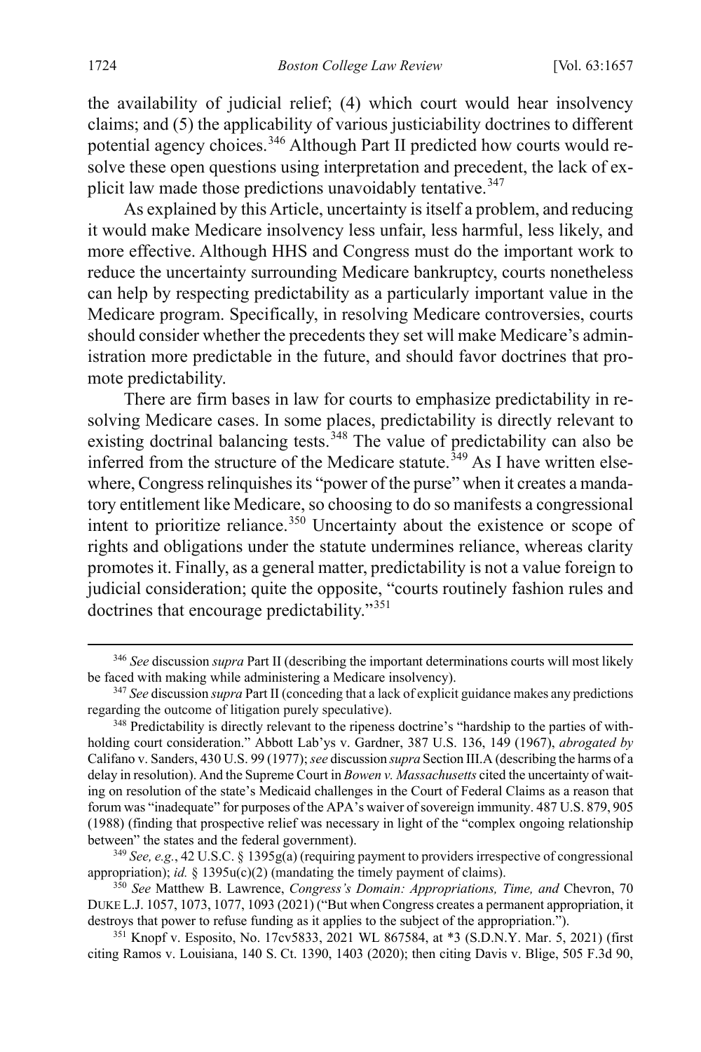the availability of judicial relief; (4) which court would hear insolvency claims; and (5) the applicability of various justiciability doctrines to different potential agency choices.[346] Although Part II predicted how courts would resolve these open questions using interpretation and precedent, the lack of explicit law made those predictions unavoidably tentative.[347]

As explained by this Article, uncertainty is itself a problem, and reducing it would make Medicare insolvency less unfair, less harmful, less likely, and more effective. Although HHS and Congress must do the important work to reduce the uncertainty surrounding Medicare bankruptcy, courts nonetheless can help by respecting predictability as a particularly important value in the Medicare program. Specifically, in resolving Medicare controversies, courts should consider whether the precedents they set will make Medicare's administration more predictable in the future, and should favor doctrines that promote predictability.

There are firm bases in law for courts to emphasize predictability in resolving Medicare cases. In some places, predictability is directly relevant to existing doctrinal balancing tests.[348] The value of predictability can also be inferred from the structure of the Medicare statute.[349] As I have written elsewhere, Congress relinquishes its "power of the purse" when it creates a mandatory entitlement like Medicare, so choosing to do so manifests a congressional intent to prioritize reliance.[350] Uncertainty about the existence or scope of rights and obligations under the statute undermines reliance, whereas clarity promotes it. Finally, as a general matter, predictability is not a value foreign to judicial consideration; quite the opposite, "courts routinely fashion rules and doctrines that encourage predictability."[351]

---

[346] *See* discussion *supra* Part II (describing the important determinations courts will most likely be faced with making while administering a Medicare insolvency).

[347] *See* discussion *supra* Part II (conceding that a lack of explicit guidance makes any predictions regarding the outcome of litigation purely speculative).

[348] Predictability is directly relevant to the ripeness doctrine's "hardship to the parties of withholding court consideration." Abbott Lab'ys v. Gardner, 387 U.S. 136, 149 (1967), *abrogated by* Califano v. Sanders, 430 U.S. 99 (1977); *see* discussion *supra* Section III.A (describing the harms of a delay in resolution). And the Supreme Court in *Bowen v. Massachusetts* cited the uncertainty of waiting on resolution of the state's Medicaid challenges in the Court of Federal Claims as a reason that forum was "inadequate" for purposes of the APA's waiver of sovereign immunity. 487 U.S. 879, 905 (1988) (finding that prospective relief was necessary in light of the "complex ongoing relationship between" the states and the federal government).

[349] *See, e.g.*, 42 U.S.C. § 1395g(a) (requiring payment to providers irrespective of congressional appropriation); *id.* § 1395u(c)(2) (mandating the timely payment of claims).

[350] *See* Matthew B. Lawrence, *Congress's Domain: Appropriations, Time, and* Chevron, 70 DUKE L.J. 1057, 1073, 1077, 1093 (2021) ("But when Congress creates a permanent appropriation, it destroys that power to refuse funding as it applies to the subject of the appropriation.").

[351] Knopf v. Esposito, No. 17cv5833, 2021 WL 867584, at *3 (S.D.N.Y. Mar. 5, 2021) (first citing Ramos v. Louisiana, 140 S. Ct. 1390, 1403 (2020); then citing Davis v. Blige, 505 F.3d 90,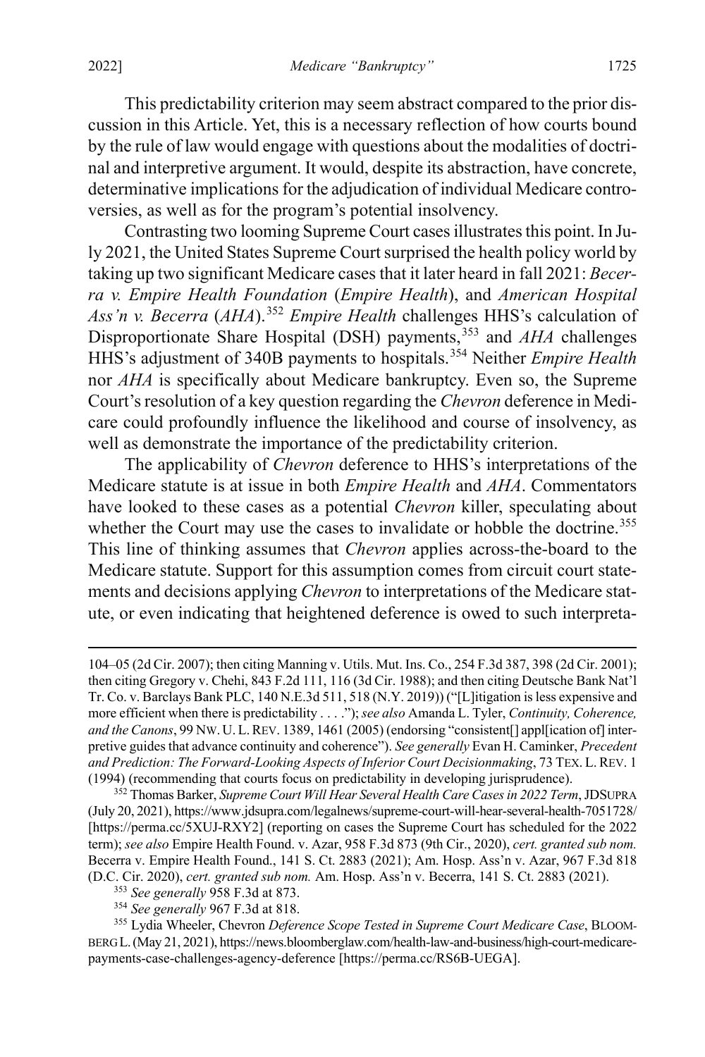This predictability criterion may seem abstract compared to the prior discussion in this Article. Yet, this is a necessary reflection of how courts bound by the rule of law would engage with questions about the modalities of doctrinal and interpretive argument. It would, despite its abstraction, have concrete, determinative implications for the adjudication of individual Medicare controversies, as well as for the program's potential insolvency.

Contrasting two looming Supreme Court cases illustrates this point. In July 2021, the United States Supreme Court surprised the health policy world by taking up two significant Medicare cases that it later heard in fall 2021: *Becerra v. Empire Health Foundation* (*Empire Health*), and *American Hospital Ass'n v. Becerra* (*AHA*).[352] *Empire Health* challenges HHS's calculation of Disproportionate Share Hospital (DSH) payments,[353] and *AHA* challenges HHS's adjustment of 340B payments to hospitals.[354] Neither *Empire Health* nor *AHA* is specifically about Medicare bankruptcy. Even so, the Supreme Court's resolution of a key question regarding the *Chevron* deference in Medicare could profoundly influence the likelihood and course of insolvency, as well as demonstrate the importance of the predictability criterion.

The applicability of *Chevron* deference to HHS's interpretations of the Medicare statute is at issue in both *Empire Health* and *AHA*. Commentators have looked to these cases as a potential *Chevron* killer, speculating about whether the Court may use the cases to invalidate or hobble the doctrine.[355] This line of thinking assumes that *Chevron* applies across-the-board to the Medicare statute. Support for this assumption comes from circuit court statements and decisions applying *Chevron* to interpretations of the Medicare statute, or even indicating that heightened deference is owed to such interpreta-

---

104–05 (2d Cir. 2007); then citing Manning v. Utils. Mut. Ins. Co., 254 F.3d 387, 398 (2d Cir. 2001); then citing Gregory v. Chehi, 843 F.2d 111, 116 (3d Cir. 1988); and then citing Deutsche Bank Nat'l Tr. Co. v. Barclays Bank PLC, 140 N.E.3d 511, 518 (N.Y. 2019)) ("[L]itigation is less expensive and more efficient when there is predictability . . . ."); *see also* Amanda L. Tyler, *Continuity, Coherence, and the Canons*, 99 NW. U. L. REV. 1389, 1461 (2005) (endorsing "consistent[] appl[ication of] interpretive guides that advance continuity and coherence"). *See generally* Evan H. Caminker, *Precedent and Prediction: The Forward-Looking Aspects of Inferior Court Decisionmaking*, 73 TEX. L. REV. 1 (1994) (recommending that courts focus on predictability in developing jurisprudence).

[352] Thomas Barker, *Supreme Court Will Hear Several Health Care Cases in 2022 Term*, JDSUPRA (July 20, 2021), https://www.jdsupra.com/legalnews/supreme-court-will-hear-several-health-7051728/ [https://perma.cc/5XUJ-RXY2] (reporting on cases the Supreme Court has scheduled for the 2022 term); *see also* Empire Health Found. v. Azar, 958 F.3d 873 (9th Cir., 2020), *cert. granted sub nom.* Becerra v. Empire Health Found., 141 S. Ct. 2883 (2021); Am. Hosp. Ass'n v. Azar, 967 F.3d 818 (D.C. Cir. 2020), *cert. granted sub nom.* Am. Hosp. Ass'n v. Becerra, 141 S. Ct. 2883 (2021).

[353] *See generally* 958 F.3d at 873.

[354] *See generally* 967 F.3d at 818.

[355] Lydia Wheeler, Chevron *Deference Scope Tested in Supreme Court Medicare Case*, BLOOMBERG L. (May 21, 2021), https://news.bloomberglaw.com/health-law-and-business/high-court-medicare-payments-case-challenges-agency-deference [https://perma.cc/RS6B-UEGA].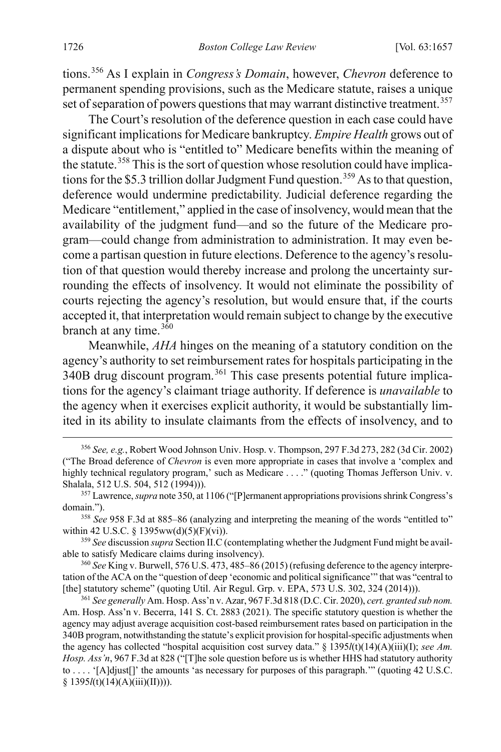tions.[356] As I explain in *Congress's Domain*, however, *Chevron* deference to permanent spending provisions, such as the Medicare statute, raises a unique set of separation of powers questions that may warrant distinctive treatment.[357]

The Court's resolution of the deference question in each case could have significant implications for Medicare bankruptcy. *Empire Health* grows out of a dispute about who is "entitled to" Medicare benefits within the meaning of the statute.[358] This is the sort of question whose resolution could have implications for the $5.3 trillion dollar Judgment Fund question.[359] As to that question, deference would undermine predictability. Judicial deference regarding the Medicare "entitlement," applied in the case of insolvency, would mean that the availability of the judgment fund—and so the future of the Medicare program—could change from administration to administration. It may even become a partisan question in future elections. Deference to the agency's resolution of that question would thereby increase and prolong the uncertainty surrounding the effects of insolvency. It would not eliminate the possibility of courts rejecting the agency's resolution, but would ensure that, if the courts accepted it, that interpretation would remain subject to change by the executive branch at any time.[360]

Meanwhile, *AHA* hinges on the meaning of a statutory condition on the agency's authority to set reimbursement rates for hospitals participating in the 340B drug discount program.[361] This case presents potential future implications for the agency's claimant triage authority. If deference is *unavailable* to the agency when it exercises explicit authority, it would be substantially limited in its ability to insulate claimants from the effects of insolvency, and to

---

[356] *See, e.g.*, Robert Wood Johnson Univ. Hosp. v. Thompson, 297 F.3d 273, 282 (3d Cir. 2002) ("The Broad deference of *Chevron* is even more appropriate in cases that involve a 'complex and highly technical regulatory program,' such as Medicare . . . ." (quoting Thomas Jefferson Univ. v. Shalala, 512 U.S. 504, 512 (1994))).

[357] Lawrence, *supra* note 350, at 1106 ("[P]ermanent appropriations provisions shrink Congress's domain.").

[358] *See* 958 F.3d at 885–86 (analyzing and interpreting the meaning of the words "entitled to" within 42 U.S.C. § 1395ww(d)(5)(F)(vi)).

[359] *See* discussion *supra* Section II.C (contemplating whether the Judgment Fund might be available to satisfy Medicare claims during insolvency).

[360] *See* King v. Burwell, 576 U.S. 473, 485–86 (2015) (refusing deference to the agency interpretation of the ACA on the "question of deep 'economic and political significance'" that was "central to [the] statutory scheme" (quoting Util. Air Regul. Grp. v. EPA, 573 U.S. 302, 324 (2014))).

[361] *See generally* Am. Hosp. Ass'n v. Azar, 967 F.3d 818 (D.C. Cir. 2020), *cert. granted sub nom.* Am. Hosp. Ass'n v. Becerra, 141 S. Ct. 2883 (2021). The specific statutory question is whether the agency may adjust average acquisition cost-based reimbursement rates based on participation in the 340B program, notwithstanding the statute's explicit provision for hospital-specific adjustments when the agency has collected "hospital acquisition cost survey data." § 1395*l*(t)(14)(A)(iii)(I); *see Am. Hosp. Ass'n*, 967 F.3d at 828 ("[T]he sole question before us is whether HHS had statutory authority to . . . . '[A]djust[]' the amounts 'as necessary for purposes of this paragraph.'" (quoting 42 U.S.C. § 1395*l*(t)(14)(A)(iii)(II)))).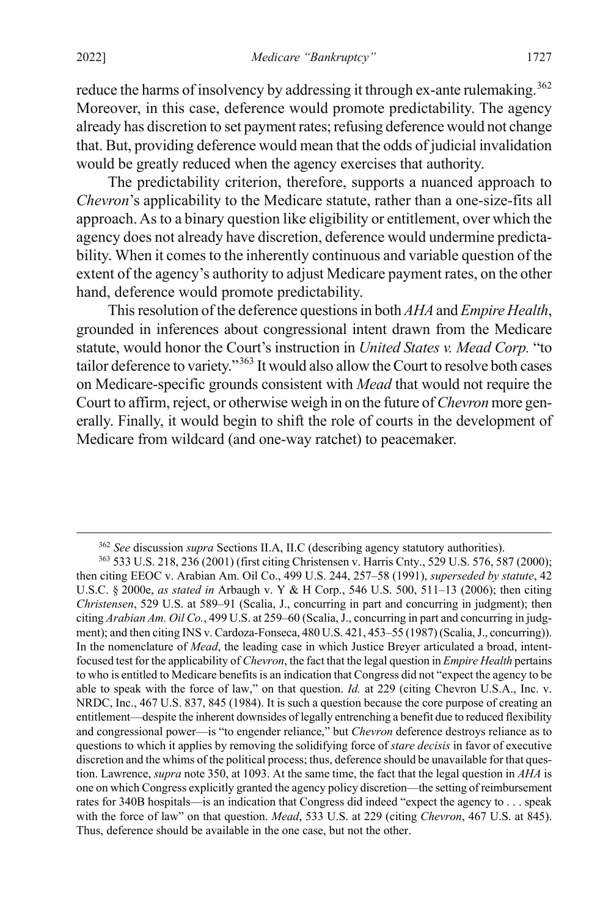reduce the harms of insolvency by addressing it through ex-ante rulemaking.[362] Moreover, in this case, deference would promote predictability. The agency already has discretion to set payment rates; refusing deference would not change that. But, providing deference would mean that the odds of judicial invalidation would be greatly reduced when the agency exercises that authority.

The predictability criterion, therefore, supports a nuanced approach to *Chevron*'s applicability to the Medicare statute, rather than a one-size-fits all approach. As to a binary question like eligibility or entitlement, over which the agency does not already have discretion, deference would undermine predictability. When it comes to the inherently continuous and variable question of the extent of the agency's authority to adjust Medicare payment rates, on the other hand, deference would promote predictability.

This resolution of the deference questions in both *AHA* and *Empire Health*, grounded in inferences about congressional intent drawn from the Medicare statute, would honor the Court's instruction in *United States v. Mead Corp.* "to tailor deference to variety."[363] It would also allow the Court to resolve both cases on Medicare-specific grounds consistent with *Mead* that would not require the Court to affirm, reject, or otherwise weigh in on the future of *Chevron* more generally. Finally, it would begin to shift the role of courts in the development of Medicare from wildcard (and one-way ratchet) to peacemaker.

---

[362] *See* discussion *supra* Sections II.A, II.C (describing agency statutory authorities).

[363] 533 U.S. 218, 236 (2001) (first citing Christensen v. Harris Cnty., 529 U.S. 576, 587 (2000); then citing EEOC v. Arabian Am. Oil Co., 499 U.S. 244, 257–58 (1991), *superseded by statute*, 42 U.S.C. § 2000e, *as stated in* Arbaugh v. Y & H Corp., 546 U.S. 500, 511–13 (2006); then citing *Christensen*, 529 U.S. at 589–91 (Scalia, J., concurring in part and concurring in judgment); then citing *Arabian Am. Oil Co.*, 499 U.S. at 259–60 (Scalia, J., concurring in part and concurring in judgment); and then citing INS v. Cardoza-Fonseca, 480 U.S. 421, 453–55 (1987) (Scalia, J., concurring)). In the nomenclature of *Mead*, the leading case in which Justice Breyer articulated a broad, intent-focused test for the applicability of *Chevron*, the fact that the legal question in *Empire Health* pertains to who is entitled to Medicare benefits is an indication that Congress did not "expect the agency to be able to speak with the force of law," on that question. *Id.* at 229 (citing Chevron U.S.A., Inc. v. NRDC, Inc., 467 U.S. 837, 845 (1984). It is such a question because the core purpose of creating an entitlement—despite the inherent downsides of legally entrenching a benefit due to reduced flexibility and congressional power—is "to engender reliance," but *Chevron* deference destroys reliance as to questions to which it applies by removing the solidifying force of *stare decisis* in favor of executive discretion and the whims of the political process; thus, deference should be unavailable for that question. Lawrence, *supra* note 350, at 1093. At the same time, the fact that the legal question in *AHA* is one on which Congress explicitly granted the agency policy discretion—the setting of reimbursement rates for 340B hospitals—is an indication that Congress did indeed "expect the agency to . . . speak with the force of law" on that question. *Mead*, 533 U.S. at 229 (citing *Chevron*, 467 U.S. at 845). Thus, deference should be available in the one case, but not the other.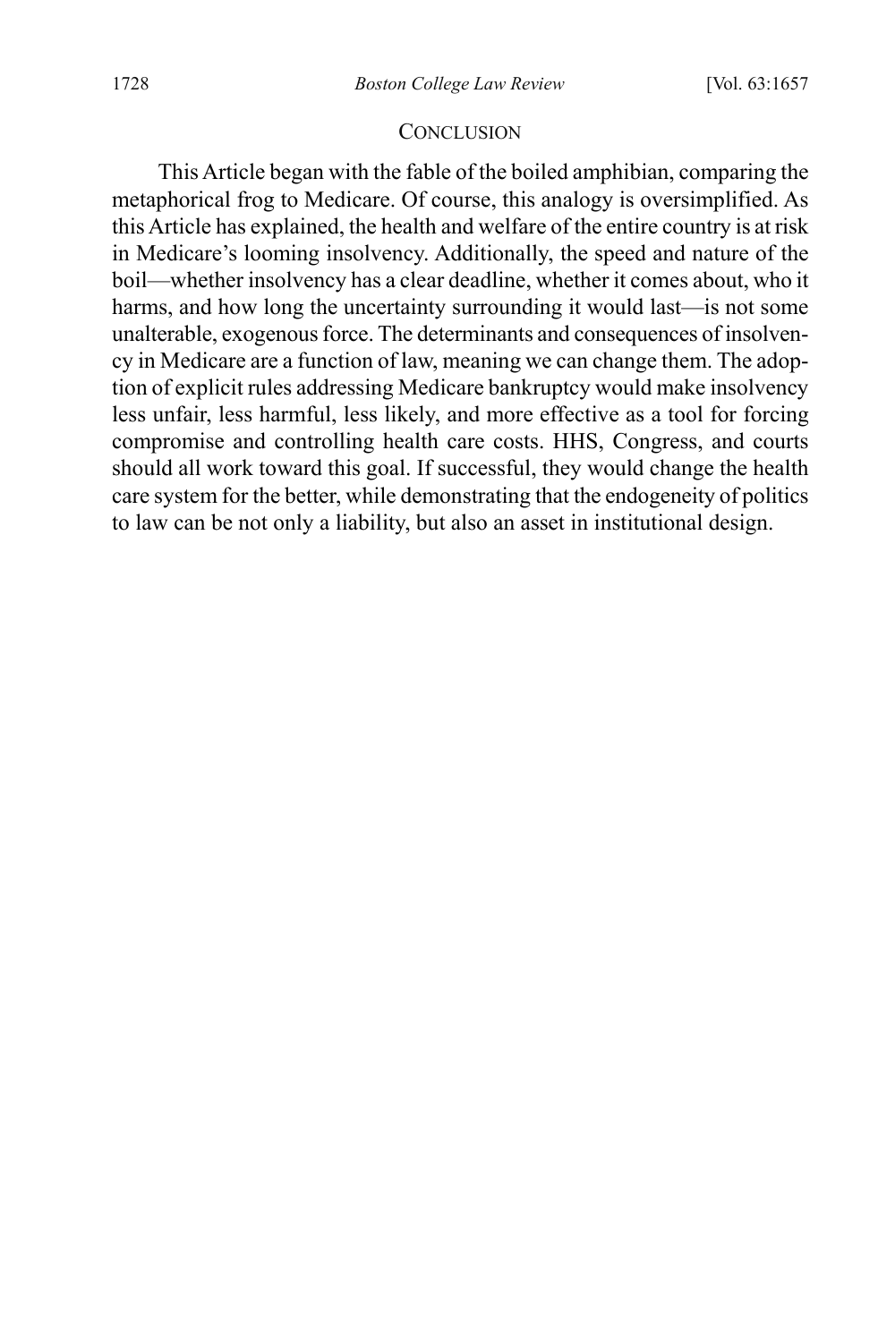## CONCLUSION

This Article began with the fable of the boiled amphibian, comparing the metaphorical frog to Medicare. Of course, this analogy is oversimplified. As this Article has explained, the health and welfare of the entire country is at risk in Medicare's looming insolvency. Additionally, the speed and nature of the boil—whether insolvency has a clear deadline, whether it comes about, who it harms, and how long the uncertainty surrounding it would last—is not some unalterable, exogenous force. The determinants and consequences of insolvency in Medicare are a function of law, meaning we can change them. The adoption of explicit rules addressing Medicare bankruptcy would make insolvency less unfair, less harmful, less likely, and more effective as a tool for forcing compromise and controlling health care costs. HHS, Congress, and courts should all work toward this goal. If successful, they would change the health care system for the better, while demonstrating that the endogeneity of politics to law can be not only a liability, but also an asset in institutional design.